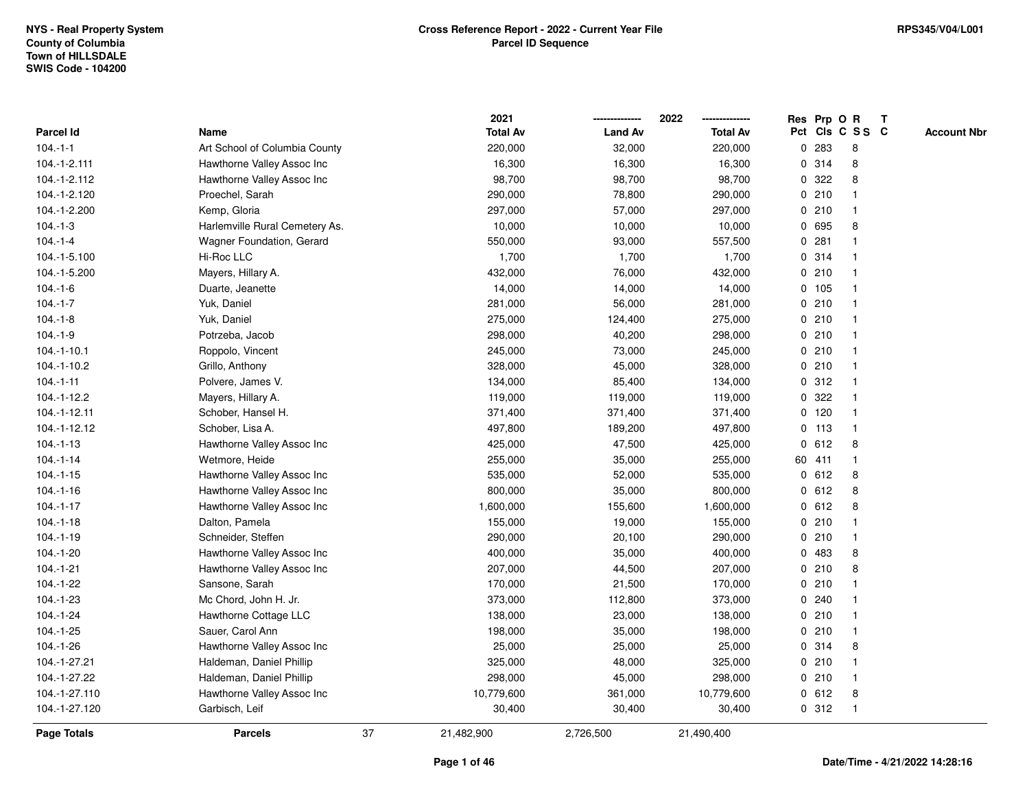NYS - Real Property System
County of Columbia
Town of HILLSDALE
SWIS Code - 104200

**Cross Reference Report - 2022 - Current Year File**
**Parcel ID Sequence**

RPS345/V04/L001

| Parcel Id | Name | 2021 Total Av | 2022 Land Av | 2022 Total Av | Res Pct | Prp Cls | O C | R S S | T C | Account Nbr |
|---|---|---|---|---|---|---|---|---|---|---|
| 104.-1-1 | Art School of Columbia County | 220,000 | 32,000 | 220,000 | 0 | 283 | | 8 | | |
| 104.-1-2.111 | Hawthorne Valley Assoc Inc | 16,300 | 16,300 | 16,300 | 0 | 314 | | 8 | | |
| 104.-1-2.112 | Hawthorne Valley Assoc Inc | 98,700 | 98,700 | 98,700 | 0 | 322 | | 8 | | |
| 104.-1-2.120 | Proechel, Sarah | 290,000 | 78,800 | 290,000 | 0 | 210 | | 1 | | |
| 104.-1-2.200 | Kemp, Gloria | 297,000 | 57,000 | 297,000 | 0 | 210 | | 1 | | |
| 104.-1-3 | Harlemville Rural Cemetery As. | 10,000 | 10,000 | 10,000 | 0 | 695 | | 8 | | |
| 104.-1-4 | Wagner Foundation, Gerard | 550,000 | 93,000 | 557,500 | 0 | 281 | | 1 | | |
| 104.-1-5.100 | Hi-Roc LLC | 1,700 | 1,700 | 1,700 | 0 | 314 | | 1 | | |
| 104.-1-5.200 | Mayers, Hillary A. | 432,000 | 76,000 | 432,000 | 0 | 210 | | 1 | | |
| 104.-1-6 | Duarte, Jeanette | 14,000 | 14,000 | 14,000 | 0 | 105 | | 1 | | |
| 104.-1-7 | Yuk, Daniel | 281,000 | 56,000 | 281,000 | 0 | 210 | | 1 | | |
| 104.-1-8 | Yuk, Daniel | 275,000 | 124,400 | 275,000 | 0 | 210 | | 1 | | |
| 104.-1-9 | Potrzeba, Jacob | 298,000 | 40,200 | 298,000 | 0 | 210 | | 1 | | |
| 104.-1-10.1 | Roppolo, Vincent | 245,000 | 73,000 | 245,000 | 0 | 210 | | 1 | | |
| 104.-1-10.2 | Grillo, Anthony | 328,000 | 45,000 | 328,000 | 0 | 210 | | 1 | | |
| 104.-1-11 | Polvere, James V. | 134,000 | 85,400 | 134,000 | 0 | 312 | | 1 | | |
| 104.-1-12.2 | Mayers, Hillary A. | 119,000 | 119,000 | 119,000 | 0 | 322 | | 1 | | |
| 104.-1-12.11 | Schober, Hansel H. | 371,400 | 371,400 | 371,400 | 0 | 120 | | 1 | | |
| 104.-1-12.12 | Schober, Lisa A. | 497,800 | 189,200 | 497,800 | 0 | 113 | | 1 | | |
| 104.-1-13 | Hawthorne Valley Assoc Inc | 425,000 | 47,500 | 425,000 | 0 | 612 | | 8 | | |
| 104.-1-14 | Wetmore, Heide | 255,000 | 35,000 | 255,000 | 60 | 411 | | 1 | | |
| 104.-1-15 | Hawthorne Valley Assoc Inc | 535,000 | 52,000 | 535,000 | 0 | 612 | | 8 | | |
| 104.-1-16 | Hawthorne Valley Assoc Inc | 800,000 | 35,000 | 800,000 | 0 | 612 | | 8 | | |
| 104.-1-17 | Hawthorne Valley Assoc Inc | 1,600,000 | 155,600 | 1,600,000 | 0 | 612 | | 8 | | |
| 104.-1-18 | Dalton, Pamela | 155,000 | 19,000 | 155,000 | 0 | 210 | | 1 | | |
| 104.-1-19 | Schneider, Steffen | 290,000 | 20,100 | 290,000 | 0 | 210 | | 1 | | |
| 104.-1-20 | Hawthorne Valley Assoc Inc | 400,000 | 35,000 | 400,000 | 0 | 483 | | 8 | | |
| 104.-1-21 | Hawthorne Valley Assoc Inc | 207,000 | 44,500 | 207,000 | 0 | 210 | | 8 | | |
| 104.-1-22 | Sansone, Sarah | 170,000 | 21,500 | 170,000 | 0 | 210 | | 1 | | |
| 104.-1-23 | Mc Chord, John H. Jr. | 373,000 | 112,800 | 373,000 | 0 | 240 | | 1 | | |
| 104.-1-24 | Hawthorne Cottage LLC | 138,000 | 23,000 | 138,000 | 0 | 210 | | 1 | | |
| 104.-1-25 | Sauer, Carol Ann | 198,000 | 35,000 | 198,000 | 0 | 210 | | 1 | | |
| 104.-1-26 | Hawthorne Valley Assoc Inc | 25,000 | 25,000 | 25,000 | 0 | 314 | | 8 | | |
| 104.-1-27.21 | Haldeman, Daniel Phillip | 325,000 | 48,000 | 325,000 | 0 | 210 | | 1 | | |
| 104.-1-27.22 | Haldeman, Daniel Phillip | 298,000 | 45,000 | 298,000 | 0 | 210 | | 1 | | |
| 104.-1-27.110 | Hawthorne Valley Assoc Inc | 10,779,600 | 361,000 | 10,779,600 | 0 | 612 | | 8 | | |
| 104.-1-27.120 | Garbisch, Leif | 30,400 | 30,400 | 30,400 | 0 | 312 | | 1 | | |
| **Page Totals** | **Parcels** 37 | 21,482,900 | 2,726,500 | 21,490,400 | | | | | | |

Date/Time - 4/21/2022 14:28:16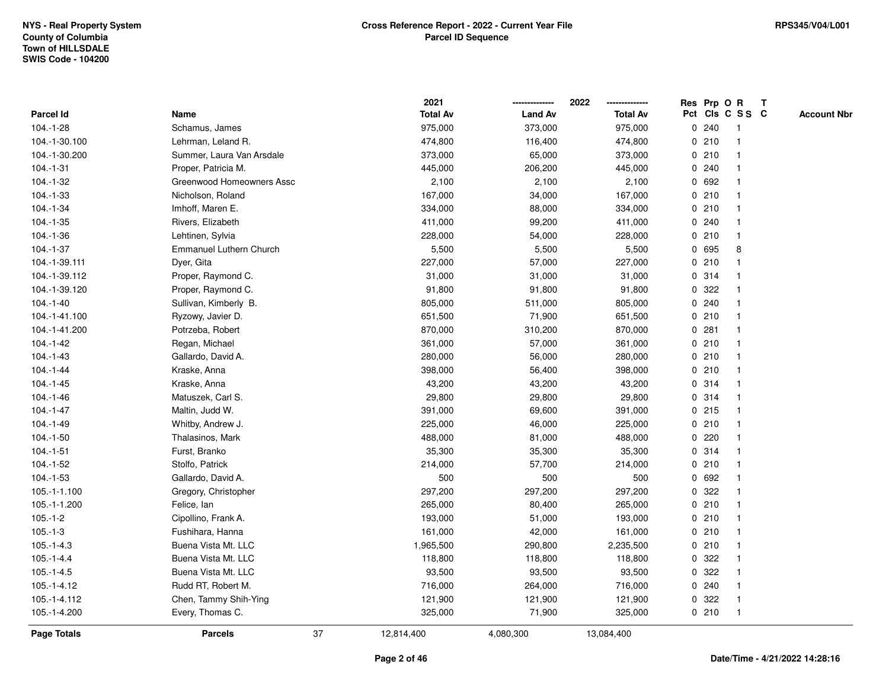NYS - Real Property System
County of Columbia
Town of HILLSDALE
SWIS Code - 104200

**Cross Reference Report - 2022 - Current Year File**
**Parcel ID Sequence**

RPS345/V04/L001

| Parcel Id | Name | 2021 Total Av | 2022 Land Av | 2022 Total Av | Res Pct | Prp Cls | O C | R S S | T C | Account Nbr |
|---|---|---|---|---|---|---|---|---|---|---|
| 104.-1-28 | Schamus, James | 975,000 | 373,000 | 975,000 | 0 | 240 | | 1 | | |
| 104.-1-30.100 | Lehrman, Leland R. | 474,800 | 116,400 | 474,800 | 0 | 210 | | 1 | | |
| 104.-1-30.200 | Summer, Laura Van Arsdale | 373,000 | 65,000 | 373,000 | 0 | 210 | | 1 | | |
| 104.-1-31 | Proper, Patricia M. | 445,000 | 206,200 | 445,000 | 0 | 240 | | 1 | | |
| 104.-1-32 | Greenwood Homeowners Assc | 2,100 | 2,100 | 2,100 | 0 | 692 | | 1 | | |
| 104.-1-33 | Nicholson, Roland | 167,000 | 34,000 | 167,000 | 0 | 210 | | 1 | | |
| 104.-1-34 | Imhoff, Maren E. | 334,000 | 88,000 | 334,000 | 0 | 210 | | 1 | | |
| 104.-1-35 | Rivers, Elizabeth | 411,000 | 99,200 | 411,000 | 0 | 240 | | 1 | | |
| 104.-1-36 | Lehtinen, Sylvia | 228,000 | 54,000 | 228,000 | 0 | 210 | | 1 | | |
| 104.-1-37 | Emmanuel Luthern Church | 5,500 | 5,500 | 5,500 | 0 | 695 | | 8 | | |
| 104.-1-39.111 | Dyer, Gita | 227,000 | 57,000 | 227,000 | 0 | 210 | | 1 | | |
| 104.-1-39.112 | Proper, Raymond C. | 31,000 | 31,000 | 31,000 | 0 | 314 | | 1 | | |
| 104.-1-39.120 | Proper, Raymond C. | 91,800 | 91,800 | 91,800 | 0 | 322 | | 1 | | |
| 104.-1-40 | Sullivan, Kimberly B. | 805,000 | 511,000 | 805,000 | 0 | 240 | | 1 | | |
| 104.-1-41.100 | Ryzowy, Javier D. | 651,500 | 71,900 | 651,500 | 0 | 210 | | 1 | | |
| 104.-1-41.200 | Potrzeba, Robert | 870,000 | 310,200 | 870,000 | 0 | 281 | | 1 | | |
| 104.-1-42 | Regan, Michael | 361,000 | 57,000 | 361,000 | 0 | 210 | | 1 | | |
| 104.-1-43 | Gallardo, David A. | 280,000 | 56,000 | 280,000 | 0 | 210 | | 1 | | |
| 104.-1-44 | Kraske, Anna | 398,000 | 56,400 | 398,000 | 0 | 210 | | 1 | | |
| 104.-1-45 | Kraske, Anna | 43,200 | 43,200 | 43,200 | 0 | 314 | | 1 | | |
| 104.-1-46 | Matuszek, Carl S. | 29,800 | 29,800 | 29,800 | 0 | 314 | | 1 | | |
| 104.-1-47 | Maltin, Judd W. | 391,000 | 69,600 | 391,000 | 0 | 215 | | 1 | | |
| 104.-1-49 | Whitby, Andrew J. | 225,000 | 46,000 | 225,000 | 0 | 210 | | 1 | | |
| 104.-1-50 | Thalasinos, Mark | 488,000 | 81,000 | 488,000 | 0 | 220 | | 1 | | |
| 104.-1-51 | Furst, Branko | 35,300 | 35,300 | 35,300 | 0 | 314 | | 1 | | |
| 104.-1-52 | Stolfo, Patrick | 214,000 | 57,700 | 214,000 | 0 | 210 | | 1 | | |
| 104.-1-53 | Gallardo, David A. | 500 | 500 | 500 | 0 | 692 | | 1 | | |
| 105.-1-1.100 | Gregory, Christopher | 297,200 | 297,200 | 297,200 | 0 | 322 | | 1 | | |
| 105.-1-1.200 | Felice, Ian | 265,000 | 80,400 | 265,000 | 0 | 210 | | 1 | | |
| 105.-1-2 | Cipollino, Frank A. | 193,000 | 51,000 | 193,000 | 0 | 210 | | 1 | | |
| 105.-1-3 | Fushihara, Hanna | 161,000 | 42,000 | 161,000 | 0 | 210 | | 1 | | |
| 105.-1-4.3 | Buena Vista Mt. LLC | 1,965,500 | 290,800 | 2,235,500 | 0 | 210 | | 1 | | |
| 105.-1-4.4 | Buena Vista Mt. LLC | 118,800 | 118,800 | 118,800 | 0 | 322 | | 1 | | |
| 105.-1-4.5 | Buena Vista Mt. LLC | 93,500 | 93,500 | 93,500 | 0 | 322 | | 1 | | |
| 105.-1-4.12 | Rudd RT, Robert M. | 716,000 | 264,000 | 716,000 | 0 | 240 | | 1 | | |
| 105.-1-4.112 | Chen, Tammy Shih-Ying | 121,900 | 121,900 | 121,900 | 0 | 322 | | 1 | | |
| 105.-1-4.200 | Every, Thomas C. | 325,000 | 71,900 | 325,000 | 0 | 210 | | 1 | | |
| **Page Totals** | **Parcels** 37 | 12,814,400 | 4,080,300 | 13,084,400 | | | | | | |

Date/Time - 4/21/2022 14:28:16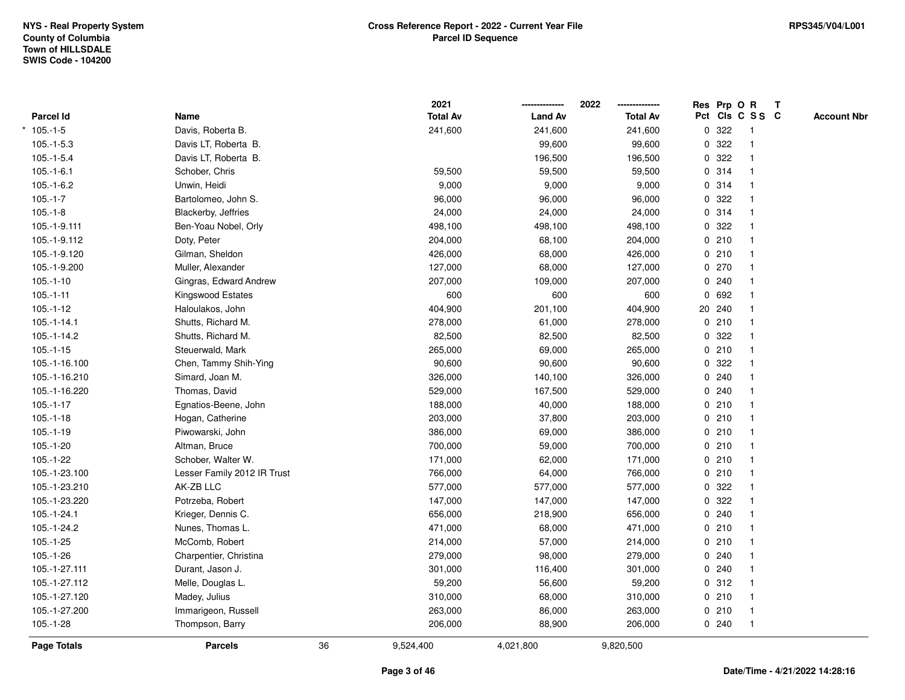NYS - Real Property System
County of Columbia
Town of HILLSDALE
SWIS Code - 104200

**Cross Reference Report - 2022 - Current Year File**
**Parcel ID Sequence**

RPS345/V04/L001

| Parcel Id | Name | 2021 Total Av | 2022 Land Av | 2022 Total Av | Res Pct | Prp Cls | O C | R S S | T C | Account Nbr |
|---|---|---|---|---|---|---|---|---|---|---|
| * 105.-1-5 | Davis, Roberta B. | 241,600 | 241,600 | 241,600 | 0 | 322 | | 1 | | |
| 105.-1-5.3 | Davis LT, Roberta B. | | 99,600 | 99,600 | 0 | 322 | | 1 | | |
| 105.-1-5.4 | Davis LT, Roberta B. | | 196,500 | 196,500 | 0 | 322 | | 1 | | |
| 105.-1-6.1 | Schober, Chris | 59,500 | 59,500 | 59,500 | 0 | 314 | | 1 | | |
| 105.-1-6.2 | Unwin, Heidi | 9,000 | 9,000 | 9,000 | 0 | 314 | | 1 | | |
| 105.-1-7 | Bartolomeo, John S. | 96,000 | 96,000 | 96,000 | 0 | 322 | | 1 | | |
| 105.-1-8 | Blackerby, Jeffries | 24,000 | 24,000 | 24,000 | 0 | 314 | | 1 | | |
| 105.-1-9.111 | Ben-Yoau Nobel, Orly | 498,100 | 498,100 | 498,100 | 0 | 322 | | 1 | | |
| 105.-1-9.112 | Doty, Peter | 204,000 | 68,100 | 204,000 | 0 | 210 | | 1 | | |
| 105.-1-9.120 | Gilman, Sheldon | 426,000 | 68,000 | 426,000 | 0 | 210 | | 1 | | |
| 105.-1-9.200 | Muller, Alexander | 127,000 | 68,000 | 127,000 | 0 | 270 | | 1 | | |
| 105.-1-10 | Gingras, Edward Andrew | 207,000 | 109,000 | 207,000 | 0 | 240 | | 1 | | |
| 105.-1-11 | Kingswood Estates | 600 | 600 | 600 | 0 | 692 | | 1 | | |
| 105.-1-12 | Haloulakos, John | 404,900 | 201,100 | 404,900 | 20 | 240 | | 1 | | |
| 105.-1-14.1 | Shutts, Richard M. | 278,000 | 61,000 | 278,000 | 0 | 210 | | 1 | | |
| 105.-1-14.2 | Shutts, Richard M. | 82,500 | 82,500 | 82,500 | 0 | 322 | | 1 | | |
| 105.-1-15 | Steuerwald, Mark | 265,000 | 69,000 | 265,000 | 0 | 210 | | 1 | | |
| 105.-1-16.100 | Chen, Tammy Shih-Ying | 90,600 | 90,600 | 90,600 | 0 | 322 | | 1 | | |
| 105.-1-16.210 | Simard, Joan M. | 326,000 | 140,100 | 326,000 | 0 | 240 | | 1 | | |
| 105.-1-16.220 | Thomas, David | 529,000 | 167,500 | 529,000 | 0 | 240 | | 1 | | |
| 105.-1-17 | Egnatios-Beene, John | 188,000 | 40,000 | 188,000 | 0 | 210 | | 1 | | |
| 105.-1-18 | Hogan, Catherine | 203,000 | 37,800 | 203,000 | 0 | 210 | | 1 | | |
| 105.-1-19 | Piwowarski, John | 386,000 | 69,000 | 386,000 | 0 | 210 | | 1 | | |
| 105.-1-20 | Altman, Bruce | 700,000 | 59,000 | 700,000 | 0 | 210 | | 1 | | |
| 105.-1-22 | Schober, Walter W. | 171,000 | 62,000 | 171,000 | 0 | 210 | | 1 | | |
| 105.-1-23.100 | Lesser Family 2012 IR Trust | 766,000 | 64,000 | 766,000 | 0 | 210 | | 1 | | |
| 105.-1-23.210 | AK-ZB LLC | 577,000 | 577,000 | 577,000 | 0 | 322 | | 1 | | |
| 105.-1-23.220 | Potrzeba, Robert | 147,000 | 147,000 | 147,000 | 0 | 322 | | 1 | | |
| 105.-1-24.1 | Krieger, Dennis C. | 656,000 | 218,900 | 656,000 | 0 | 240 | | 1 | | |
| 105.-1-24.2 | Nunes, Thomas L. | 471,000 | 68,000 | 471,000 | 0 | 210 | | 1 | | |
| 105.-1-25 | McComb, Robert | 214,000 | 57,000 | 214,000 | 0 | 210 | | 1 | | |
| 105.-1-26 | Charpentier, Christina | 279,000 | 98,000 | 279,000 | 0 | 240 | | 1 | | |
| 105.-1-27.111 | Durant, Jason J. | 301,000 | 116,400 | 301,000 | 0 | 240 | | 1 | | |
| 105.-1-27.112 | Melle, Douglas L. | 59,200 | 56,600 | 59,200 | 0 | 312 | | 1 | | |
| 105.-1-27.120 | Madey, Julius | 310,000 | 68,000 | 310,000 | 0 | 210 | | 1 | | |
| 105.-1-27.200 | Immarigeon, Russell | 263,000 | 86,000 | 263,000 | 0 | 210 | | 1 | | |
| 105.-1-28 | Thompson, Barry | 206,000 | 88,900 | 206,000 | 0 | 240 | | 1 | | |
| **Page Totals** | **Parcels** 36 | 9,524,400 | 4,021,800 | 9,820,500 | | | | | | |

**Date/Time - 4/21/2022 14:28:16**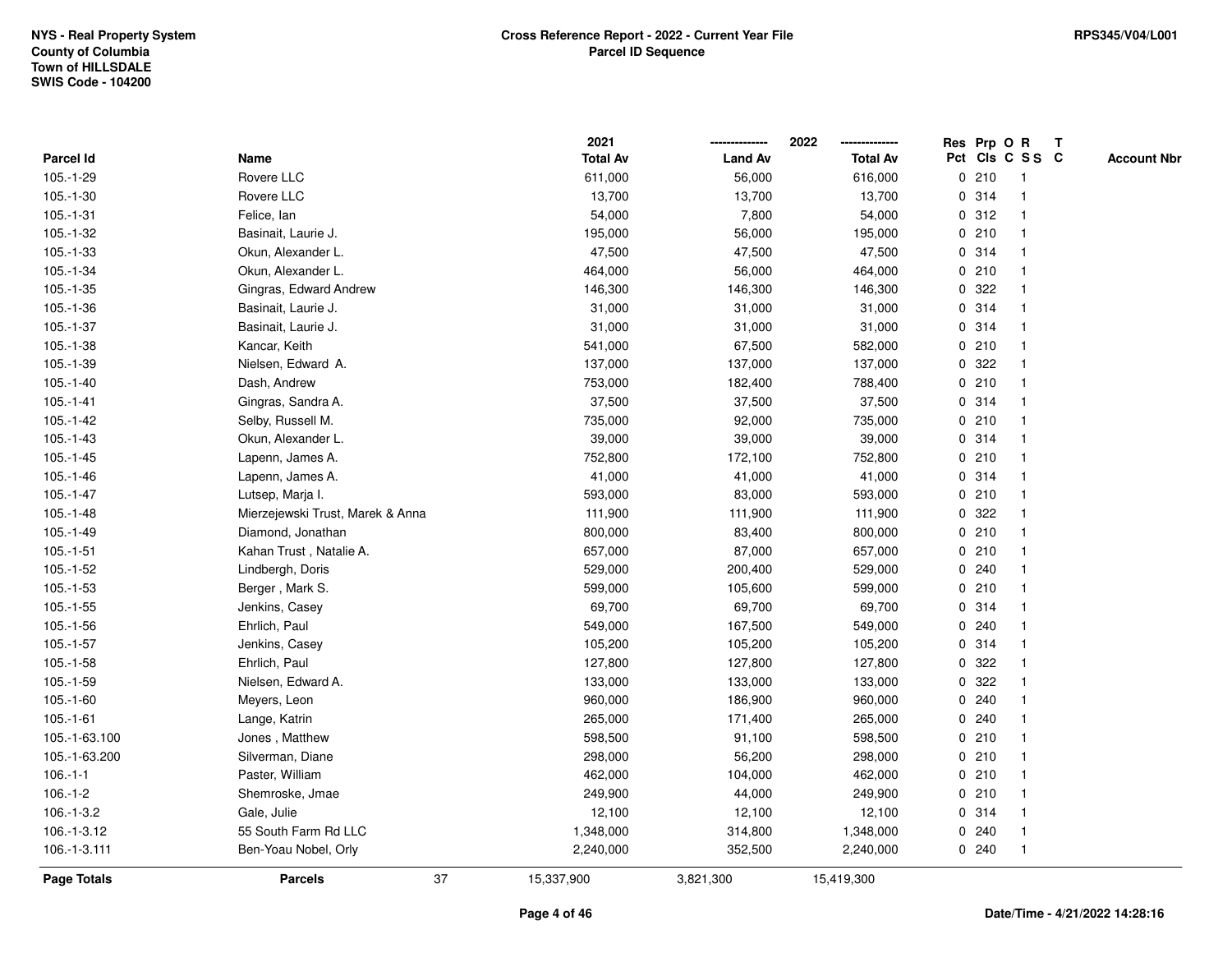NYS - Real Property System
County of Columbia
Town of HILLSDALE
SWIS Code - 104200

**Cross Reference Report - 2022 - Current Year File**
**Parcel ID Sequence**

RPS345/V04/L001

| Parcel Id | Name | 2021 Total Av | 2022 Land Av | 2022 Total Av | Res Pct | Prp Cls | O C | R S S | T C | Account Nbr |
|---|---|---|---|---|---|---|---|---|---|---|
| 105.-1-29 | Rovere LLC | 611,000 | 56,000 | 616,000 | 0 | 210 | | 1 | | |
| 105.-1-30 | Rovere LLC | 13,700 | 13,700 | 13,700 | 0 | 314 | | 1 | | |
| 105.-1-31 | Felice, Ian | 54,000 | 7,800 | 54,000 | 0 | 312 | | 1 | | |
| 105.-1-32 | Basinait, Laurie J. | 195,000 | 56,000 | 195,000 | 0 | 210 | | 1 | | |
| 105.-1-33 | Okun, Alexander L. | 47,500 | 47,500 | 47,500 | 0 | 314 | | 1 | | |
| 105.-1-34 | Okun, Alexander L. | 464,000 | 56,000 | 464,000 | 0 | 210 | | 1 | | |
| 105.-1-35 | Gingras, Edward Andrew | 146,300 | 146,300 | 146,300 | 0 | 322 | | 1 | | |
| 105.-1-36 | Basinait, Laurie J. | 31,000 | 31,000 | 31,000 | 0 | 314 | | 1 | | |
| 105.-1-37 | Basinait, Laurie J. | 31,000 | 31,000 | 31,000 | 0 | 314 | | 1 | | |
| 105.-1-38 | Kancar, Keith | 541,000 | 67,500 | 582,000 | 0 | 210 | | 1 | | |
| 105.-1-39 | Nielsen, Edward A. | 137,000 | 137,000 | 137,000 | 0 | 322 | | 1 | | |
| 105.-1-40 | Dash, Andrew | 753,000 | 182,400 | 788,400 | 0 | 210 | | 1 | | |
| 105.-1-41 | Gingras, Sandra A. | 37,500 | 37,500 | 37,500 | 0 | 314 | | 1 | | |
| 105.-1-42 | Selby, Russell M. | 735,000 | 92,000 | 735,000 | 0 | 210 | | 1 | | |
| 105.-1-43 | Okun, Alexander L. | 39,000 | 39,000 | 39,000 | 0 | 314 | | 1 | | |
| 105.-1-45 | Lapenn, James A. | 752,800 | 172,100 | 752,800 | 0 | 210 | | 1 | | |
| 105.-1-46 | Lapenn, James A. | 41,000 | 41,000 | 41,000 | 0 | 314 | | 1 | | |
| 105.-1-47 | Lutsep, Marja I. | 593,000 | 83,000 | 593,000 | 0 | 210 | | 1 | | |
| 105.-1-48 | Mierzejewski Trust, Marek & Anna | 111,900 | 111,900 | 111,900 | 0 | 322 | | 1 | | |
| 105.-1-49 | Diamond, Jonathan | 800,000 | 83,400 | 800,000 | 0 | 210 | | 1 | | |
| 105.-1-51 | Kahan Trust , Natalie A. | 657,000 | 87,000 | 657,000 | 0 | 210 | | 1 | | |
| 105.-1-52 | Lindbergh, Doris | 529,000 | 200,400 | 529,000 | 0 | 240 | | 1 | | |
| 105.-1-53 | Berger , Mark S. | 599,000 | 105,600 | 599,000 | 0 | 210 | | 1 | | |
| 105.-1-55 | Jenkins, Casey | 69,700 | 69,700 | 69,700 | 0 | 314 | | 1 | | |
| 105.-1-56 | Ehrlich, Paul | 549,000 | 167,500 | 549,000 | 0 | 240 | | 1 | | |
| 105.-1-57 | Jenkins, Casey | 105,200 | 105,200 | 105,200 | 0 | 314 | | 1 | | |
| 105.-1-58 | Ehrlich, Paul | 127,800 | 127,800 | 127,800 | 0 | 322 | | 1 | | |
| 105.-1-59 | Nielsen, Edward A. | 133,000 | 133,000 | 133,000 | 0 | 322 | | 1 | | |
| 105.-1-60 | Meyers, Leon | 960,000 | 186,900 | 960,000 | 0 | 240 | | 1 | | |
| 105.-1-61 | Lange, Katrin | 265,000 | 171,400 | 265,000 | 0 | 240 | | 1 | | |
| 105.-1-63.100 | Jones , Matthew | 598,500 | 91,100 | 598,500 | 0 | 210 | | 1 | | |
| 105.-1-63.200 | Silverman, Diane | 298,000 | 56,200 | 298,000 | 0 | 210 | | 1 | | |
| 106.-1-1 | Paster, William | 462,000 | 104,000 | 462,000 | 0 | 210 | | 1 | | |
| 106.-1-2 | Shemroske, Jmae | 249,900 | 44,000 | 249,900 | 0 | 210 | | 1 | | |
| 106.-1-3.2 | Gale, Julie | 12,100 | 12,100 | 12,100 | 0 | 314 | | 1 | | |
| 106.-1-3.12 | 55 South Farm Rd LLC | 1,348,000 | 314,800 | 1,348,000 | 0 | 240 | | 1 | | |
| 106.-1-3.111 | Ben-Yoau Nobel, Orly | 2,240,000 | 352,500 | 2,240,000 | 0 | 240 | | 1 | | |
| **Page Totals** | **Parcels** 37 | 15,337,900 | 3,821,300 | 15,419,300 | | | | | | |

Date/Time - 4/21/2022 14:28:16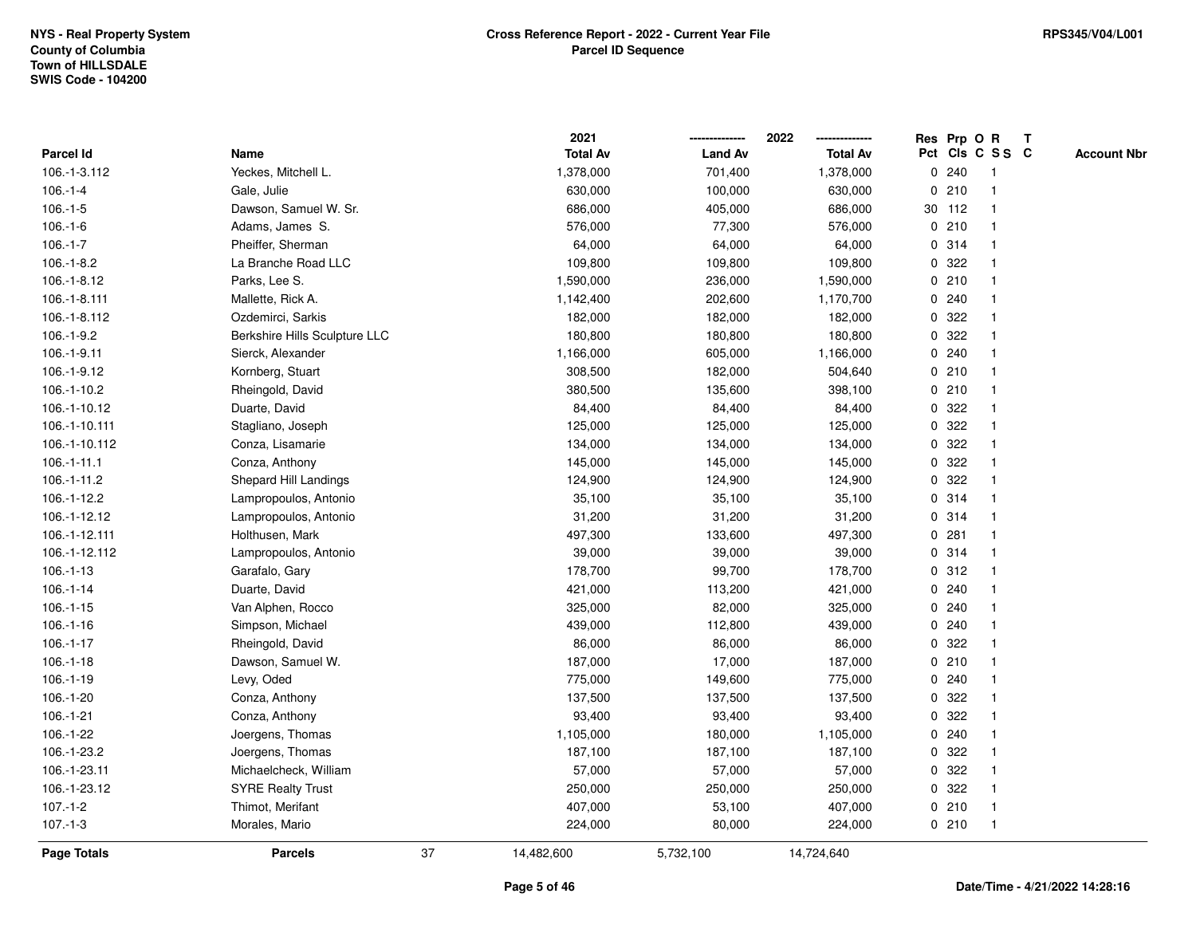NYS - Real Property System
County of Columbia
Town of HILLSDALE
SWIS Code - 104200

**Cross Reference Report - 2022 - Current Year File**
**Parcel ID Sequence**

RPS345/V04/L001

| Parcel Id | Name | 2021 Total Av | 2022 Land Av | 2022 Total Av | Res Pct | Prp Cls | O C | R S S | T C | Account Nbr |
|---|---|---|---|---|---|---|---|---|---|---|
| 106.-1-3.112 | Yeckes, Mitchell L. | 1,378,000 | 701,400 | 1,378,000 | 0 | 240 | | 1 | | |
| 106.-1-4 | Gale, Julie | 630,000 | 100,000 | 630,000 | 0 | 210 | | 1 | | |
| 106.-1-5 | Dawson, Samuel W. Sr. | 686,000 | 405,000 | 686,000 | 30 | 112 | | 1 | | |
| 106.-1-6 | Adams, James S. | 576,000 | 77,300 | 576,000 | 0 | 210 | | 1 | | |
| 106.-1-7 | Pheiffer, Sherman | 64,000 | 64,000 | 64,000 | 0 | 314 | | 1 | | |
| 106.-1-8.2 | La Branche Road LLC | 109,800 | 109,800 | 109,800 | 0 | 322 | | 1 | | |
| 106.-1-8.12 | Parks, Lee S. | 1,590,000 | 236,000 | 1,590,000 | 0 | 210 | | 1 | | |
| 106.-1-8.111 | Mallette, Rick A. | 1,142,400 | 202,600 | 1,170,700 | 0 | 240 | | 1 | | |
| 106.-1-8.112 | Ozdemirci, Sarkis | 182,000 | 182,000 | 182,000 | 0 | 322 | | 1 | | |
| 106.-1-9.2 | Berkshire Hills Sculpture LLC | 180,800 | 180,800 | 180,800 | 0 | 322 | | 1 | | |
| 106.-1-9.11 | Sierck, Alexander | 1,166,000 | 605,000 | 1,166,000 | 0 | 240 | | 1 | | |
| 106.-1-9.12 | Kornberg, Stuart | 308,500 | 182,000 | 504,640 | 0 | 210 | | 1 | | |
| 106.-1-10.2 | Rheingold, David | 380,500 | 135,600 | 398,100 | 0 | 210 | | 1 | | |
| 106.-1-10.12 | Duarte, David | 84,400 | 84,400 | 84,400 | 0 | 322 | | 1 | | |
| 106.-1-10.111 | Stagliano, Joseph | 125,000 | 125,000 | 125,000 | 0 | 322 | | 1 | | |
| 106.-1-10.112 | Conza, Lisamarie | 134,000 | 134,000 | 134,000 | 0 | 322 | | 1 | | |
| 106.-1-11.1 | Conza, Anthony | 145,000 | 145,000 | 145,000 | 0 | 322 | | 1 | | |
| 106.-1-11.2 | Shepard Hill Landings | 124,900 | 124,900 | 124,900 | 0 | 322 | | 1 | | |
| 106.-1-12.2 | Lampropoulos, Antonio | 35,100 | 35,100 | 35,100 | 0 | 314 | | 1 | | |
| 106.-1-12.12 | Lampropoulos, Antonio | 31,200 | 31,200 | 31,200 | 0 | 314 | | 1 | | |
| 106.-1-12.111 | Holthusen, Mark | 497,300 | 133,600 | 497,300 | 0 | 281 | | 1 | | |
| 106.-1-12.112 | Lampropoulos, Antonio | 39,000 | 39,000 | 39,000 | 0 | 314 | | 1 | | |
| 106.-1-13 | Garafalo, Gary | 178,700 | 99,700 | 178,700 | 0 | 312 | | 1 | | |
| 106.-1-14 | Duarte, David | 421,000 | 113,200 | 421,000 | 0 | 240 | | 1 | | |
| 106.-1-15 | Van Alphen, Rocco | 325,000 | 82,000 | 325,000 | 0 | 240 | | 1 | | |
| 106.-1-16 | Simpson, Michael | 439,000 | 112,800 | 439,000 | 0 | 240 | | 1 | | |
| 106.-1-17 | Rheingold, David | 86,000 | 86,000 | 86,000 | 0 | 322 | | 1 | | |
| 106.-1-18 | Dawson, Samuel W. | 187,000 | 17,000 | 187,000 | 0 | 210 | | 1 | | |
| 106.-1-19 | Levy, Oded | 775,000 | 149,600 | 775,000 | 0 | 240 | | 1 | | |
| 106.-1-20 | Conza, Anthony | 137,500 | 137,500 | 137,500 | 0 | 322 | | 1 | | |
| 106.-1-21 | Conza, Anthony | 93,400 | 93,400 | 93,400 | 0 | 322 | | 1 | | |
| 106.-1-22 | Joergens, Thomas | 1,105,000 | 180,000 | 1,105,000 | 0 | 240 | | 1 | | |
| 106.-1-23.2 | Joergens, Thomas | 187,100 | 187,100 | 187,100 | 0 | 322 | | 1 | | |
| 106.-1-23.11 | Michaelcheck, William | 57,000 | 57,000 | 57,000 | 0 | 322 | | 1 | | |
| 106.-1-23.12 | SYRE Realty Trust | 250,000 | 250,000 | 250,000 | 0 | 322 | | 1 | | |
| 107.-1-2 | Thimot, Merifant | 407,000 | 53,100 | 407,000 | 0 | 210 | | 1 | | |
| 107.-1-3 | Morales, Mario | 224,000 | 80,000 | 224,000 | 0 | 210 | | 1 | | |
| **Page Totals** | **Parcels** 37 | 14,482,600 | 5,732,100 | 14,724,640 | | | | | | |

Date/Time - 4/21/2022 14:28:16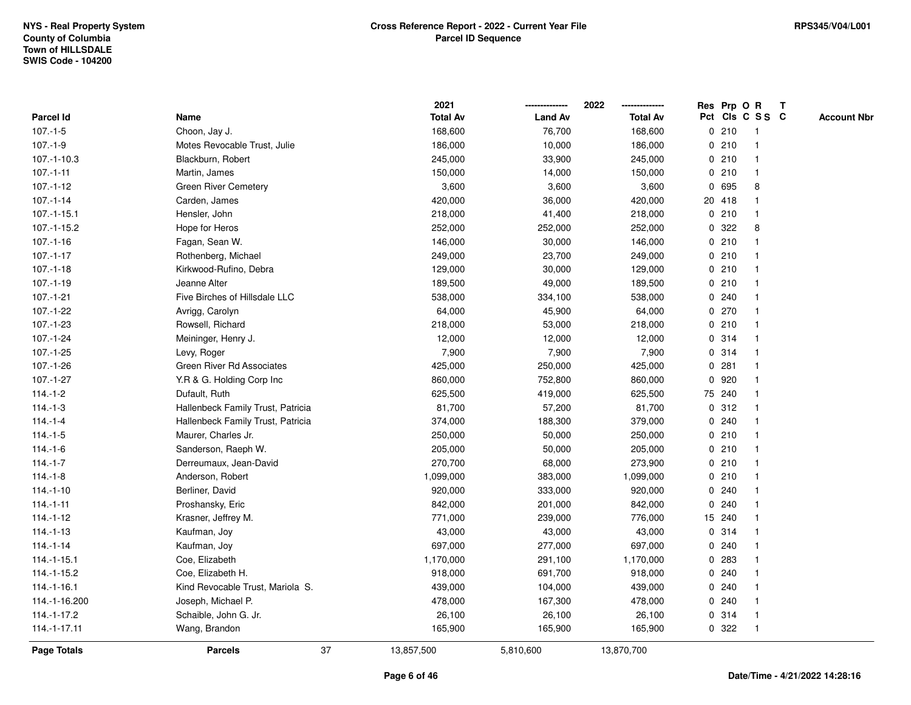NYS - Real Property System
County of Columbia
Town of HILLSDALE
SWIS Code - 104200

**Cross Reference Report - 2022 - Current Year File**
**Parcel ID Sequence**

RPS345/V04/L001

| Parcel Id | Name | 2021 Total Av | 2022 Land Av | 2022 Total Av | Res Pct | Prp Cls | O C | R S S | T C | Account Nbr |
|---|---|---|---|---|---|---|---|---|---|---|
| 107.-1-5 | Choon, Jay J. | 168,600 | 76,700 | 168,600 | 0 | 210 | | 1 | | |
| 107.-1-9 | Motes Revocable Trust, Julie | 186,000 | 10,000 | 186,000 | 0 | 210 | | 1 | | |
| 107.-1-10.3 | Blackburn, Robert | 245,000 | 33,900 | 245,000 | 0 | 210 | | 1 | | |
| 107.-1-11 | Martin, James | 150,000 | 14,000 | 150,000 | 0 | 210 | | 1 | | |
| 107.-1-12 | Green River Cemetery | 3,600 | 3,600 | 3,600 | 0 | 695 | | 8 | | |
| 107.-1-14 | Carden, James | 420,000 | 36,000 | 420,000 | 20 | 418 | | 1 | | |
| 107.-1-15.1 | Hensler, John | 218,000 | 41,400 | 218,000 | 0 | 210 | | 1 | | |
| 107.-1-15.2 | Hope for Heros | 252,000 | 252,000 | 252,000 | 0 | 322 | | 8 | | |
| 107.-1-16 | Fagan, Sean W. | 146,000 | 30,000 | 146,000 | 0 | 210 | | 1 | | |
| 107.-1-17 | Rothenberg, Michael | 249,000 | 23,700 | 249,000 | 0 | 210 | | 1 | | |
| 107.-1-18 | Kirkwood-Rufino, Debra | 129,000 | 30,000 | 129,000 | 0 | 210 | | 1 | | |
| 107.-1-19 | Jeanne Alter | 189,500 | 49,000 | 189,500 | 0 | 210 | | 1 | | |
| 107.-1-21 | Five Birches of Hillsdale LLC | 538,000 | 334,100 | 538,000 | 0 | 240 | | 1 | | |
| 107.-1-22 | Avrigg, Carolyn | 64,000 | 45,900 | 64,000 | 0 | 270 | | 1 | | |
| 107.-1-23 | Rowsell, Richard | 218,000 | 53,000 | 218,000 | 0 | 210 | | 1 | | |
| 107.-1-24 | Meininger, Henry J. | 12,000 | 12,000 | 12,000 | 0 | 314 | | 1 | | |
| 107.-1-25 | Levy, Roger | 7,900 | 7,900 | 7,900 | 0 | 314 | | 1 | | |
| 107.-1-26 | Green River Rd Associates | 425,000 | 250,000 | 425,000 | 0 | 281 | | 1 | | |
| 107.-1-27 | Y.R & G. Holding Corp Inc | 860,000 | 752,800 | 860,000 | 0 | 920 | | 1 | | |
| 114.-1-2 | Dufault, Ruth | 625,500 | 419,000 | 625,500 | 75 | 240 | | 1 | | |
| 114.-1-3 | Hallenbeck Family Trust, Patricia | 81,700 | 57,200 | 81,700 | 0 | 312 | | 1 | | |
| 114.-1-4 | Hallenbeck Family Trust, Patricia | 374,000 | 188,300 | 379,000 | 0 | 240 | | 1 | | |
| 114.-1-5 | Maurer, Charles Jr. | 250,000 | 50,000 | 250,000 | 0 | 210 | | 1 | | |
| 114.-1-6 | Sanderson, Raeph W. | 205,000 | 50,000 | 205,000 | 0 | 210 | | 1 | | |
| 114.-1-7 | Derreumaux, Jean-David | 270,700 | 68,000 | 273,900 | 0 | 210 | | 1 | | |
| 114.-1-8 | Anderson, Robert | 1,099,000 | 383,000 | 1,099,000 | 0 | 210 | | 1 | | |
| 114.-1-10 | Berliner, David | 920,000 | 333,000 | 920,000 | 0 | 240 | | 1 | | |
| 114.-1-11 | Proshansky, Eric | 842,000 | 201,000 | 842,000 | 0 | 240 | | 1 | | |
| 114.-1-12 | Krasner, Jeffrey M. | 771,000 | 239,000 | 776,000 | 15 | 240 | | 1 | | |
| 114.-1-13 | Kaufman, Joy | 43,000 | 43,000 | 43,000 | 0 | 314 | | 1 | | |
| 114.-1-14 | Kaufman, Joy | 697,000 | 277,000 | 697,000 | 0 | 240 | | 1 | | |
| 114.-1-15.1 | Coe, Elizabeth | 1,170,000 | 291,100 | 1,170,000 | 0 | 283 | | 1 | | |
| 114.-1-15.2 | Coe, Elizabeth H. | 918,000 | 691,700 | 918,000 | 0 | 240 | | 1 | | |
| 114.-1-16.1 | Kind Revocable Trust, Mariola S. | 439,000 | 104,000 | 439,000 | 0 | 240 | | 1 | | |
| 114.-1-16.200 | Joseph, Michael P. | 478,000 | 167,300 | 478,000 | 0 | 240 | | 1 | | |
| 114.-1-17.2 | Schaible, John G. Jr. | 26,100 | 26,100 | 26,100 | 0 | 314 | | 1 | | |
| 114.-1-17.11 | Wang, Brandon | 165,900 | 165,900 | 165,900 | 0 | 322 | | 1 | | |
| **Page Totals** | **Parcels** 37 | 13,857,500 | 5,810,600 | 13,870,700 | | | | | | |

Date/Time - 4/21/2022 14:28:16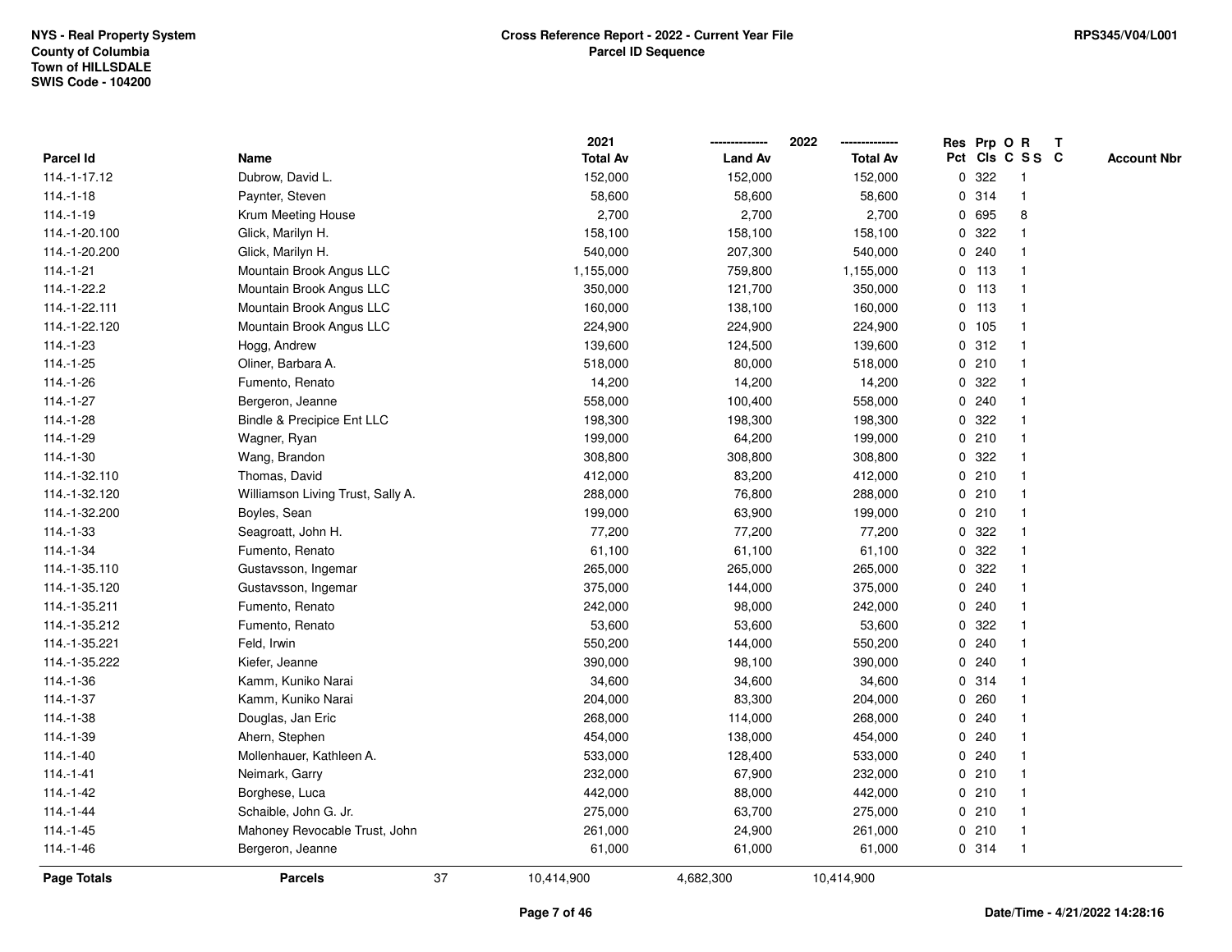| Parcel Id | Name | 2021 Total Av | 2022 Land Av | 2022 Total Av | Res Pct | Prp Cls | O C | R S S | T C | Account Nbr |
|---|---|---|---|---|---|---|---|---|---|---|
| 114.-1-17.12 | Dubrow, David L. | 152,000 | 152,000 | 152,000 | 0 | 322 | | 1 | | |
| 114.-1-18 | Paynter, Steven | 58,600 | 58,600 | 58,600 | 0 | 314 | | 1 | | |
| 114.-1-19 | Krum Meeting House | 2,700 | 2,700 | 2,700 | 0 | 695 | | 8 | | |
| 114.-1-20.100 | Glick, Marilyn H. | 158,100 | 158,100 | 158,100 | 0 | 322 | | 1 | | |
| 114.-1-20.200 | Glick, Marilyn H. | 540,000 | 207,300 | 540,000 | 0 | 240 | | 1 | | |
| 114.-1-21 | Mountain Brook Angus LLC | 1,155,000 | 759,800 | 1,155,000 | 0 | 113 | | 1 | | |
| 114.-1-22.2 | Mountain Brook Angus LLC | 350,000 | 121,700 | 350,000 | 0 | 113 | | 1 | | |
| 114.-1-22.111 | Mountain Brook Angus LLC | 160,000 | 138,100 | 160,000 | 0 | 113 | | 1 | | |
| 114.-1-22.120 | Mountain Brook Angus LLC | 224,900 | 224,900 | 224,900 | 0 | 105 | | 1 | | |
| 114.-1-23 | Hogg, Andrew | 139,600 | 124,500 | 139,600 | 0 | 312 | | 1 | | |
| 114.-1-25 | Oliner, Barbara A. | 518,000 | 80,000 | 518,000 | 0 | 210 | | 1 | | |
| 114.-1-26 | Fumento, Renato | 14,200 | 14,200 | 14,200 | 0 | 322 | | 1 | | |
| 114.-1-27 | Bergeron, Jeanne | 558,000 | 100,400 | 558,000 | 0 | 240 | | 1 | | |
| 114.-1-28 | Bindle & Precipice Ent LLC | 198,300 | 198,300 | 198,300 | 0 | 322 | | 1 | | |
| 114.-1-29 | Wagner, Ryan | 199,000 | 64,200 | 199,000 | 0 | 210 | | 1 | | |
| 114.-1-30 | Wang, Brandon | 308,800 | 308,800 | 308,800 | 0 | 322 | | 1 | | |
| 114.-1-32.110 | Thomas, David | 412,000 | 83,200 | 412,000 | 0 | 210 | | 1 | | |
| 114.-1-32.120 | Williamson Living Trust, Sally A. | 288,000 | 76,800 | 288,000 | 0 | 210 | | 1 | | |
| 114.-1-32.200 | Boyles, Sean | 199,000 | 63,900 | 199,000 | 0 | 210 | | 1 | | |
| 114.-1-33 | Seagroatt, John H. | 77,200 | 77,200 | 77,200 | 0 | 322 | | 1 | | |
| 114.-1-34 | Fumento, Renato | 61,100 | 61,100 | 61,100 | 0 | 322 | | 1 | | |
| 114.-1-35.110 | Gustavsson, Ingemar | 265,000 | 265,000 | 265,000 | 0 | 322 | | 1 | | |
| 114.-1-35.120 | Gustavsson, Ingemar | 375,000 | 144,000 | 375,000 | 0 | 240 | | 1 | | |
| 114.-1-35.211 | Fumento, Renato | 242,000 | 98,000 | 242,000 | 0 | 240 | | 1 | | |
| 114.-1-35.212 | Fumento, Renato | 53,600 | 53,600 | 53,600 | 0 | 322 | | 1 | | |
| 114.-1-35.221 | Feld, Irwin | 550,200 | 144,000 | 550,200 | 0 | 240 | | 1 | | |
| 114.-1-35.222 | Kiefer, Jeanne | 390,000 | 98,100 | 390,000 | 0 | 240 | | 1 | | |
| 114.-1-36 | Kamm, Kuniko Narai | 34,600 | 34,600 | 34,600 | 0 | 314 | | 1 | | |
| 114.-1-37 | Kamm, Kuniko Narai | 204,000 | 83,300 | 204,000 | 0 | 260 | | 1 | | |
| 114.-1-38 | Douglas, Jan Eric | 268,000 | 114,000 | 268,000 | 0 | 240 | | 1 | | |
| 114.-1-39 | Ahern, Stephen | 454,000 | 138,000 | 454,000 | 0 | 240 | | 1 | | |
| 114.-1-40 | Mollenhauer, Kathleen A. | 533,000 | 128,400 | 533,000 | 0 | 240 | | 1 | | |
| 114.-1-41 | Neimark, Garry | 232,000 | 67,900 | 232,000 | 0 | 210 | | 1 | | |
| 114.-1-42 | Borghese, Luca | 442,000 | 88,000 | 442,000 | 0 | 210 | | 1 | | |
| 114.-1-44 | Schaible, John G. Jr. | 275,000 | 63,700 | 275,000 | 0 | 210 | | 1 | | |
| 114.-1-45 | Mahoney Revocable Trust, John | 261,000 | 24,900 | 261,000 | 0 | 210 | | 1 | | |
| 114.-1-46 | Bergeron, Jeanne | 61,000 | 61,000 | 61,000 | 0 | 314 | | 1 | | |
| **Page Totals** | **Parcels** 37 | 10,414,900 | 4,682,300 | 10,414,900 | | | | | | |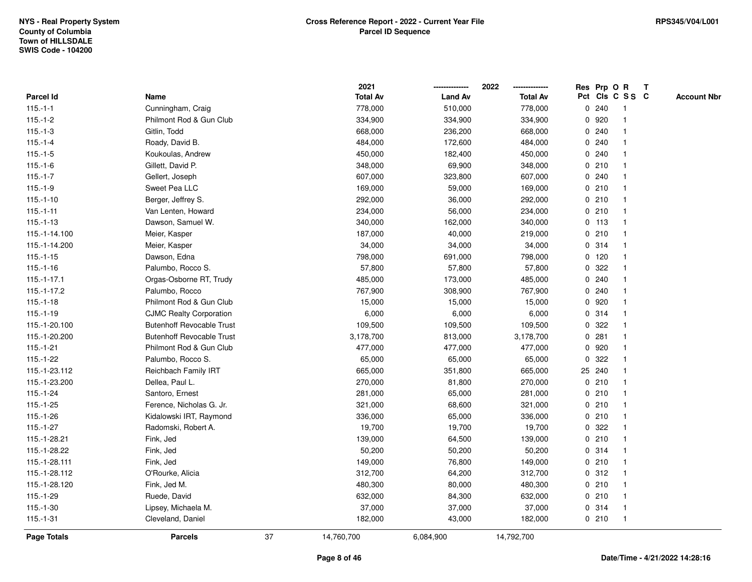NYS - Real Property System
County of Columbia
Town of HILLSDALE
SWIS Code - 104200

**Cross Reference Report - 2022 - Current Year File**
**Parcel ID Sequence**

RPS345/V04/L001

| Parcel Id | Name | 2021 Total Av | 2022 Land Av | 2022 Total Av | Res Pct | Prp Cls | O C | R SS | T C | Account Nbr |
|---|---|---|---|---|---|---|---|---|---|---|
| 115.-1-1 | Cunningham, Craig | 778,000 | 510,000 | 778,000 | 0 | 240 | | 1 | | |
| 115.-1-2 | Philmont Rod & Gun Club | 334,900 | 334,900 | 334,900 | 0 | 920 | | 1 | | |
| 115.-1-3 | Gitlin, Todd | 668,000 | 236,200 | 668,000 | 0 | 240 | | 1 | | |
| 115.-1-4 | Roady, David B. | 484,000 | 172,600 | 484,000 | 0 | 240 | | 1 | | |
| 115.-1-5 | Koukoulas, Andrew | 450,000 | 182,400 | 450,000 | 0 | 240 | | 1 | | |
| 115.-1-6 | Gillett, David P. | 348,000 | 69,900 | 348,000 | 0 | 210 | | 1 | | |
| 115.-1-7 | Gellert, Joseph | 607,000 | 323,800 | 607,000 | 0 | 240 | | 1 | | |
| 115.-1-9 | Sweet Pea LLC | 169,000 | 59,000 | 169,000 | 0 | 210 | | 1 | | |
| 115.-1-10 | Berger, Jeffrey S. | 292,000 | 36,000 | 292,000 | 0 | 210 | | 1 | | |
| 115.-1-11 | Van Lenten, Howard | 234,000 | 56,000 | 234,000 | 0 | 210 | | 1 | | |
| 115.-1-13 | Dawson, Samuel W. | 340,000 | 162,000 | 340,000 | 0 | 113 | | 1 | | |
| 115.-1-14.100 | Meier, Kasper | 187,000 | 40,000 | 219,000 | 0 | 210 | | 1 | | |
| 115.-1-14.200 | Meier, Kasper | 34,000 | 34,000 | 34,000 | 0 | 314 | | 1 | | |
| 115.-1-15 | Dawson, Edna | 798,000 | 691,000 | 798,000 | 0 | 120 | | 1 | | |
| 115.-1-16 | Palumbo, Rocco S. | 57,800 | 57,800 | 57,800 | 0 | 322 | | 1 | | |
| 115.-1-17.1 | Orgas-Osborne RT, Trudy | 485,000 | 173,000 | 485,000 | 0 | 240 | | 1 | | |
| 115.-1-17.2 | Palumbo, Rocco | 767,900 | 308,900 | 767,900 | 0 | 240 | | 1 | | |
| 115.-1-18 | Philmont Rod & Gun Club | 15,000 | 15,000 | 15,000 | 0 | 920 | | 1 | | |
| 115.-1-19 | CJMC Realty Corporation | 6,000 | 6,000 | 6,000 | 0 | 314 | | 1 | | |
| 115.-1-20.100 | Butenhoff Revocable Trust | 109,500 | 109,500 | 109,500 | 0 | 322 | | 1 | | |
| 115.-1-20.200 | Butenhoff Revocable Trust | 3,178,700 | 813,000 | 3,178,700 | 0 | 281 | | 1 | | |
| 115.-1-21 | Philmont Rod & Gun Club | 477,000 | 477,000 | 477,000 | 0 | 920 | | 1 | | |
| 115.-1-22 | Palumbo, Rocco S. | 65,000 | 65,000 | 65,000 | 0 | 322 | | 1 | | |
| 115.-1-23.112 | Reichbach Family IRT | 665,000 | 351,800 | 665,000 | 25 | 240 | | 1 | | |
| 115.-1-23.200 | Dellea, Paul L. | 270,000 | 81,800 | 270,000 | 0 | 210 | | 1 | | |
| 115.-1-24 | Santoro, Ernest | 281,000 | 65,000 | 281,000 | 0 | 210 | | 1 | | |
| 115.-1-25 | Ference, Nicholas G. Jr. | 321,000 | 68,600 | 321,000 | 0 | 210 | | 1 | | |
| 115.-1-26 | Kidalowski IRT, Raymond | 336,000 | 65,000 | 336,000 | 0 | 210 | | 1 | | |
| 115.-1-27 | Radomski, Robert A. | 19,700 | 19,700 | 19,700 | 0 | 322 | | 1 | | |
| 115.-1-28.21 | Fink, Jed | 139,000 | 64,500 | 139,000 | 0 | 210 | | 1 | | |
| 115.-1-28.22 | Fink, Jed | 50,200 | 50,200 | 50,200 | 0 | 314 | | 1 | | |
| 115.-1-28.111 | Fink, Jed | 149,000 | 76,800 | 149,000 | 0 | 210 | | 1 | | |
| 115.-1-28.112 | O'Rourke, Alicia | 312,700 | 64,200 | 312,700 | 0 | 312 | | 1 | | |
| 115.-1-28.120 | Fink, Jed M. | 480,300 | 80,000 | 480,300 | 0 | 210 | | 1 | | |
| 115.-1-29 | Ruede, David | 632,000 | 84,300 | 632,000 | 0 | 210 | | 1 | | |
| 115.-1-30 | Lipsey, Michaela M. | 37,000 | 37,000 | 37,000 | 0 | 314 | | 1 | | |
| 115.-1-31 | Cleveland, Daniel | 182,000 | 43,000 | 182,000 | 0 | 210 | | 1 | | |
| **Page Totals** | **Parcels** 37 | 14,760,700 | 6,084,900 | 14,792,700 | | | | | | |

Date/Time - 4/21/2022 14:28:16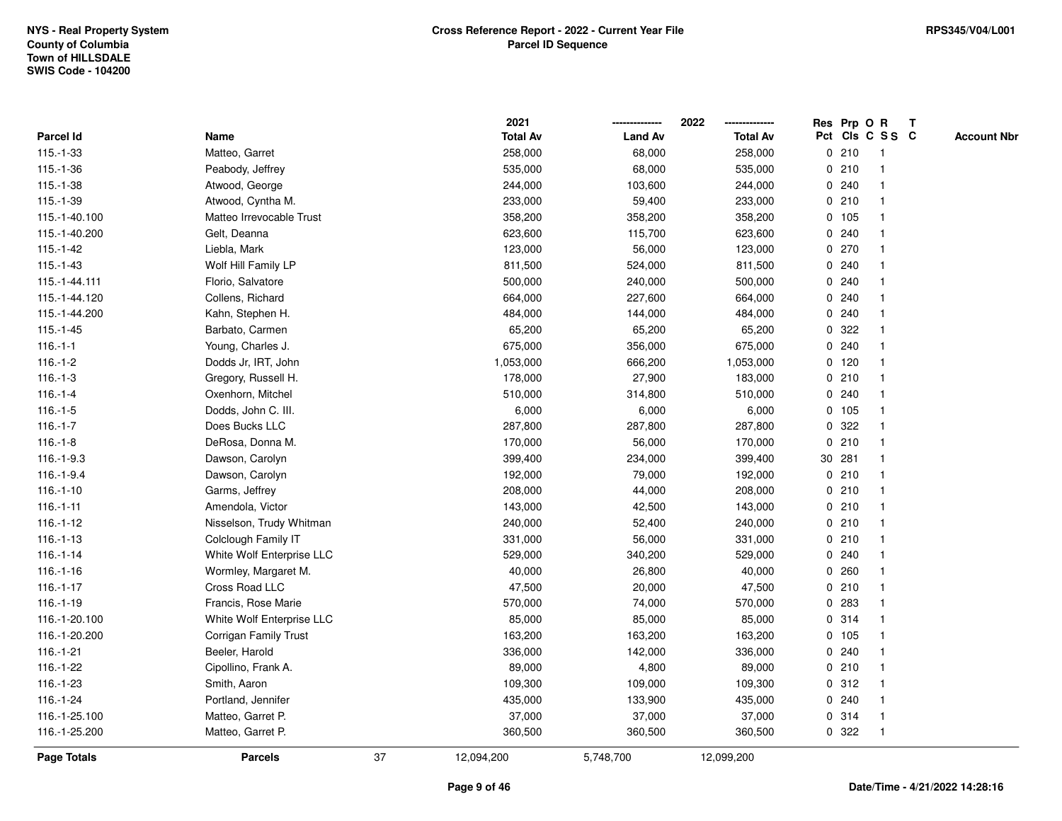NYS - Real Property System
County of Columbia
Town of HILLSDALE
SWIS Code - 104200

**Cross Reference Report - 2022 - Current Year File**
**Parcel ID Sequence**

RPS345/V04/L001

| Parcel Id | Name | 2021 Total Av | 2022 Land Av | 2022 Total Av | Res Pct | Prp Cls | O C | R S S | T C | Account Nbr |
|---|---|---|---|---|---|---|---|---|---|---|
| 115.-1-33 | Matteo, Garret | 258,000 | 68,000 | 258,000 | 0 | 210 | | 1 | | |
| 115.-1-36 | Peabody, Jeffrey | 535,000 | 68,000 | 535,000 | 0 | 210 | | 1 | | |
| 115.-1-38 | Atwood, George | 244,000 | 103,600 | 244,000 | 0 | 240 | | 1 | | |
| 115.-1-39 | Atwood, Cyntha M. | 233,000 | 59,400 | 233,000 | 0 | 210 | | 1 | | |
| 115.-1-40.100 | Matteo Irrevocable Trust | 358,200 | 358,200 | 358,200 | 0 | 105 | | 1 | | |
| 115.-1-40.200 | Gelt, Deanna | 623,600 | 115,700 | 623,600 | 0 | 240 | | 1 | | |
| 115.-1-42 | Liebla, Mark | 123,000 | 56,000 | 123,000 | 0 | 270 | | 1 | | |
| 115.-1-43 | Wolf Hill Family LP | 811,500 | 524,000 | 811,500 | 0 | 240 | | 1 | | |
| 115.-1-44.111 | Florio, Salvatore | 500,000 | 240,000 | 500,000 | 0 | 240 | | 1 | | |
| 115.-1-44.120 | Collens, Richard | 664,000 | 227,600 | 664,000 | 0 | 240 | | 1 | | |
| 115.-1-44.200 | Kahn, Stephen H. | 484,000 | 144,000 | 484,000 | 0 | 240 | | 1 | | |
| 115.-1-45 | Barbato, Carmen | 65,200 | 65,200 | 65,200 | 0 | 322 | | 1 | | |
| 116.-1-1 | Young, Charles J. | 675,000 | 356,000 | 675,000 | 0 | 240 | | 1 | | |
| 116.-1-2 | Dodds Jr, IRT, John | 1,053,000 | 666,200 | 1,053,000 | 0 | 120 | | 1 | | |
| 116.-1-3 | Gregory, Russell H. | 178,000 | 27,900 | 183,000 | 0 | 210 | | 1 | | |
| 116.-1-4 | Oxenhorn, Mitchel | 510,000 | 314,800 | 510,000 | 0 | 240 | | 1 | | |
| 116.-1-5 | Dodds, John C. III. | 6,000 | 6,000 | 6,000 | 0 | 105 | | 1 | | |
| 116.-1-7 | Does Bucks LLC | 287,800 | 287,800 | 287,800 | 0 | 322 | | 1 | | |
| 116.-1-8 | DeRosa, Donna M. | 170,000 | 56,000 | 170,000 | 0 | 210 | | 1 | | |
| 116.-1-9.3 | Dawson, Carolyn | 399,400 | 234,000 | 399,400 | 30 | 281 | | 1 | | |
| 116.-1-9.4 | Dawson, Carolyn | 192,000 | 79,000 | 192,000 | 0 | 210 | | 1 | | |
| 116.-1-10 | Garms, Jeffrey | 208,000 | 44,000 | 208,000 | 0 | 210 | | 1 | | |
| 116.-1-11 | Amendola, Victor | 143,000 | 42,500 | 143,000 | 0 | 210 | | 1 | | |
| 116.-1-12 | Nisselson, Trudy Whitman | 240,000 | 52,400 | 240,000 | 0 | 210 | | 1 | | |
| 116.-1-13 | Colclough Family IT | 331,000 | 56,000 | 331,000 | 0 | 210 | | 1 | | |
| 116.-1-14 | White Wolf Enterprise LLC | 529,000 | 340,200 | 529,000 | 0 | 240 | | 1 | | |
| 116.-1-16 | Wormley, Margaret M. | 40,000 | 26,800 | 40,000 | 0 | 260 | | 1 | | |
| 116.-1-17 | Cross Road LLC | 47,500 | 20,000 | 47,500 | 0 | 210 | | 1 | | |
| 116.-1-19 | Francis, Rose Marie | 570,000 | 74,000 | 570,000 | 0 | 283 | | 1 | | |
| 116.-1-20.100 | White Wolf Enterprise LLC | 85,000 | 85,000 | 85,000 | 0 | 314 | | 1 | | |
| 116.-1-20.200 | Corrigan Family Trust | 163,200 | 163,200 | 163,200 | 0 | 105 | | 1 | | |
| 116.-1-21 | Beeler, Harold | 336,000 | 142,000 | 336,000 | 0 | 240 | | 1 | | |
| 116.-1-22 | Cipollino, Frank A. | 89,000 | 4,800 | 89,000 | 0 | 210 | | 1 | | |
| 116.-1-23 | Smith, Aaron | 109,300 | 109,000 | 109,300 | 0 | 312 | | 1 | | |
| 116.-1-24 | Portland, Jennifer | 435,000 | 133,900 | 435,000 | 0 | 240 | | 1 | | |
| 116.-1-25.100 | Matteo, Garret P. | 37,000 | 37,000 | 37,000 | 0 | 314 | | 1 | | |
| 116.-1-25.200 | Matteo, Garret P. | 360,500 | 360,500 | 360,500 | 0 | 322 | | 1 | | |
| **Page Totals** | **Parcels** 37 | 12,094,200 | 5,748,700 | 12,099,200 | | | | | | |

Date/Time - 4/21/2022 14:28:16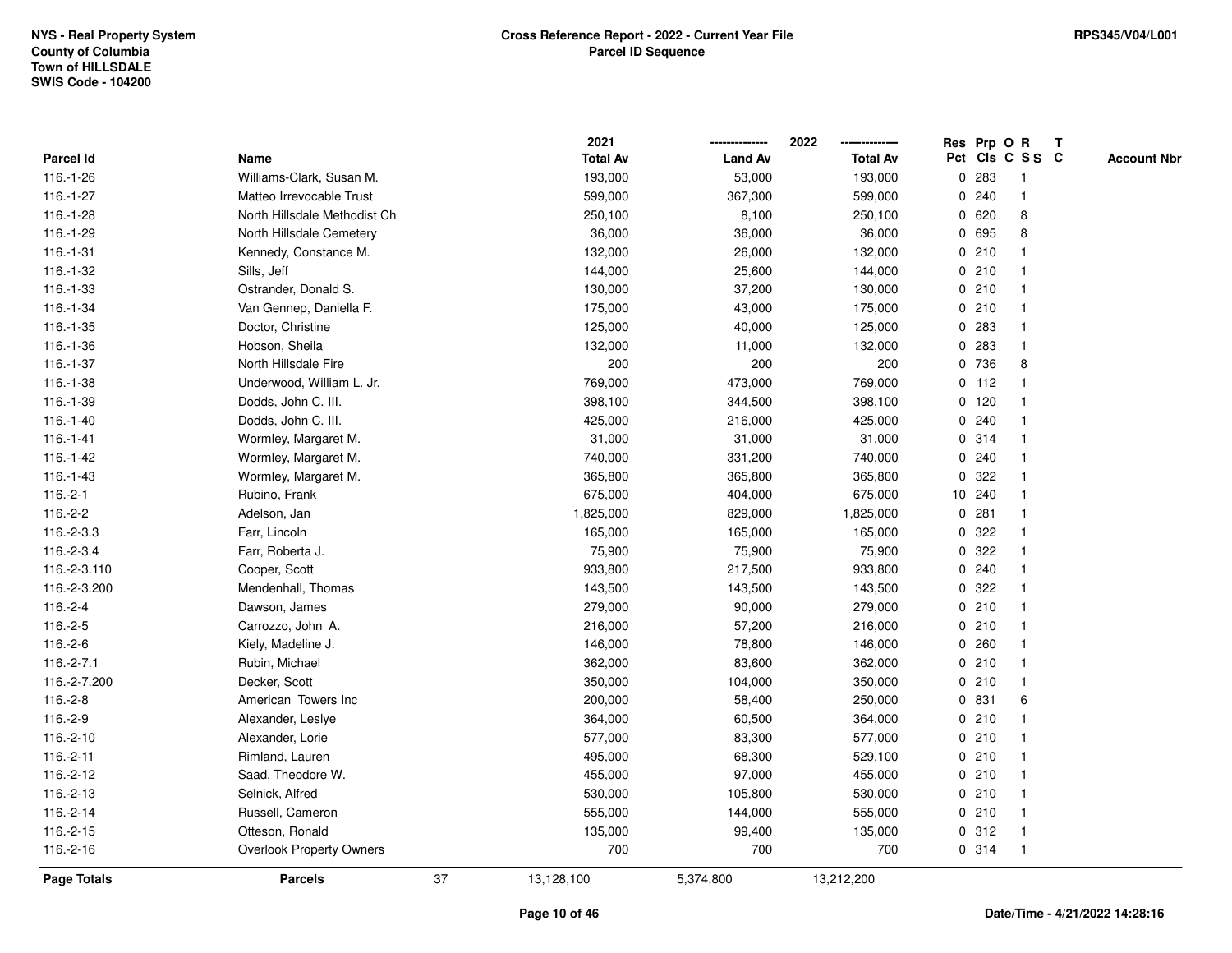NYS - Real Property System
County of Columbia
Town of HILLSDALE
SWIS Code - 104200

**Cross Reference Report - 2022 - Current Year File**
**Parcel ID Sequence**

RPS345/V04/L001

| Parcel Id | Name | 2021 Total Av | 2022 Land Av | 2022 Total Av | Res Pct | Prp Cls | O C | R S S | T C | Account Nbr |
|---|---|---|---|---|---|---|---|---|---|---|
| 116.-1-26 | Williams-Clark, Susan M. | 193,000 | 53,000 | 193,000 | 0 | 283 | | 1 | | |
| 116.-1-27 | Matteo Irrevocable Trust | 599,000 | 367,300 | 599,000 | 0 | 240 | | 1 | | |
| 116.-1-28 | North Hillsdale Methodist Ch | 250,100 | 8,100 | 250,100 | 0 | 620 | | 8 | | |
| 116.-1-29 | North Hillsdale Cemetery | 36,000 | 36,000 | 36,000 | 0 | 695 | | 8 | | |
| 116.-1-31 | Kennedy, Constance M. | 132,000 | 26,000 | 132,000 | 0 | 210 | | 1 | | |
| 116.-1-32 | Sills, Jeff | 144,000 | 25,600 | 144,000 | 0 | 210 | | 1 | | |
| 116.-1-33 | Ostrander, Donald S. | 130,000 | 37,200 | 130,000 | 0 | 210 | | 1 | | |
| 116.-1-34 | Van Gennep, Daniella F. | 175,000 | 43,000 | 175,000 | 0 | 210 | | 1 | | |
| 116.-1-35 | Doctor, Christine | 125,000 | 40,000 | 125,000 | 0 | 283 | | 1 | | |
| 116.-1-36 | Hobson, Sheila | 132,000 | 11,000 | 132,000 | 0 | 283 | | 1 | | |
| 116.-1-37 | North Hillsdale Fire | 200 | 200 | 200 | 0 | 736 | | 8 | | |
| 116.-1-38 | Underwood, William L. Jr. | 769,000 | 473,000 | 769,000 | 0 | 112 | | 1 | | |
| 116.-1-39 | Dodds, John C. III. | 398,100 | 344,500 | 398,100 | 0 | 120 | | 1 | | |
| 116.-1-40 | Dodds, John C. III. | 425,000 | 216,000 | 425,000 | 0 | 240 | | 1 | | |
| 116.-1-41 | Wormley, Margaret M. | 31,000 | 31,000 | 31,000 | 0 | 314 | | 1 | | |
| 116.-1-42 | Wormley, Margaret M. | 740,000 | 331,200 | 740,000 | 0 | 240 | | 1 | | |
| 116.-1-43 | Wormley, Margaret M. | 365,800 | 365,800 | 365,800 | 0 | 322 | | 1 | | |
| 116.-2-1 | Rubino, Frank | 675,000 | 404,000 | 675,000 | 10 | 240 | | 1 | | |
| 116.-2-2 | Adelson, Jan | 1,825,000 | 829,000 | 1,825,000 | 0 | 281 | | 1 | | |
| 116.-2-3.3 | Farr, Lincoln | 165,000 | 165,000 | 165,000 | 0 | 322 | | 1 | | |
| 116.-2-3.4 | Farr, Roberta J. | 75,900 | 75,900 | 75,900 | 0 | 322 | | 1 | | |
| 116.-2-3.110 | Cooper, Scott | 933,800 | 217,500 | 933,800 | 0 | 240 | | 1 | | |
| 116.-2-3.200 | Mendenhall, Thomas | 143,500 | 143,500 | 143,500 | 0 | 322 | | 1 | | |
| 116.-2-4 | Dawson, James | 279,000 | 90,000 | 279,000 | 0 | 210 | | 1 | | |
| 116.-2-5 | Carrozzo, John A. | 216,000 | 57,200 | 216,000 | 0 | 210 | | 1 | | |
| 116.-2-6 | Kiely, Madeline J. | 146,000 | 78,800 | 146,000 | 0 | 260 | | 1 | | |
| 116.-2-7.1 | Rubin, Michael | 362,000 | 83,600 | 362,000 | 0 | 210 | | 1 | | |
| 116.-2-7.200 | Decker, Scott | 350,000 | 104,000 | 350,000 | 0 | 210 | | 1 | | |
| 116.-2-8 | American Towers Inc | 200,000 | 58,400 | 250,000 | 0 | 831 | | 6 | | |
| 116.-2-9 | Alexander, Leslye | 364,000 | 60,500 | 364,000 | 0 | 210 | | 1 | | |
| 116.-2-10 | Alexander, Lorie | 577,000 | 83,300 | 577,000 | 0 | 210 | | 1 | | |
| 116.-2-11 | Rimland, Lauren | 495,000 | 68,300 | 529,100 | 0 | 210 | | 1 | | |
| 116.-2-12 | Saad, Theodore W. | 455,000 | 97,000 | 455,000 | 0 | 210 | | 1 | | |
| 116.-2-13 | Selnick, Alfred | 530,000 | 105,800 | 530,000 | 0 | 210 | | 1 | | |
| 116.-2-14 | Russell, Cameron | 555,000 | 144,000 | 555,000 | 0 | 210 | | 1 | | |
| 116.-2-15 | Otteson, Ronald | 135,000 | 99,400 | 135,000 | 0 | 312 | | 1 | | |
| 116.-2-16 | Overlook Property Owners | 700 | 700 | 700 | 0 | 314 | | 1 | | |
| **Page Totals** | **Parcels** 37 | 13,128,100 | 5,374,800 | 13,212,200 | | | | | | |

Date/Time - 4/21/2022 14:28:16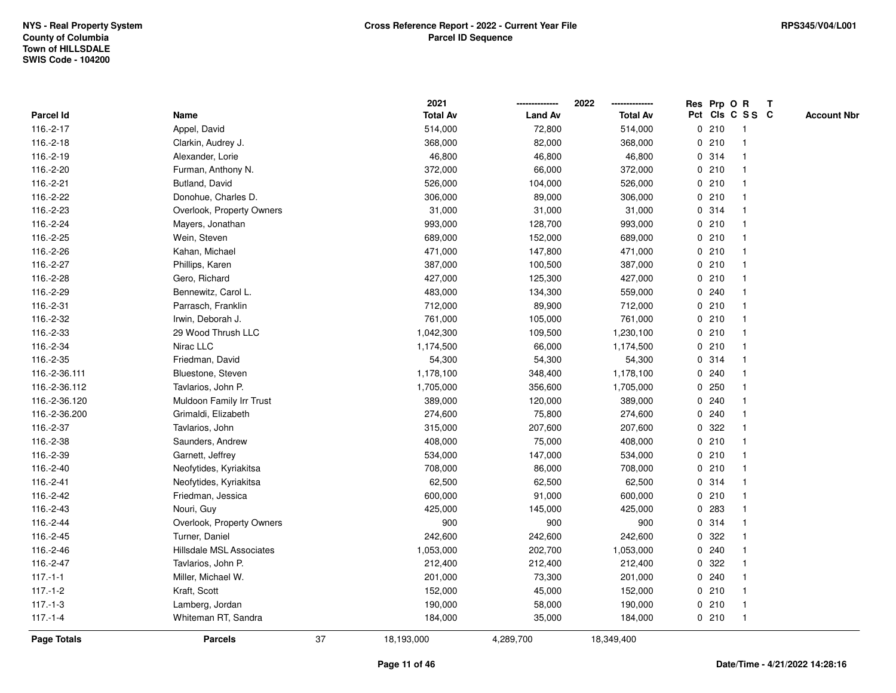NYS - Real Property System
County of Columbia
Town of HILLSDALE
SWIS Code - 104200

**Cross Reference Report - 2022 - Current Year File**
**Parcel ID Sequence**

RPS345/V04/L001

| Parcel Id | Name | 2021 Total Av | 2022 Land Av | 2022 Total Av | Res Pct | Prp Cls | O C | R S S | T C | Account Nbr |
|---|---|---|---|---|---|---|---|---|---|---|
| 116.-2-17 | Appel, David | 514,000 | 72,800 | 514,000 | 0 | 210 | | 1 | | |
| 116.-2-18 | Clarkin, Audrey J. | 368,000 | 82,000 | 368,000 | 0 | 210 | | 1 | | |
| 116.-2-19 | Alexander, Lorie | 46,800 | 46,800 | 46,800 | 0 | 314 | | 1 | | |
| 116.-2-20 | Furman, Anthony N. | 372,000 | 66,000 | 372,000 | 0 | 210 | | 1 | | |
| 116.-2-21 | Butland, David | 526,000 | 104,000 | 526,000 | 0 | 210 | | 1 | | |
| 116.-2-22 | Donohue, Charles D. | 306,000 | 89,000 | 306,000 | 0 | 210 | | 1 | | |
| 116.-2-23 | Overlook, Property Owners | 31,000 | 31,000 | 31,000 | 0 | 314 | | 1 | | |
| 116.-2-24 | Mayers, Jonathan | 993,000 | 128,700 | 993,000 | 0 | 210 | | 1 | | |
| 116.-2-25 | Wein, Steven | 689,000 | 152,000 | 689,000 | 0 | 210 | | 1 | | |
| 116.-2-26 | Kahan, Michael | 471,000 | 147,800 | 471,000 | 0 | 210 | | 1 | | |
| 116.-2-27 | Phillips, Karen | 387,000 | 100,500 | 387,000 | 0 | 210 | | 1 | | |
| 116.-2-28 | Gero, Richard | 427,000 | 125,300 | 427,000 | 0 | 210 | | 1 | | |
| 116.-2-29 | Bennewitz, Carol L. | 483,000 | 134,300 | 559,000 | 0 | 240 | | 1 | | |
| 116.-2-31 | Parrasch, Franklin | 712,000 | 89,900 | 712,000 | 0 | 210 | | 1 | | |
| 116.-2-32 | Irwin, Deborah J. | 761,000 | 105,000 | 761,000 | 0 | 210 | | 1 | | |
| 116.-2-33 | 29 Wood Thrush LLC | 1,042,300 | 109,500 | 1,230,100 | 0 | 210 | | 1 | | |
| 116.-2-34 | Nirac LLC | 1,174,500 | 66,000 | 1,174,500 | 0 | 210 | | 1 | | |
| 116.-2-35 | Friedman, David | 54,300 | 54,300 | 54,300 | 0 | 314 | | 1 | | |
| 116.-2-36.111 | Bluestone, Steven | 1,178,100 | 348,400 | 1,178,100 | 0 | 240 | | 1 | | |
| 116.-2-36.112 | Tavlarios, John P. | 1,705,000 | 356,600 | 1,705,000 | 0 | 250 | | 1 | | |
| 116.-2-36.120 | Muldoon Family Irr Trust | 389,000 | 120,000 | 389,000 | 0 | 240 | | 1 | | |
| 116.-2-36.200 | Grimaldi, Elizabeth | 274,600 | 75,800 | 274,600 | 0 | 240 | | 1 | | |
| 116.-2-37 | Tavlarios, John | 315,000 | 207,600 | 207,600 | 0 | 322 | | 1 | | |
| 116.-2-38 | Saunders, Andrew | 408,000 | 75,000 | 408,000 | 0 | 210 | | 1 | | |
| 116.-2-39 | Garnett, Jeffrey | 534,000 | 147,000 | 534,000 | 0 | 210 | | 1 | | |
| 116.-2-40 | Neofytides, Kyriakitsa | 708,000 | 86,000 | 708,000 | 0 | 210 | | 1 | | |
| 116.-2-41 | Neofytides, Kyriakitsa | 62,500 | 62,500 | 62,500 | 0 | 314 | | 1 | | |
| 116.-2-42 | Friedman, Jessica | 600,000 | 91,000 | 600,000 | 0 | 210 | | 1 | | |
| 116.-2-43 | Nouri, Guy | 425,000 | 145,000 | 425,000 | 0 | 283 | | 1 | | |
| 116.-2-44 | Overlook, Property Owners | 900 | 900 | 900 | 0 | 314 | | 1 | | |
| 116.-2-45 | Turner, Daniel | 242,600 | 242,600 | 242,600 | 0 | 322 | | 1 | | |
| 116.-2-46 | Hillsdale MSL Associates | 1,053,000 | 202,700 | 1,053,000 | 0 | 240 | | 1 | | |
| 116.-2-47 | Tavlarios, John P. | 212,400 | 212,400 | 212,400 | 0 | 322 | | 1 | | |
| 117.-1-1 | Miller, Michael W. | 201,000 | 73,300 | 201,000 | 0 | 240 | | 1 | | |
| 117.-1-2 | Kraft, Scott | 152,000 | 45,000 | 152,000 | 0 | 210 | | 1 | | |
| 117.-1-3 | Lamberg, Jordan | 190,000 | 58,000 | 190,000 | 0 | 210 | | 1 | | |
| 117.-1-4 | Whiteman RT, Sandra | 184,000 | 35,000 | 184,000 | 0 | 210 | | 1 | | |
| **Page Totals** | **Parcels** 37 | 18,193,000 | 4,289,700 | 18,349,400 | | | | | | |

**Date/Time - 4/21/2022 14:28:16**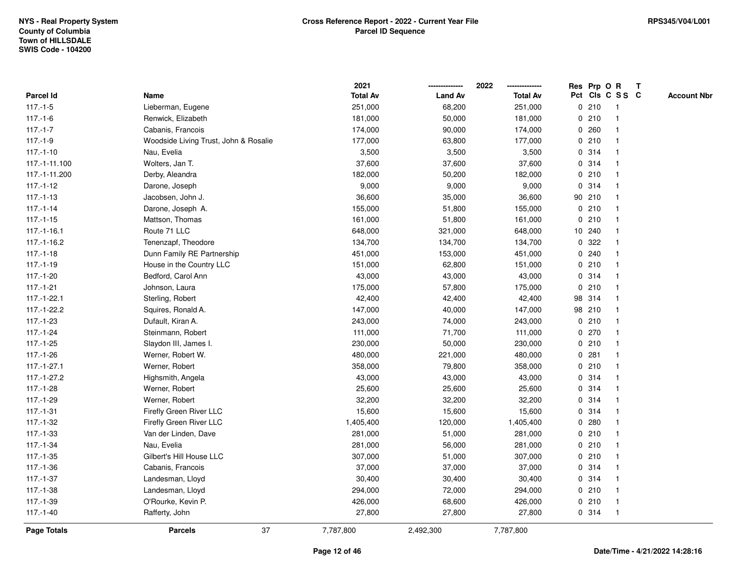NYS - Real Property System
County of Columbia
Town of HILLSDALE
SWIS Code - 104200

**Cross Reference Report - 2022 - Current Year File**
**Parcel ID Sequence**

RPS345/V04/L001

| Parcel Id | Name | 2021 Total Av | 2022 Land Av | 2022 Total Av | Res Pct | Prp Cls | O C | R SS | T C | Account Nbr |
|---|---|---|---|---|---|---|---|---|---|---|
| 117.-1-5 | Lieberman, Eugene | 251,000 | 68,200 | 251,000 | 0 | 210 | | 1 | | |
| 117.-1-6 | Renwick, Elizabeth | 181,000 | 50,000 | 181,000 | 0 | 210 | | 1 | | |
| 117.-1-7 | Cabanis, Francois | 174,000 | 90,000 | 174,000 | 0 | 260 | | 1 | | |
| 117.-1-9 | Woodside Living Trust, John & Rosalie | 177,000 | 63,800 | 177,000 | 0 | 210 | | 1 | | |
| 117.-1-10 | Nau, Evelia | 3,500 | 3,500 | 3,500 | 0 | 314 | | 1 | | |
| 117.-1-11.100 | Wolters, Jan T. | 37,600 | 37,600 | 37,600 | 0 | 314 | | 1 | | |
| 117.-1-11.200 | Derby, Aleandra | 182,000 | 50,200 | 182,000 | 0 | 210 | | 1 | | |
| 117.-1-12 | Darone, Joseph | 9,000 | 9,000 | 9,000 | 0 | 314 | | 1 | | |
| 117.-1-13 | Jacobsen, John J. | 36,600 | 35,000 | 36,600 | 90 | 210 | | 1 | | |
| 117.-1-14 | Darone, Joseph A. | 155,000 | 51,800 | 155,000 | 0 | 210 | | 1 | | |
| 117.-1-15 | Mattson, Thomas | 161,000 | 51,800 | 161,000 | 0 | 210 | | 1 | | |
| 117.-1-16.1 | Route 71 LLC | 648,000 | 321,000 | 648,000 | 10 | 240 | | 1 | | |
| 117.-1-16.2 | Tenenzapf, Theodore | 134,700 | 134,700 | 134,700 | 0 | 322 | | 1 | | |
| 117.-1-18 | Dunn Family RE Partnership | 451,000 | 153,000 | 451,000 | 0 | 240 | | 1 | | |
| 117.-1-19 | House in the Country LLC | 151,000 | 62,800 | 151,000 | 0 | 210 | | 1 | | |
| 117.-1-20 | Bedford, Carol Ann | 43,000 | 43,000 | 43,000 | 0 | 314 | | 1 | | |
| 117.-1-21 | Johnson, Laura | 175,000 | 57,800 | 175,000 | 0 | 210 | | 1 | | |
| 117.-1-22.1 | Sterling, Robert | 42,400 | 42,400 | 42,400 | 98 | 314 | | 1 | | |
| 117.-1-22.2 | Squires, Ronald A. | 147,000 | 40,000 | 147,000 | 98 | 210 | | 1 | | |
| 117.-1-23 | Dufault, Kiran A. | 243,000 | 74,000 | 243,000 | 0 | 210 | | 1 | | |
| 117.-1-24 | Steinmann, Robert | 111,000 | 71,700 | 111,000 | 0 | 270 | | 1 | | |
| 117.-1-25 | Slaydon III, James I. | 230,000 | 50,000 | 230,000 | 0 | 210 | | 1 | | |
| 117.-1-26 | Werner, Robert W. | 480,000 | 221,000 | 480,000 | 0 | 281 | | 1 | | |
| 117.-1-27.1 | Werner, Robert | 358,000 | 79,800 | 358,000 | 0 | 210 | | 1 | | |
| 117.-1-27.2 | Highsmith, Angela | 43,000 | 43,000 | 43,000 | 0 | 314 | | 1 | | |
| 117.-1-28 | Werner, Robert | 25,600 | 25,600 | 25,600 | 0 | 314 | | 1 | | |
| 117.-1-29 | Werner, Robert | 32,200 | 32,200 | 32,200 | 0 | 314 | | 1 | | |
| 117.-1-31 | Firefly Green River LLC | 15,600 | 15,600 | 15,600 | 0 | 314 | | 1 | | |
| 117.-1-32 | Firefly Green River LLC | 1,405,400 | 120,000 | 1,405,400 | 0 | 280 | | 1 | | |
| 117.-1-33 | Van der Linden, Dave | 281,000 | 51,000 | 281,000 | 0 | 210 | | 1 | | |
| 117.-1-34 | Nau, Evelia | 281,000 | 56,000 | 281,000 | 0 | 210 | | 1 | | |
| 117.-1-35 | Gilbert's Hill House LLC | 307,000 | 51,000 | 307,000 | 0 | 210 | | 1 | | |
| 117.-1-36 | Cabanis, Francois | 37,000 | 37,000 | 37,000 | 0 | 314 | | 1 | | |
| 117.-1-37 | Landesman, Lloyd | 30,400 | 30,400 | 30,400 | 0 | 314 | | 1 | | |
| 117.-1-38 | Landesman, Lloyd | 294,000 | 72,000 | 294,000 | 0 | 210 | | 1 | | |
| 117.-1-39 | O'Rourke, Kevin P. | 426,000 | 68,600 | 426,000 | 0 | 210 | | 1 | | |
| 117.-1-40 | Rafferty, John | 27,800 | 27,800 | 27,800 | 0 | 314 | | 1 | | |
| **Page Totals** | **Parcels** 37 | 7,787,800 | 2,492,300 | 7,787,800 | | | | | | |

Date/Time - 4/21/2022 14:28:16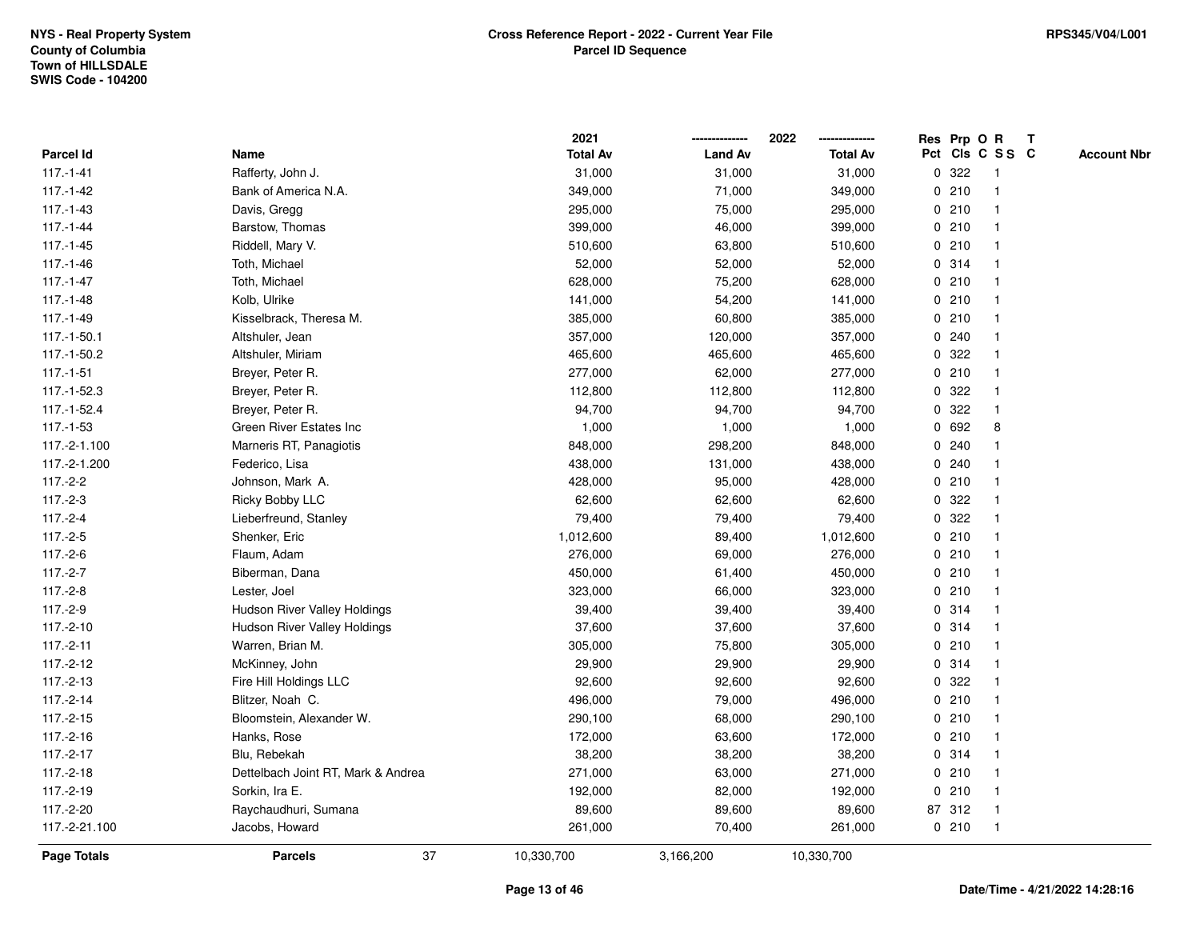NYS - Real Property System
County of Columbia
Town of HILLSDALE
SWIS Code - 104200

# Cross Reference Report - 2022 - Current Year File
## Parcel ID Sequence

RPS345/V04/L001

| Parcel Id | Name | 2021 Total Av | 2022 Land Av | 2022 Total Av | Res Pct | Prp Cls | O C | R S S | T C | Account Nbr |
|---|---|---|---|---|---|---|---|---|---|---|
| 117.-1-41 | Rafferty, John J. | 31,000 | 31,000 | 31,000 | 0 | 322 | | 1 | | |
| 117.-1-42 | Bank of America N.A. | 349,000 | 71,000 | 349,000 | 0 | 210 | | 1 | | |
| 117.-1-43 | Davis, Gregg | 295,000 | 75,000 | 295,000 | 0 | 210 | | 1 | | |
| 117.-1-44 | Barstow, Thomas | 399,000 | 46,000 | 399,000 | 0 | 210 | | 1 | | |
| 117.-1-45 | Riddell, Mary V. | 510,600 | 63,800 | 510,600 | 0 | 210 | | 1 | | |
| 117.-1-46 | Toth, Michael | 52,000 | 52,000 | 52,000 | 0 | 314 | | 1 | | |
| 117.-1-47 | Toth, Michael | 628,000 | 75,200 | 628,000 | 0 | 210 | | 1 | | |
| 117.-1-48 | Kolb, Ulrike | 141,000 | 54,200 | 141,000 | 0 | 210 | | 1 | | |
| 117.-1-49 | Kisselbrack, Theresa M. | 385,000 | 60,800 | 385,000 | 0 | 210 | | 1 | | |
| 117.-1-50.1 | Altshuler, Jean | 357,000 | 120,000 | 357,000 | 0 | 240 | | 1 | | |
| 117.-1-50.2 | Altshuler, Miriam | 465,600 | 465,600 | 465,600 | 0 | 322 | | 1 | | |
| 117.-1-51 | Breyer, Peter R. | 277,000 | 62,000 | 277,000 | 0 | 210 | | 1 | | |
| 117.-1-52.3 | Breyer, Peter R. | 112,800 | 112,800 | 112,800 | 0 | 322 | | 1 | | |
| 117.-1-52.4 | Breyer, Peter R. | 94,700 | 94,700 | 94,700 | 0 | 322 | | 1 | | |
| 117.-1-53 | Green River Estates Inc | 1,000 | 1,000 | 1,000 | 0 | 692 | | 8 | | |
| 117.-2-1.100 | Marneris RT, Panagiotis | 848,000 | 298,200 | 848,000 | 0 | 240 | | 1 | | |
| 117.-2-1.200 | Federico, Lisa | 438,000 | 131,000 | 438,000 | 0 | 240 | | 1 | | |
| 117.-2-2 | Johnson, Mark A. | 428,000 | 95,000 | 428,000 | 0 | 210 | | 1 | | |
| 117.-2-3 | Ricky Bobby LLC | 62,600 | 62,600 | 62,600 | 0 | 322 | | 1 | | |
| 117.-2-4 | Lieberfreund, Stanley | 79,400 | 79,400 | 79,400 | 0 | 322 | | 1 | | |
| 117.-2-5 | Shenker, Eric | 1,012,600 | 89,400 | 1,012,600 | 0 | 210 | | 1 | | |
| 117.-2-6 | Flaum, Adam | 276,000 | 69,000 | 276,000 | 0 | 210 | | 1 | | |
| 117.-2-7 | Biberman, Dana | 450,000 | 61,400 | 450,000 | 0 | 210 | | 1 | | |
| 117.-2-8 | Lester, Joel | 323,000 | 66,000 | 323,000 | 0 | 210 | | 1 | | |
| 117.-2-9 | Hudson River Valley Holdings | 39,400 | 39,400 | 39,400 | 0 | 314 | | 1 | | |
| 117.-2-10 | Hudson River Valley Holdings | 37,600 | 37,600 | 37,600 | 0 | 314 | | 1 | | |
| 117.-2-11 | Warren, Brian M. | 305,000 | 75,800 | 305,000 | 0 | 210 | | 1 | | |
| 117.-2-12 | McKinney, John | 29,900 | 29,900 | 29,900 | 0 | 314 | | 1 | | |
| 117.-2-13 | Fire Hill Holdings LLC | 92,600 | 92,600 | 92,600 | 0 | 322 | | 1 | | |
| 117.-2-14 | Blitzer, Noah C. | 496,000 | 79,000 | 496,000 | 0 | 210 | | 1 | | |
| 117.-2-15 | Bloomstein, Alexander W. | 290,100 | 68,000 | 290,100 | 0 | 210 | | 1 | | |
| 117.-2-16 | Hanks, Rose | 172,000 | 63,600 | 172,000 | 0 | 210 | | 1 | | |
| 117.-2-17 | Blu, Rebekah | 38,200 | 38,200 | 38,200 | 0 | 314 | | 1 | | |
| 117.-2-18 | Dettelbach Joint RT, Mark & Andrea | 271,000 | 63,000 | 271,000 | 0 | 210 | | 1 | | |
| 117.-2-19 | Sorkin, Ira E. | 192,000 | 82,000 | 192,000 | 0 | 210 | | 1 | | |
| 117.-2-20 | Raychaudhuri, Sumana | 89,600 | 89,600 | 89,600 | 87 | 312 | | 1 | | |
| 117.-2-21.100 | Jacobs, Howard | 261,000 | 70,400 | 261,000 | 0 | 210 | | 1 | | |
| **Page Totals** | **Parcels** 37 | 10,330,700 | 3,166,200 | 10,330,700 | | | | | | |

Date/Time - 4/21/2022 14:28:16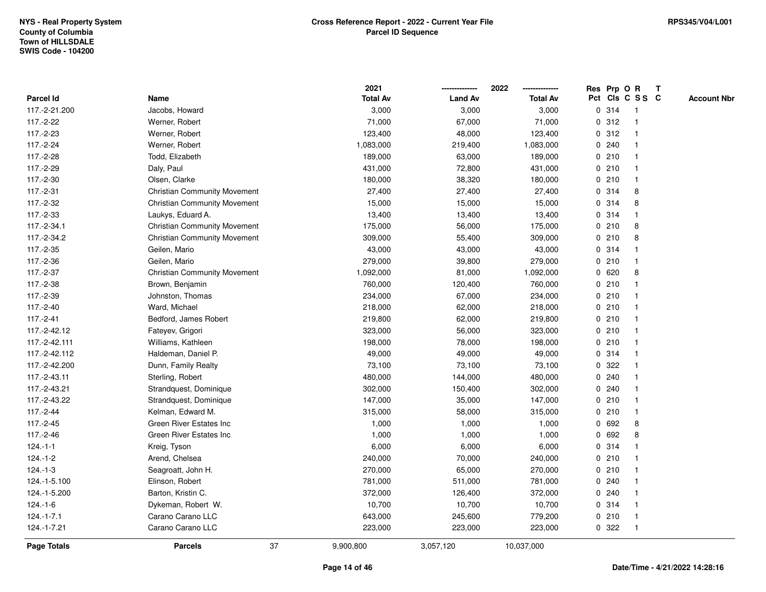| Parcel Id | Name | 2021 Total Av | 2022 Land Av | 2022 Total Av | Res Pct | Prp Cls | O C | R S S | T C | Account Nbr |
|---|---|---|---|---|---|---|---|---|---|---|
| 117.-2-21.200 | Jacobs, Howard | 3,000 | 3,000 | 3,000 | 0 | 314 | | 1 | | |
| 117.-2-22 | Werner, Robert | 71,000 | 67,000 | 71,000 | 0 | 312 | | 1 | | |
| 117.-2-23 | Werner, Robert | 123,400 | 48,000 | 123,400 | 0 | 312 | | 1 | | |
| 117.-2-24 | Werner, Robert | 1,083,000 | 219,400 | 1,083,000 | 0 | 240 | | 1 | | |
| 117.-2-28 | Todd, Elizabeth | 189,000 | 63,000 | 189,000 | 0 | 210 | | 1 | | |
| 117.-2-29 | Daly, Paul | 431,000 | 72,800 | 431,000 | 0 | 210 | | 1 | | |
| 117.-2-30 | Olsen, Clarke | 180,000 | 38,320 | 180,000 | 0 | 210 | | 1 | | |
| 117.-2-31 | Christian Community Movement | 27,400 | 27,400 | 27,400 | 0 | 314 | | 8 | | |
| 117.-2-32 | Christian Community Movement | 15,000 | 15,000 | 15,000 | 0 | 314 | | 8 | | |
| 117.-2-33 | Laukys, Eduard A. | 13,400 | 13,400 | 13,400 | 0 | 314 | | 1 | | |
| 117.-2-34.1 | Christian Community Movement | 175,000 | 56,000 | 175,000 | 0 | 210 | | 8 | | |
| 117.-2-34.2 | Christian Community Movement | 309,000 | 55,400 | 309,000 | 0 | 210 | | 8 | | |
| 117.-2-35 | Geilen, Mario | 43,000 | 43,000 | 43,000 | 0 | 314 | | 1 | | |
| 117.-2-36 | Geilen, Mario | 279,000 | 39,800 | 279,000 | 0 | 210 | | 1 | | |
| 117.-2-37 | Christian Community Movement | 1,092,000 | 81,000 | 1,092,000 | 0 | 620 | | 8 | | |
| 117.-2-38 | Brown, Benjamin | 760,000 | 120,400 | 760,000 | 0 | 210 | | 1 | | |
| 117.-2-39 | Johnston, Thomas | 234,000 | 67,000 | 234,000 | 0 | 210 | | 1 | | |
| 117.-2-40 | Ward, Michael | 218,000 | 62,000 | 218,000 | 0 | 210 | | 1 | | |
| 117.-2-41 | Bedford, James Robert | 219,800 | 62,000 | 219,800 | 0 | 210 | | 1 | | |
| 117.-2-42.12 | Fateyev, Grigori | 323,000 | 56,000 | 323,000 | 0 | 210 | | 1 | | |
| 117.-2-42.111 | Williams, Kathleen | 198,000 | 78,000 | 198,000 | 0 | 210 | | 1 | | |
| 117.-2-42.112 | Haldeman, Daniel P. | 49,000 | 49,000 | 49,000 | 0 | 314 | | 1 | | |
| 117.-2-42.200 | Dunn, Family Realty | 73,100 | 73,100 | 73,100 | 0 | 322 | | 1 | | |
| 117.-2-43.11 | Sterling, Robert | 480,000 | 144,000 | 480,000 | 0 | 240 | | 1 | | |
| 117.-2-43.21 | Strandquest, Dominique | 302,000 | 150,400 | 302,000 | 0 | 240 | | 1 | | |
| 117.-2-43.22 | Strandquest, Dominique | 147,000 | 35,000 | 147,000 | 0 | 210 | | 1 | | |
| 117.-2-44 | Kelman, Edward M. | 315,000 | 58,000 | 315,000 | 0 | 210 | | 1 | | |
| 117.-2-45 | Green River Estates Inc | 1,000 | 1,000 | 1,000 | 0 | 692 | | 8 | | |
| 117.-2-46 | Green River Estates Inc | 1,000 | 1,000 | 1,000 | 0 | 692 | | 8 | | |
| 124.-1-1 | Kreig, Tyson | 6,000 | 6,000 | 6,000 | 0 | 314 | | 1 | | |
| 124.-1-2 | Arend, Chelsea | 240,000 | 70,000 | 240,000 | 0 | 210 | | 1 | | |
| 124.-1-3 | Seagroatt, John H. | 270,000 | 65,000 | 270,000 | 0 | 210 | | 1 | | |
| 124.-1-5.100 | Elinson, Robert | 781,000 | 511,000 | 781,000 | 0 | 240 | | 1 | | |
| 124.-1-5.200 | Barton, Kristin C. | 372,000 | 126,400 | 372,000 | 0 | 240 | | 1 | | |
| 124.-1-6 | Dykeman, Robert W. | 10,700 | 10,700 | 10,700 | 0 | 314 | | 1 | | |
| 124.-1-7.1 | Carano Carano LLC | 643,000 | 245,600 | 779,200 | 0 | 210 | | 1 | | |
| 124.-1-7.21 | Carano Carano LLC | 223,000 | 223,000 | 223,000 | 0 | 322 | | 1 | | |
| **Page Totals** | **Parcels** 37 | 9,900,800 | 3,057,120 | 10,037,000 | | | | | | |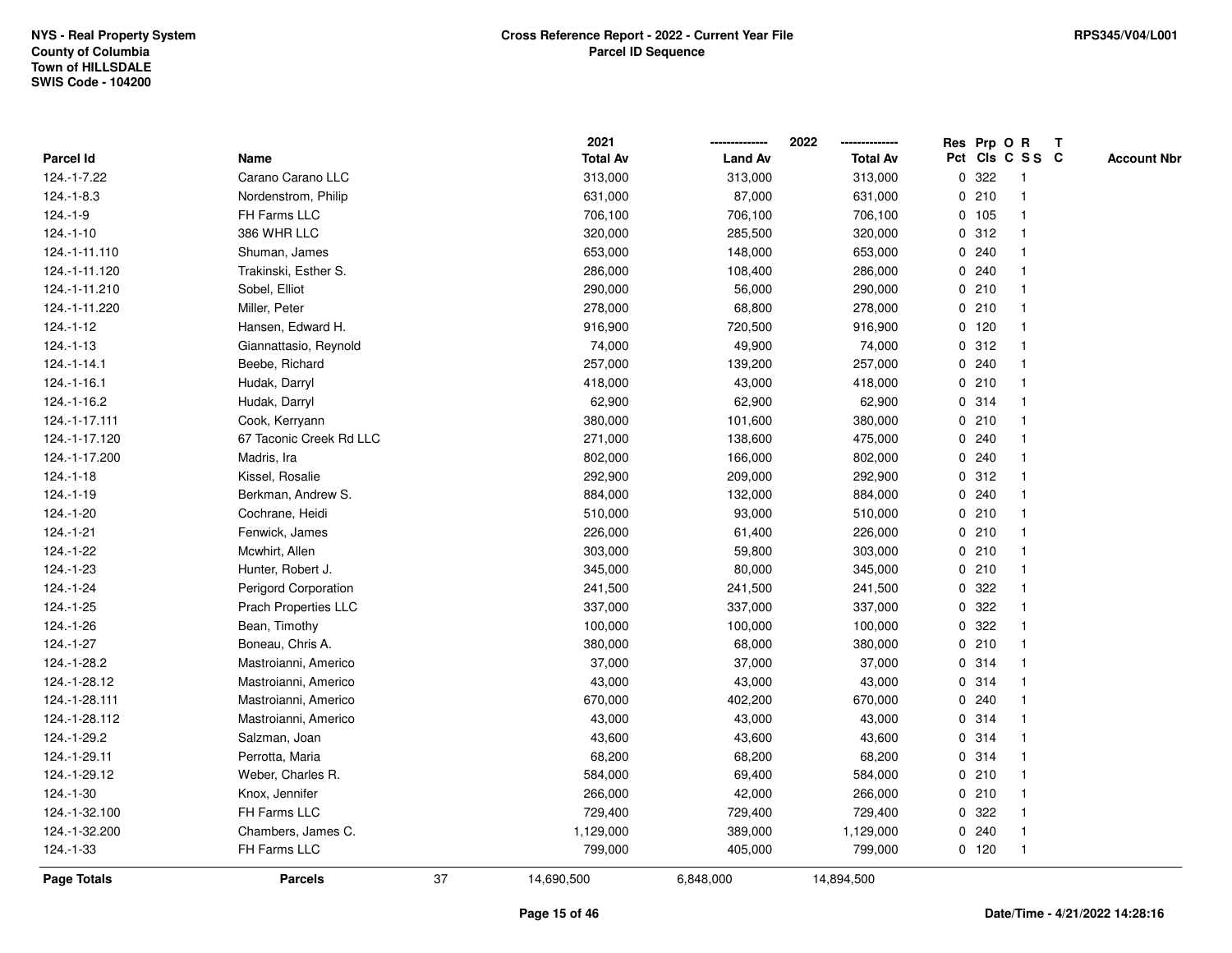NYS - Real Property System
County of Columbia
Town of HILLSDALE
SWIS Code - 104200

**Cross Reference Report - 2022 - Current Year File**
**Parcel ID Sequence**

RPS345/V04/L001

| Parcel Id | Name | 2021 Total Av | 2022 Land Av | 2022 Total Av | Res Pct | Prp Cls | O C | R S S | T C | Account Nbr |
|---|---|---|---|---|---|---|---|---|---|---|
| 124.-1-7.22 | Carano Carano LLC | 313,000 | 313,000 | 313,000 | 0 | 322 | | 1 | | |
| 124.-1-8.3 | Nordenstrom, Philip | 631,000 | 87,000 | 631,000 | 0 | 210 | | 1 | | |
| 124.-1-9 | FH Farms LLC | 706,100 | 706,100 | 706,100 | 0 | 105 | | 1 | | |
| 124.-1-10 | 386 WHR LLC | 320,000 | 285,500 | 320,000 | 0 | 312 | | 1 | | |
| 124.-1-11.110 | Shuman, James | 653,000 | 148,000 | 653,000 | 0 | 240 | | 1 | | |
| 124.-1-11.120 | Trakinski, Esther S. | 286,000 | 108,400 | 286,000 | 0 | 240 | | 1 | | |
| 124.-1-11.210 | Sobel, Elliot | 290,000 | 56,000 | 290,000 | 0 | 210 | | 1 | | |
| 124.-1-11.220 | Miller, Peter | 278,000 | 68,800 | 278,000 | 0 | 210 | | 1 | | |
| 124.-1-12 | Hansen, Edward H. | 916,900 | 720,500 | 916,900 | 0 | 120 | | 1 | | |
| 124.-1-13 | Giannattasio, Reynold | 74,000 | 49,900 | 74,000 | 0 | 312 | | 1 | | |
| 124.-1-14.1 | Beebe, Richard | 257,000 | 139,200 | 257,000 | 0 | 240 | | 1 | | |
| 124.-1-16.1 | Hudak, Darryl | 418,000 | 43,000 | 418,000 | 0 | 210 | | 1 | | |
| 124.-1-16.2 | Hudak, Darryl | 62,900 | 62,900 | 62,900 | 0 | 314 | | 1 | | |
| 124.-1-17.111 | Cook, Kerryann | 380,000 | 101,600 | 380,000 | 0 | 210 | | 1 | | |
| 124.-1-17.120 | 67 Taconic Creek Rd LLC | 271,000 | 138,600 | 475,000 | 0 | 240 | | 1 | | |
| 124.-1-17.200 | Madris, Ira | 802,000 | 166,000 | 802,000 | 0 | 240 | | 1 | | |
| 124.-1-18 | Kissel, Rosalie | 292,900 | 209,000 | 292,900 | 0 | 312 | | 1 | | |
| 124.-1-19 | Berkman, Andrew S. | 884,000 | 132,000 | 884,000 | 0 | 240 | | 1 | | |
| 124.-1-20 | Cochrane, Heidi | 510,000 | 93,000 | 510,000 | 0 | 210 | | 1 | | |
| 124.-1-21 | Fenwick, James | 226,000 | 61,400 | 226,000 | 0 | 210 | | 1 | | |
| 124.-1-22 | Mcwhirt, Allen | 303,000 | 59,800 | 303,000 | 0 | 210 | | 1 | | |
| 124.-1-23 | Hunter, Robert J. | 345,000 | 80,000 | 345,000 | 0 | 210 | | 1 | | |
| 124.-1-24 | Perigord Corporation | 241,500 | 241,500 | 241,500 | 0 | 322 | | 1 | | |
| 124.-1-25 | Prach Properties LLC | 337,000 | 337,000 | 337,000 | 0 | 322 | | 1 | | |
| 124.-1-26 | Bean, Timothy | 100,000 | 100,000 | 100,000 | 0 | 322 | | 1 | | |
| 124.-1-27 | Boneau, Chris A. | 380,000 | 68,000 | 380,000 | 0 | 210 | | 1 | | |
| 124.-1-28.2 | Mastroianni, Americo | 37,000 | 37,000 | 37,000 | 0 | 314 | | 1 | | |
| 124.-1-28.12 | Mastroianni, Americo | 43,000 | 43,000 | 43,000 | 0 | 314 | | 1 | | |
| 124.-1-28.111 | Mastroianni, Americo | 670,000 | 402,200 | 670,000 | 0 | 240 | | 1 | | |
| 124.-1-28.112 | Mastroianni, Americo | 43,000 | 43,000 | 43,000 | 0 | 314 | | 1 | | |
| 124.-1-29.2 | Salzman, Joan | 43,600 | 43,600 | 43,600 | 0 | 314 | | 1 | | |
| 124.-1-29.11 | Perrotta, Maria | 68,200 | 68,200 | 68,200 | 0 | 314 | | 1 | | |
| 124.-1-29.12 | Weber, Charles R. | 584,000 | 69,400 | 584,000 | 0 | 210 | | 1 | | |
| 124.-1-30 | Knox, Jennifer | 266,000 | 42,000 | 266,000 | 0 | 210 | | 1 | | |
| 124.-1-32.100 | FH Farms LLC | 729,400 | 729,400 | 729,400 | 0 | 322 | | 1 | | |
| 124.-1-32.200 | Chambers, James C. | 1,129,000 | 389,000 | 1,129,000 | 0 | 240 | | 1 | | |
| 124.-1-33 | FH Farms LLC | 799,000 | 405,000 | 799,000 | 0 | 120 | | 1 | | |
| **Page Totals** | **Parcels** 37 | 14,690,500 | 6,848,000 | 14,894,500 | | | | | | |

Date/Time - 4/21/2022 14:28:16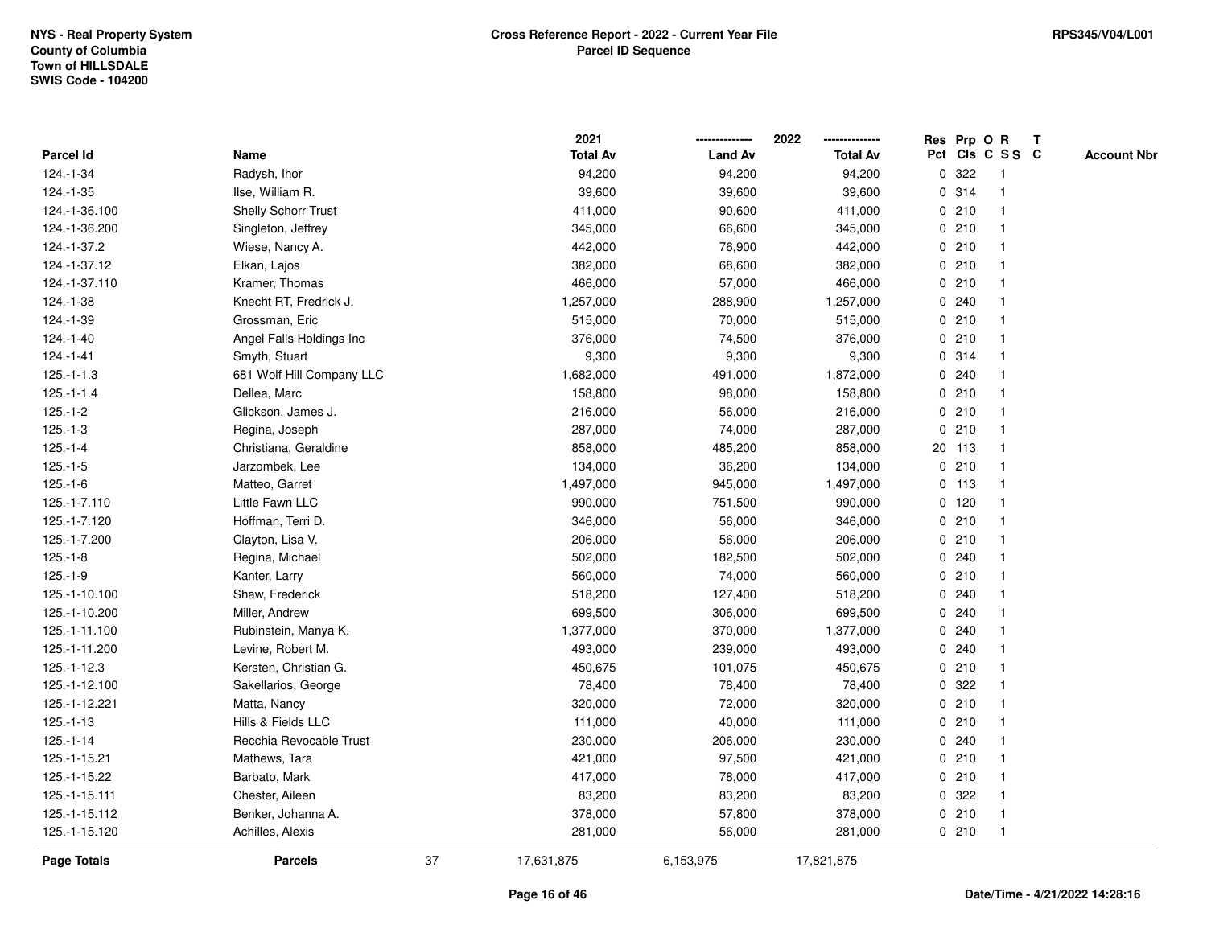**NYS - Real Property System**
**County of Columbia**
**Town of HILLSDALE**
**SWIS Code - 104200**

**Cross Reference Report - 2022 - Current Year File**
**Parcel ID Sequence**

**RPS345/V04/L001**

| Parcel Id | Name | 2021 Total Av | 2022 Land Av | 2022 Total Av | Res Pct | Prp Cls | O C | R SS | T C | Account Nbr |
|---|---|---|---|---|---|---|---|---|---|---|
| 124.-1-34 | Radysh, Ihor | 94,200 | 94,200 | 94,200 | 0 | 322 | | 1 | | |
| 124.-1-35 | Ilse, William R. | 39,600 | 39,600 | 39,600 | 0 | 314 | | 1 | | |
| 124.-1-36.100 | Shelly Schorr Trust | 411,000 | 90,600 | 411,000 | 0 | 210 | | 1 | | |
| 124.-1-36.200 | Singleton, Jeffrey | 345,000 | 66,600 | 345,000 | 0 | 210 | | 1 | | |
| 124.-1-37.2 | Wiese, Nancy A. | 442,000 | 76,900 | 442,000 | 0 | 210 | | 1 | | |
| 124.-1-37.12 | Elkan, Lajos | 382,000 | 68,600 | 382,000 | 0 | 210 | | 1 | | |
| 124.-1-37.110 | Kramer, Thomas | 466,000 | 57,000 | 466,000 | 0 | 210 | | 1 | | |
| 124.-1-38 | Knecht RT, Fredrick J. | 1,257,000 | 288,900 | 1,257,000 | 0 | 240 | | 1 | | |
| 124.-1-39 | Grossman, Eric | 515,000 | 70,000 | 515,000 | 0 | 210 | | 1 | | |
| 124.-1-40 | Angel Falls Holdings Inc | 376,000 | 74,500 | 376,000 | 0 | 210 | | 1 | | |
| 124.-1-41 | Smyth, Stuart | 9,300 | 9,300 | 9,300 | 0 | 314 | | 1 | | |
| 125.-1-1.3 | 681 Wolf Hill Company LLC | 1,682,000 | 491,000 | 1,872,000 | 0 | 240 | | 1 | | |
| 125.-1-1.4 | Dellea, Marc | 158,800 | 98,000 | 158,800 | 0 | 210 | | 1 | | |
| 125.-1-2 | Glickson, James J. | 216,000 | 56,000 | 216,000 | 0 | 210 | | 1 | | |
| 125.-1-3 | Regina, Joseph | 287,000 | 74,000 | 287,000 | 0 | 210 | | 1 | | |
| 125.-1-4 | Christiana, Geraldine | 858,000 | 485,200 | 858,000 | 20 | 113 | | 1 | | |
| 125.-1-5 | Jarzombek, Lee | 134,000 | 36,200 | 134,000 | 0 | 210 | | 1 | | |
| 125.-1-6 | Matteo, Garret | 1,497,000 | 945,000 | 1,497,000 | 0 | 113 | | 1 | | |
| 125.-1-7.110 | Little Fawn LLC | 990,000 | 751,500 | 990,000 | 0 | 120 | | 1 | | |
| 125.-1-7.120 | Hoffman, Terri D. | 346,000 | 56,000 | 346,000 | 0 | 210 | | 1 | | |
| 125.-1-7.200 | Clayton, Lisa V. | 206,000 | 56,000 | 206,000 | 0 | 210 | | 1 | | |
| 125.-1-8 | Regina, Michael | 502,000 | 182,500 | 502,000 | 0 | 240 | | 1 | | |
| 125.-1-9 | Kanter, Larry | 560,000 | 74,000 | 560,000 | 0 | 210 | | 1 | | |
| 125.-1-10.100 | Shaw, Frederick | 518,200 | 127,400 | 518,200 | 0 | 240 | | 1 | | |
| 125.-1-10.200 | Miller, Andrew | 699,500 | 306,000 | 699,500 | 0 | 240 | | 1 | | |
| 125.-1-11.100 | Rubinstein, Manya K. | 1,377,000 | 370,000 | 1,377,000 | 0 | 240 | | 1 | | |
| 125.-1-11.200 | Levine, Robert M. | 493,000 | 239,000 | 493,000 | 0 | 240 | | 1 | | |
| 125.-1-12.3 | Kersten, Christian G. | 450,675 | 101,075 | 450,675 | 0 | 210 | | 1 | | |
| 125.-1-12.100 | Sakellarios, George | 78,400 | 78,400 | 78,400 | 0 | 322 | | 1 | | |
| 125.-1-12.221 | Matta, Nancy | 320,000 | 72,000 | 320,000 | 0 | 210 | | 1 | | |
| 125.-1-13 | Hills & Fields LLC | 111,000 | 40,000 | 111,000 | 0 | 210 | | 1 | | |
| 125.-1-14 | Recchia Revocable Trust | 230,000 | 206,000 | 230,000 | 0 | 240 | | 1 | | |
| 125.-1-15.21 | Mathews, Tara | 421,000 | 97,500 | 421,000 | 0 | 210 | | 1 | | |
| 125.-1-15.22 | Barbato, Mark | 417,000 | 78,000 | 417,000 | 0 | 210 | | 1 | | |
| 125.-1-15.111 | Chester, Aileen | 83,200 | 83,200 | 83,200 | 0 | 322 | | 1 | | |
| 125.-1-15.112 | Benker, Johanna A. | 378,000 | 57,800 | 378,000 | 0 | 210 | | 1 | | |
| 125.-1-15.120 | Achilles, Alexis | 281,000 | 56,000 | 281,000 | 0 | 210 | | 1 | | |
| **Page Totals** | **Parcels** 37 | 17,631,875 | 6,153,975 | 17,821,875 | | | | | | |

**Date/Time - 4/21/2022 14:28:16**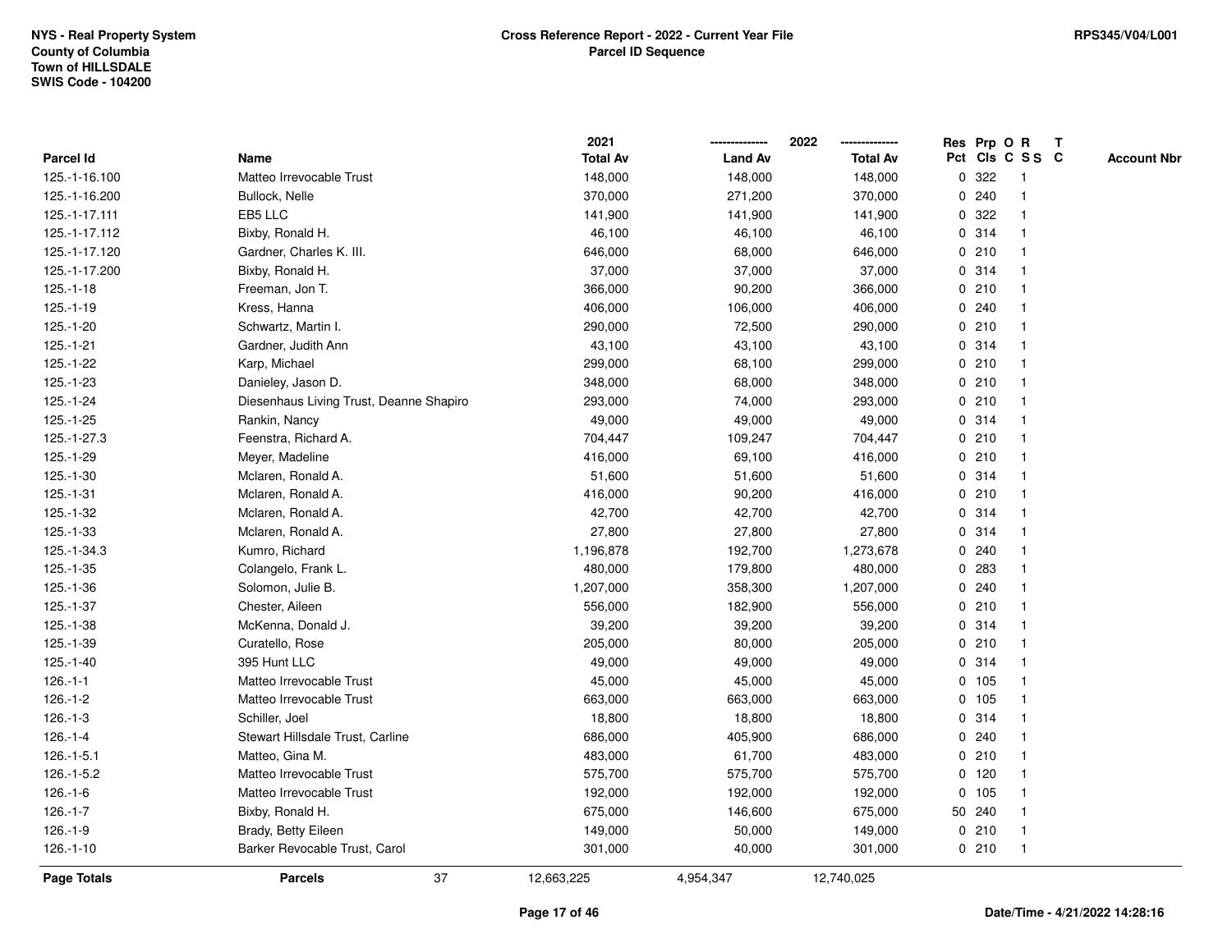NYS - Real Property System
County of Columbia
Town of HILLSDALE
SWIS Code - 104200

**Cross Reference Report - 2022 - Current Year File**
**Parcel ID Sequence**

RPS345/V04/L001

| Parcel Id | Name | 2021 Total Av | 2022 Land Av | 2022 Total Av | Res Pct | Prp Cls | O C | R S S | T C | Account Nbr |
|---|---|---|---|---|---|---|---|---|---|---|
| 125.-1-16.100 | Matteo Irrevocable Trust | 148,000 | 148,000 | 148,000 | 0 | 322 | | 1 | | |
| 125.-1-16.200 | Bullock, Nelle | 370,000 | 271,200 | 370,000 | 0 | 240 | | 1 | | |
| 125.-1-17.111 | EB5 LLC | 141,900 | 141,900 | 141,900 | 0 | 322 | | 1 | | |
| 125.-1-17.112 | Bixby, Ronald H. | 46,100 | 46,100 | 46,100 | 0 | 314 | | 1 | | |
| 125.-1-17.120 | Gardner, Charles K. III. | 646,000 | 68,000 | 646,000 | 0 | 210 | | 1 | | |
| 125.-1-17.200 | Bixby, Ronald H. | 37,000 | 37,000 | 37,000 | 0 | 314 | | 1 | | |
| 125.-1-18 | Freeman, Jon T. | 366,000 | 90,200 | 366,000 | 0 | 210 | | 1 | | |
| 125.-1-19 | Kress, Hanna | 406,000 | 106,000 | 406,000 | 0 | 240 | | 1 | | |
| 125.-1-20 | Schwartz, Martin I. | 290,000 | 72,500 | 290,000 | 0 | 210 | | 1 | | |
| 125.-1-21 | Gardner, Judith Ann | 43,100 | 43,100 | 43,100 | 0 | 314 | | 1 | | |
| 125.-1-22 | Karp, Michael | 299,000 | 68,100 | 299,000 | 0 | 210 | | 1 | | |
| 125.-1-23 | Danieley, Jason D. | 348,000 | 68,000 | 348,000 | 0 | 210 | | 1 | | |
| 125.-1-24 | Diesenhaus Living Trust, Deanne Shapiro | 293,000 | 74,000 | 293,000 | 0 | 210 | | 1 | | |
| 125.-1-25 | Rankin, Nancy | 49,000 | 49,000 | 49,000 | 0 | 314 | | 1 | | |
| 125.-1-27.3 | Feenstra, Richard A. | 704,447 | 109,247 | 704,447 | 0 | 210 | | 1 | | |
| 125.-1-29 | Meyer, Madeline | 416,000 | 69,100 | 416,000 | 0 | 210 | | 1 | | |
| 125.-1-30 | Mclaren, Ronald A. | 51,600 | 51,600 | 51,600 | 0 | 314 | | 1 | | |
| 125.-1-31 | Mclaren, Ronald A. | 416,000 | 90,200 | 416,000 | 0 | 210 | | 1 | | |
| 125.-1-32 | Mclaren, Ronald A. | 42,700 | 42,700 | 42,700 | 0 | 314 | | 1 | | |
| 125.-1-33 | Mclaren, Ronald A. | 27,800 | 27,800 | 27,800 | 0 | 314 | | 1 | | |
| 125.-1-34.3 | Kumro, Richard | 1,196,878 | 192,700 | 1,273,678 | 0 | 240 | | 1 | | |
| 125.-1-35 | Colangelo, Frank L. | 480,000 | 179,800 | 480,000 | 0 | 283 | | 1 | | |
| 125.-1-36 | Solomon, Julie B. | 1,207,000 | 358,300 | 1,207,000 | 0 | 240 | | 1 | | |
| 125.-1-37 | Chester, Aileen | 556,000 | 182,900 | 556,000 | 0 | 210 | | 1 | | |
| 125.-1-38 | McKenna, Donald J. | 39,200 | 39,200 | 39,200 | 0 | 314 | | 1 | | |
| 125.-1-39 | Curatello, Rose | 205,000 | 80,000 | 205,000 | 0 | 210 | | 1 | | |
| 125.-1-40 | 395 Hunt LLC | 49,000 | 49,000 | 49,000 | 0 | 314 | | 1 | | |
| 126.-1-1 | Matteo Irrevocable Trust | 45,000 | 45,000 | 45,000 | 0 | 105 | | 1 | | |
| 126.-1-2 | Matteo Irrevocable Trust | 663,000 | 663,000 | 663,000 | 0 | 105 | | 1 | | |
| 126.-1-3 | Schiller, Joel | 18,800 | 18,800 | 18,800 | 0 | 314 | | 1 | | |
| 126.-1-4 | Stewart Hillsdale Trust, Carline | 686,000 | 405,900 | 686,000 | 0 | 240 | | 1 | | |
| 126.-1-5.1 | Matteo, Gina M. | 483,000 | 61,700 | 483,000 | 0 | 210 | | 1 | | |
| 126.-1-5.2 | Matteo Irrevocable Trust | 575,700 | 575,700 | 575,700 | 0 | 120 | | 1 | | |
| 126.-1-6 | Matteo Irrevocable Trust | 192,000 | 192,000 | 192,000 | 0 | 105 | | 1 | | |
| 126.-1-7 | Bixby, Ronald H. | 675,000 | 146,600 | 675,000 | 50 | 240 | | 1 | | |
| 126.-1-9 | Brady, Betty Eileen | 149,000 | 50,000 | 149,000 | 0 | 210 | | 1 | | |
| 126.-1-10 | Barker Revocable Trust, Carol | 301,000 | 40,000 | 301,000 | 0 | 210 | | 1 | | |
| **Page Totals** | **Parcels** 37 | 12,663,225 | 4,954,347 | 12,740,025 | | | | | | |

**Date/Time - 4/21/2022 14:28:16**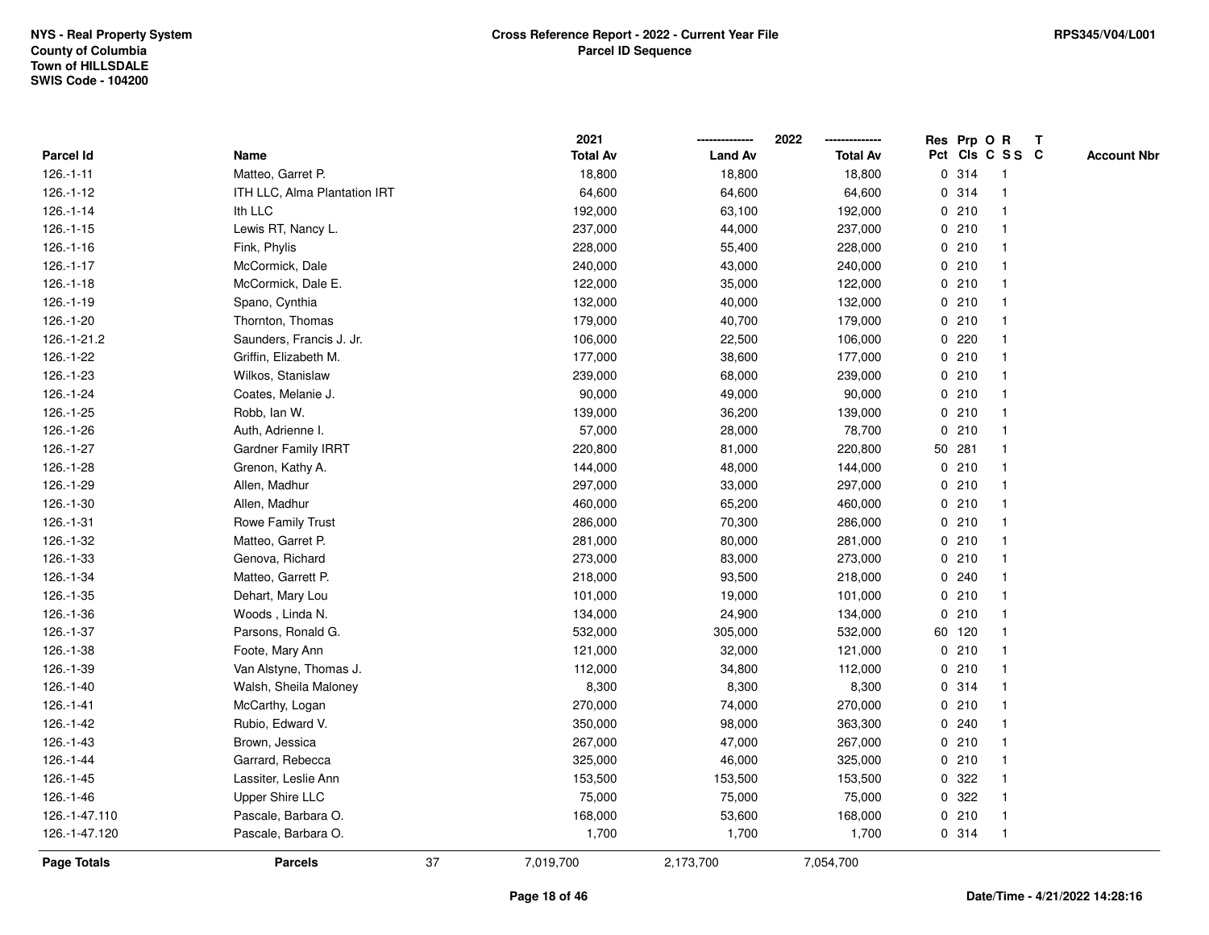NYS - Real Property System
County of Columbia
Town of HILLSDALE
SWIS Code - 104200

**Cross Reference Report - 2022 - Current Year File**
**Parcel ID Sequence**

RPS345/V04/L001

| Parcel Id | Name | 2021 Total Av | 2022 Land Av | 2022 Total Av | Res Pct | Prp Cls | O C | R SS | T C | Account Nbr |
|---|---|---|---|---|---|---|---|---|---|---|
| 126.-1-11 | Matteo, Garret P. | 18,800 | 18,800 | 18,800 | 0 | 314 | | 1 | | |
| 126.-1-12 | ITH LLC, Alma Plantation IRT | 64,600 | 64,600 | 64,600 | 0 | 314 | | 1 | | |
| 126.-1-14 | Ith LLC | 192,000 | 63,100 | 192,000 | 0 | 210 | | 1 | | |
| 126.-1-15 | Lewis RT, Nancy L. | 237,000 | 44,000 | 237,000 | 0 | 210 | | 1 | | |
| 126.-1-16 | Fink, Phylis | 228,000 | 55,400 | 228,000 | 0 | 210 | | 1 | | |
| 126.-1-17 | McCormick, Dale | 240,000 | 43,000 | 240,000 | 0 | 210 | | 1 | | |
| 126.-1-18 | McCormick, Dale E. | 122,000 | 35,000 | 122,000 | 0 | 210 | | 1 | | |
| 126.-1-19 | Spano, Cynthia | 132,000 | 40,000 | 132,000 | 0 | 210 | | 1 | | |
| 126.-1-20 | Thornton, Thomas | 179,000 | 40,700 | 179,000 | 0 | 210 | | 1 | | |
| 126.-1-21.2 | Saunders, Francis J. Jr. | 106,000 | 22,500 | 106,000 | 0 | 220 | | 1 | | |
| 126.-1-22 | Griffin, Elizabeth M. | 177,000 | 38,600 | 177,000 | 0 | 210 | | 1 | | |
| 126.-1-23 | Wilkos, Stanislaw | 239,000 | 68,000 | 239,000 | 0 | 210 | | 1 | | |
| 126.-1-24 | Coates, Melanie J. | 90,000 | 49,000 | 90,000 | 0 | 210 | | 1 | | |
| 126.-1-25 | Robb, Ian W. | 139,000 | 36,200 | 139,000 | 0 | 210 | | 1 | | |
| 126.-1-26 | Auth, Adrienne I. | 57,000 | 28,000 | 78,700 | 0 | 210 | | 1 | | |
| 126.-1-27 | Gardner Family IRRT | 220,800 | 81,000 | 220,800 | 50 | 281 | | 1 | | |
| 126.-1-28 | Grenon, Kathy A. | 144,000 | 48,000 | 144,000 | 0 | 210 | | 1 | | |
| 126.-1-29 | Allen, Madhur | 297,000 | 33,000 | 297,000 | 0 | 210 | | 1 | | |
| 126.-1-30 | Allen, Madhur | 460,000 | 65,200 | 460,000 | 0 | 210 | | 1 | | |
| 126.-1-31 | Rowe Family Trust | 286,000 | 70,300 | 286,000 | 0 | 210 | | 1 | | |
| 126.-1-32 | Matteo, Garret P. | 281,000 | 80,000 | 281,000 | 0 | 210 | | 1 | | |
| 126.-1-33 | Genova, Richard | 273,000 | 83,000 | 273,000 | 0 | 210 | | 1 | | |
| 126.-1-34 | Matteo, Garrett P. | 218,000 | 93,500 | 218,000 | 0 | 240 | | 1 | | |
| 126.-1-35 | Dehart, Mary Lou | 101,000 | 19,000 | 101,000 | 0 | 210 | | 1 | | |
| 126.-1-36 | Woods , Linda N. | 134,000 | 24,900 | 134,000 | 0 | 210 | | 1 | | |
| 126.-1-37 | Parsons, Ronald G. | 532,000 | 305,000 | 532,000 | 60 | 120 | | 1 | | |
| 126.-1-38 | Foote, Mary Ann | 121,000 | 32,000 | 121,000 | 0 | 210 | | 1 | | |
| 126.-1-39 | Van Alstyne, Thomas J. | 112,000 | 34,800 | 112,000 | 0 | 210 | | 1 | | |
| 126.-1-40 | Walsh, Sheila Maloney | 8,300 | 8,300 | 8,300 | 0 | 314 | | 1 | | |
| 126.-1-41 | McCarthy, Logan | 270,000 | 74,000 | 270,000 | 0 | 210 | | 1 | | |
| 126.-1-42 | Rubio, Edward V. | 350,000 | 98,000 | 363,300 | 0 | 240 | | 1 | | |
| 126.-1-43 | Brown, Jessica | 267,000 | 47,000 | 267,000 | 0 | 210 | | 1 | | |
| 126.-1-44 | Garrard, Rebecca | 325,000 | 46,000 | 325,000 | 0 | 210 | | 1 | | |
| 126.-1-45 | Lassiter, Leslie Ann | 153,500 | 153,500 | 153,500 | 0 | 322 | | 1 | | |
| 126.-1-46 | Upper Shire LLC | 75,000 | 75,000 | 75,000 | 0 | 322 | | 1 | | |
| 126.-1-47.110 | Pascale, Barbara O. | 168,000 | 53,600 | 168,000 | 0 | 210 | | 1 | | |
| 126.-1-47.120 | Pascale, Barbara O. | 1,700 | 1,700 | 1,700 | 0 | 314 | | 1 | | |
| **Page Totals** | **Parcels** 37 | 7,019,700 | 2,173,700 | 7,054,700 | | | | | | |

Date/Time - 4/21/2022 14:28:16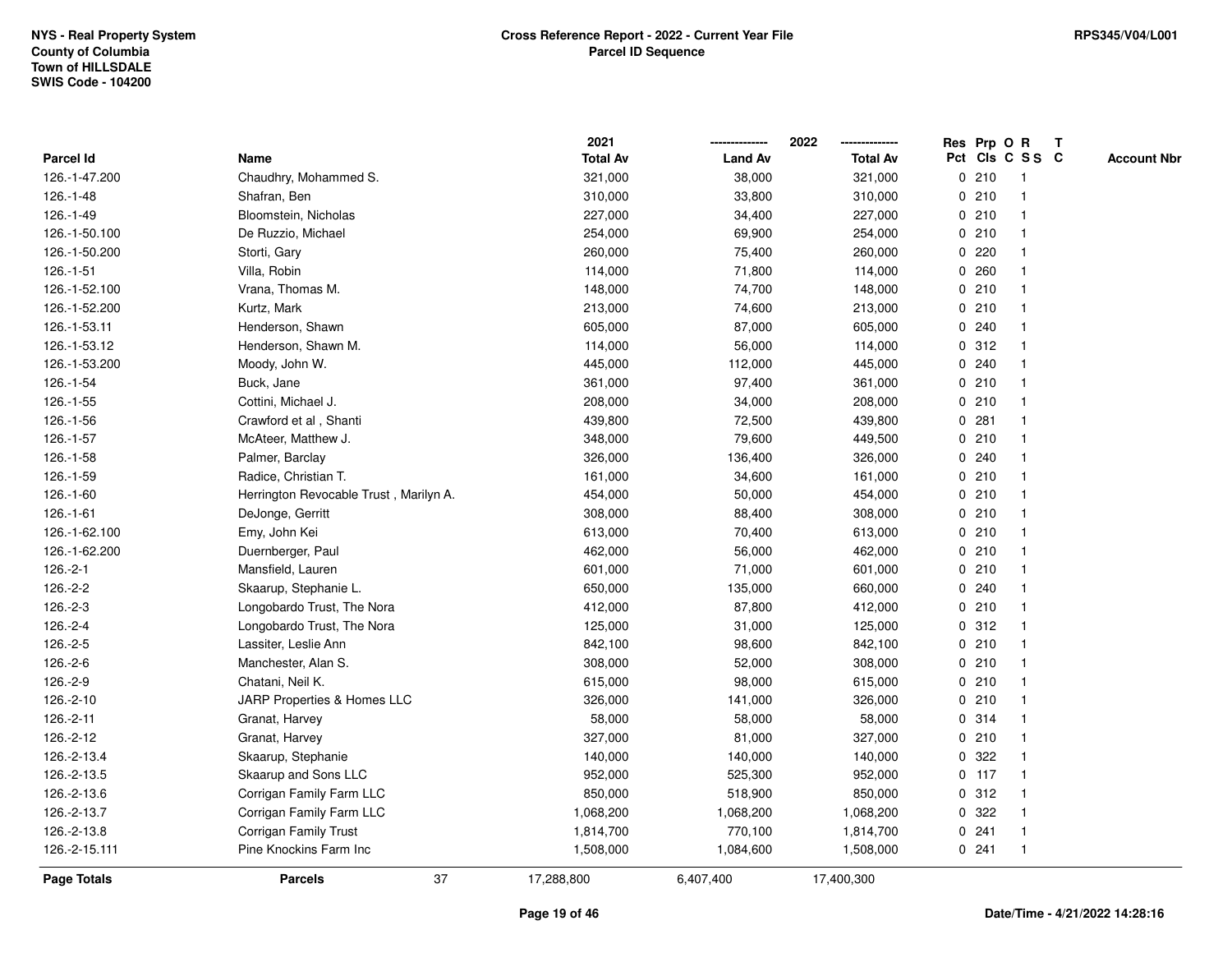| Parcel Id | Name | 2021 Total Av | 2022 Land Av | 2022 Total Av | Res Pct | Prp Cls | O C | R S S | T C | Account Nbr |
|---|---|---|---|---|---|---|---|---|---|---|
| 126.-1-47.200 | Chaudhry, Mohammed S. | 321,000 | 38,000 | 321,000 | 0 | 210 | | 1 | | |
| 126.-1-48 | Shafran, Ben | 310,000 | 33,800 | 310,000 | 0 | 210 | | 1 | | |
| 126.-1-49 | Bloomstein, Nicholas | 227,000 | 34,400 | 227,000 | 0 | 210 | | 1 | | |
| 126.-1-50.100 | De Ruzzio, Michael | 254,000 | 69,900 | 254,000 | 0 | 210 | | 1 | | |
| 126.-1-50.200 | Storti, Gary | 260,000 | 75,400 | 260,000 | 0 | 220 | | 1 | | |
| 126.-1-51 | Villa, Robin | 114,000 | 71,800 | 114,000 | 0 | 260 | | 1 | | |
| 126.-1-52.100 | Vrana, Thomas M. | 148,000 | 74,700 | 148,000 | 0 | 210 | | 1 | | |
| 126.-1-52.200 | Kurtz, Mark | 213,000 | 74,600 | 213,000 | 0 | 210 | | 1 | | |
| 126.-1-53.11 | Henderson, Shawn | 605,000 | 87,000 | 605,000 | 0 | 240 | | 1 | | |
| 126.-1-53.12 | Henderson, Shawn M. | 114,000 | 56,000 | 114,000 | 0 | 312 | | 1 | | |
| 126.-1-53.200 | Moody, John W. | 445,000 | 112,000 | 445,000 | 0 | 240 | | 1 | | |
| 126.-1-54 | Buck, Jane | 361,000 | 97,400 | 361,000 | 0 | 210 | | 1 | | |
| 126.-1-55 | Cottini, Michael J. | 208,000 | 34,000 | 208,000 | 0 | 210 | | 1 | | |
| 126.-1-56 | Crawford et al , Shanti | 439,800 | 72,500 | 439,800 | 0 | 281 | | 1 | | |
| 126.-1-57 | McAteer, Matthew J. | 348,000 | 79,600 | 449,500 | 0 | 210 | | 1 | | |
| 126.-1-58 | Palmer, Barclay | 326,000 | 136,400 | 326,000 | 0 | 240 | | 1 | | |
| 126.-1-59 | Radice, Christian T. | 161,000 | 34,600 | 161,000 | 0 | 210 | | 1 | | |
| 126.-1-60 | Herrington Revocable Trust , Marilyn A. | 454,000 | 50,000 | 454,000 | 0 | 210 | | 1 | | |
| 126.-1-61 | DeJonge, Gerritt | 308,000 | 88,400 | 308,000 | 0 | 210 | | 1 | | |
| 126.-1-62.100 | Emy, John Kei | 613,000 | 70,400 | 613,000 | 0 | 210 | | 1 | | |
| 126.-1-62.200 | Duernberger, Paul | 462,000 | 56,000 | 462,000 | 0 | 210 | | 1 | | |
| 126.-2-1 | Mansfield, Lauren | 601,000 | 71,000 | 601,000 | 0 | 210 | | 1 | | |
| 126.-2-2 | Skaarup, Stephanie L. | 650,000 | 135,000 | 660,000 | 0 | 240 | | 1 | | |
| 126.-2-3 | Longobardo Trust, The Nora | 412,000 | 87,800 | 412,000 | 0 | 210 | | 1 | | |
| 126.-2-4 | Longobardo Trust, The Nora | 125,000 | 31,000 | 125,000 | 0 | 312 | | 1 | | |
| 126.-2-5 | Lassiter, Leslie Ann | 842,100 | 98,600 | 842,100 | 0 | 210 | | 1 | | |
| 126.-2-6 | Manchester, Alan S. | 308,000 | 52,000 | 308,000 | 0 | 210 | | 1 | | |
| 126.-2-9 | Chatani, Neil K. | 615,000 | 98,000 | 615,000 | 0 | 210 | | 1 | | |
| 126.-2-10 | JARP Properties & Homes LLC | 326,000 | 141,000 | 326,000 | 0 | 210 | | 1 | | |
| 126.-2-11 | Granat, Harvey | 58,000 | 58,000 | 58,000 | 0 | 314 | | 1 | | |
| 126.-2-12 | Granat, Harvey | 327,000 | 81,000 | 327,000 | 0 | 210 | | 1 | | |
| 126.-2-13.4 | Skaarup, Stephanie | 140,000 | 140,000 | 140,000 | 0 | 322 | | 1 | | |
| 126.-2-13.5 | Skaarup and Sons LLC | 952,000 | 525,300 | 952,000 | 0 | 117 | | 1 | | |
| 126.-2-13.6 | Corrigan Family Farm LLC | 850,000 | 518,900 | 850,000 | 0 | 312 | | 1 | | |
| 126.-2-13.7 | Corrigan Family Farm LLC | 1,068,200 | 1,068,200 | 1,068,200 | 0 | 322 | | 1 | | |
| 126.-2-13.8 | Corrigan Family Trust | 1,814,700 | 770,100 | 1,814,700 | 0 | 241 | | 1 | | |
| 126.-2-15.111 | Pine Knockins Farm Inc | 1,508,000 | 1,084,600 | 1,508,000 | 0 | 241 | | 1 | | |
| **Page Totals** | **Parcels** 37 | 17,288,800 | 6,407,400 | 17,400,300 | | | | | | |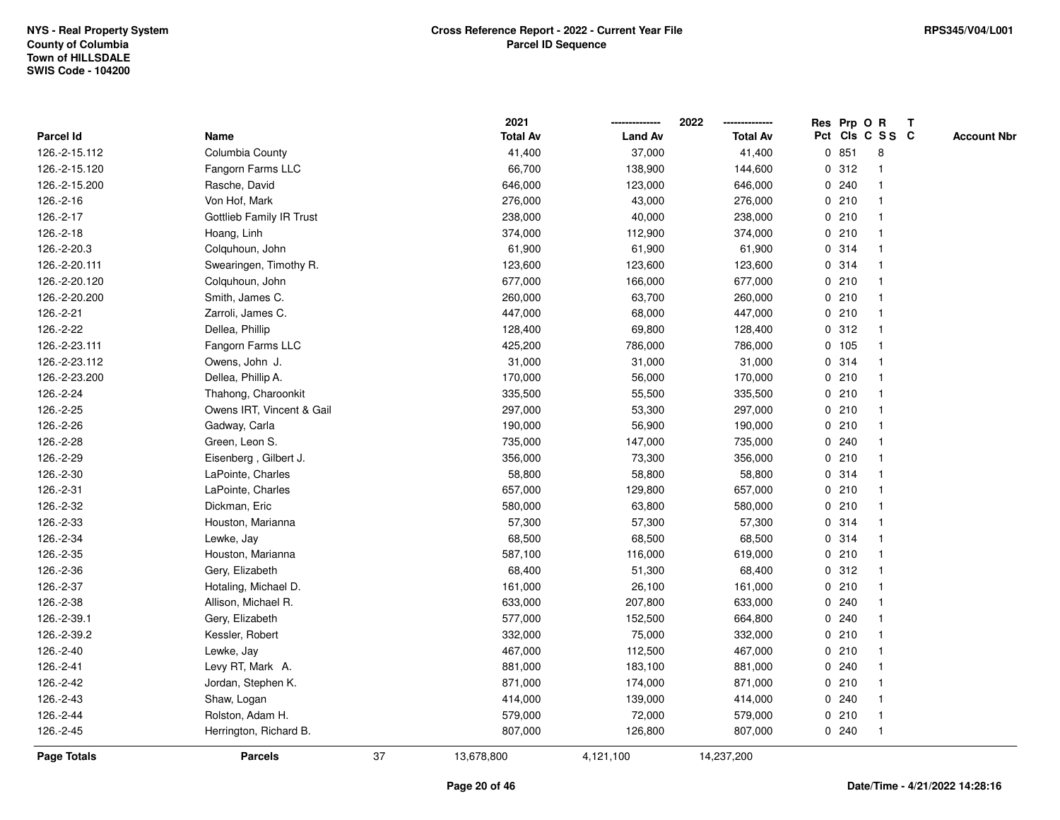NYS - Real Property System
County of Columbia
Town of HILLSDALE
SWIS Code - 104200

**Cross Reference Report - 2022 - Current Year File**
**Parcel ID Sequence**

RPS345/V04/L001

| Parcel Id | Name | 2021 Total Av | 2022 Land Av | 2022 Total Av | Res Pct | Prp Cls | O C | R S S | T C | Account Nbr |
|---|---|---|---|---|---|---|---|---|---|---|
| 126.-2-15.112 | Columbia County | 41,400 | 37,000 | 41,400 | 0 | 851 | | 8 | | |
| 126.-2-15.120 | Fangorn Farms LLC | 66,700 | 138,900 | 144,600 | 0 | 312 | | 1 | | |
| 126.-2-15.200 | Rasche, David | 646,000 | 123,000 | 646,000 | 0 | 240 | | 1 | | |
| 126.-2-16 | Von Hof, Mark | 276,000 | 43,000 | 276,000 | 0 | 210 | | 1 | | |
| 126.-2-17 | Gottlieb Family IR Trust | 238,000 | 40,000 | 238,000 | 0 | 210 | | 1 | | |
| 126.-2-18 | Hoang, Linh | 374,000 | 112,900 | 374,000 | 0 | 210 | | 1 | | |
| 126.-2-20.3 | Colquhoun, John | 61,900 | 61,900 | 61,900 | 0 | 314 | | 1 | | |
| 126.-2-20.111 | Swearingen, Timothy R. | 123,600 | 123,600 | 123,600 | 0 | 314 | | 1 | | |
| 126.-2-20.120 | Colquhoun, John | 677,000 | 166,000 | 677,000 | 0 | 210 | | 1 | | |
| 126.-2-20.200 | Smith, James C. | 260,000 | 63,700 | 260,000 | 0 | 210 | | 1 | | |
| 126.-2-21 | Zarroli, James C. | 447,000 | 68,000 | 447,000 | 0 | 210 | | 1 | | |
| 126.-2-22 | Dellea, Phillip | 128,400 | 69,800 | 128,400 | 0 | 312 | | 1 | | |
| 126.-2-23.111 | Fangorn Farms LLC | 425,200 | 786,000 | 786,000 | 0 | 105 | | 1 | | |
| 126.-2-23.112 | Owens, John J. | 31,000 | 31,000 | 31,000 | 0 | 314 | | 1 | | |
| 126.-2-23.200 | Dellea, Phillip A. | 170,000 | 56,000 | 170,000 | 0 | 210 | | 1 | | |
| 126.-2-24 | Thahong, Charoonkit | 335,500 | 55,500 | 335,500 | 0 | 210 | | 1 | | |
| 126.-2-25 | Owens IRT, Vincent & Gail | 297,000 | 53,300 | 297,000 | 0 | 210 | | 1 | | |
| 126.-2-26 | Gadway, Carla | 190,000 | 56,900 | 190,000 | 0 | 210 | | 1 | | |
| 126.-2-28 | Green, Leon S. | 735,000 | 147,000 | 735,000 | 0 | 240 | | 1 | | |
| 126.-2-29 | Eisenberg , Gilbert J. | 356,000 | 73,300 | 356,000 | 0 | 210 | | 1 | | |
| 126.-2-30 | LaPointe, Charles | 58,800 | 58,800 | 58,800 | 0 | 314 | | 1 | | |
| 126.-2-31 | LaPointe, Charles | 657,000 | 129,800 | 657,000 | 0 | 210 | | 1 | | |
| 126.-2-32 | Dickman, Eric | 580,000 | 63,800 | 580,000 | 0 | 210 | | 1 | | |
| 126.-2-33 | Houston, Marianna | 57,300 | 57,300 | 57,300 | 0 | 314 | | 1 | | |
| 126.-2-34 | Lewke, Jay | 68,500 | 68,500 | 68,500 | 0 | 314 | | 1 | | |
| 126.-2-35 | Houston, Marianna | 587,100 | 116,000 | 619,000 | 0 | 210 | | 1 | | |
| 126.-2-36 | Gery, Elizabeth | 68,400 | 51,300 | 68,400 | 0 | 312 | | 1 | | |
| 126.-2-37 | Hotaling, Michael D. | 161,000 | 26,100 | 161,000 | 0 | 210 | | 1 | | |
| 126.-2-38 | Allison, Michael R. | 633,000 | 207,800 | 633,000 | 0 | 240 | | 1 | | |
| 126.-2-39.1 | Gery, Elizabeth | 577,000 | 152,500 | 664,800 | 0 | 240 | | 1 | | |
| 126.-2-39.2 | Kessler, Robert | 332,000 | 75,000 | 332,000 | 0 | 210 | | 1 | | |
| 126.-2-40 | Lewke, Jay | 467,000 | 112,500 | 467,000 | 0 | 210 | | 1 | | |
| 126.-2-41 | Levy RT, Mark A. | 881,000 | 183,100 | 881,000 | 0 | 240 | | 1 | | |
| 126.-2-42 | Jordan, Stephen K. | 871,000 | 174,000 | 871,000 | 0 | 210 | | 1 | | |
| 126.-2-43 | Shaw, Logan | 414,000 | 139,000 | 414,000 | 0 | 240 | | 1 | | |
| 126.-2-44 | Rolston, Adam H. | 579,000 | 72,000 | 579,000 | 0 | 210 | | 1 | | |
| 126.-2-45 | Herrington, Richard B. | 807,000 | 126,800 | 807,000 | 0 | 240 | | 1 | | |
| **Page Totals** | **Parcels** 37 | 13,678,800 | 4,121,100 | 14,237,200 | | | | | | |

Date/Time - 4/21/2022 14:28:16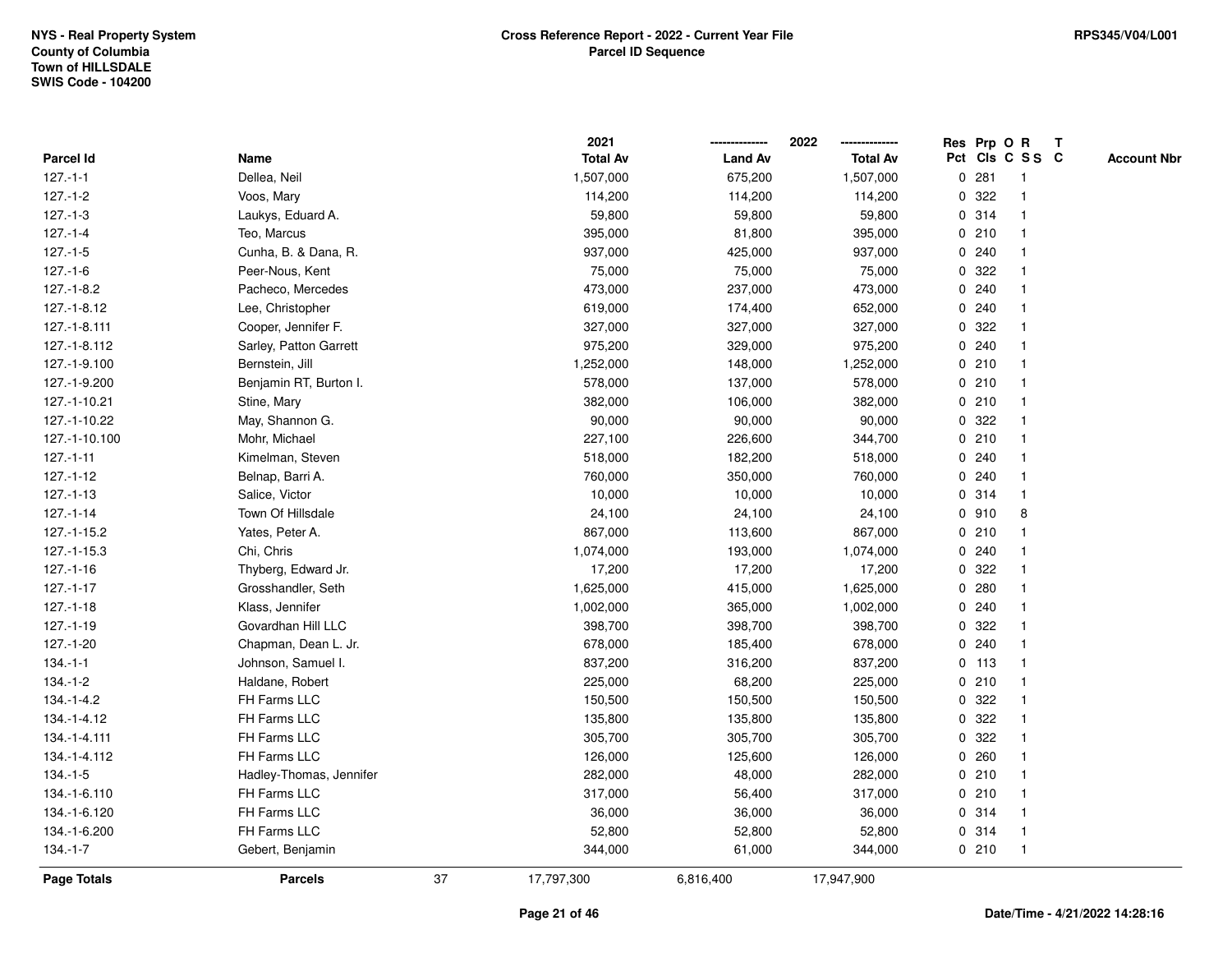NYS - Real Property System
County of Columbia
Town of HILLSDALE
SWIS Code - 104200

**Cross Reference Report - 2022 - Current Year File**
**Parcel ID Sequence**

RPS345/V04/L001

| Parcel Id | Name | 2021 Total Av | 2022 Land Av | 2022 Total Av | Res Pct | Prp Cls | O C | R S S | T C | Account Nbr |
|---|---|---|---|---|---|---|---|---|---|---|
| 127.-1-1 | Dellea, Neil | 1,507,000 | 675,200 | 1,507,000 | 0 | 281 | | 1 | | |
| 127.-1-2 | Voos, Mary | 114,200 | 114,200 | 114,200 | 0 | 322 | | 1 | | |
| 127.-1-3 | Laukys, Eduard A. | 59,800 | 59,800 | 59,800 | 0 | 314 | | 1 | | |
| 127.-1-4 | Teo, Marcus | 395,000 | 81,800 | 395,000 | 0 | 210 | | 1 | | |
| 127.-1-5 | Cunha, B. & Dana, R. | 937,000 | 425,000 | 937,000 | 0 | 240 | | 1 | | |
| 127.-1-6 | Peer-Nous, Kent | 75,000 | 75,000 | 75,000 | 0 | 322 | | 1 | | |
| 127.-1-8.2 | Pacheco, Mercedes | 473,000 | 237,000 | 473,000 | 0 | 240 | | 1 | | |
| 127.-1-8.12 | Lee, Christopher | 619,000 | 174,400 | 652,000 | 0 | 240 | | 1 | | |
| 127.-1-8.111 | Cooper, Jennifer F. | 327,000 | 327,000 | 327,000 | 0 | 322 | | 1 | | |
| 127.-1-8.112 | Sarley, Patton Garrett | 975,200 | 329,000 | 975,200 | 0 | 240 | | 1 | | |
| 127.-1-9.100 | Bernstein, Jill | 1,252,000 | 148,000 | 1,252,000 | 0 | 210 | | 1 | | |
| 127.-1-9.200 | Benjamin RT, Burton I. | 578,000 | 137,000 | 578,000 | 0 | 210 | | 1 | | |
| 127.-1-10.21 | Stine, Mary | 382,000 | 106,000 | 382,000 | 0 | 210 | | 1 | | |
| 127.-1-10.22 | May, Shannon G. | 90,000 | 90,000 | 90,000 | 0 | 322 | | 1 | | |
| 127.-1-10.100 | Mohr, Michael | 227,100 | 226,600 | 344,700 | 0 | 210 | | 1 | | |
| 127.-1-11 | Kimelman, Steven | 518,000 | 182,200 | 518,000 | 0 | 240 | | 1 | | |
| 127.-1-12 | Belnap, Barri A. | 760,000 | 350,000 | 760,000 | 0 | 240 | | 1 | | |
| 127.-1-13 | Salice, Victor | 10,000 | 10,000 | 10,000 | 0 | 314 | | 1 | | |
| 127.-1-14 | Town Of Hillsdale | 24,100 | 24,100 | 24,100 | 0 | 910 | | 8 | | |
| 127.-1-15.2 | Yates, Peter A. | 867,000 | 113,600 | 867,000 | 0 | 210 | | 1 | | |
| 127.-1-15.3 | Chi, Chris | 1,074,000 | 193,000 | 1,074,000 | 0 | 240 | | 1 | | |
| 127.-1-16 | Thyberg, Edward Jr. | 17,200 | 17,200 | 17,200 | 0 | 322 | | 1 | | |
| 127.-1-17 | Grosshandler, Seth | 1,625,000 | 415,000 | 1,625,000 | 0 | 280 | | 1 | | |
| 127.-1-18 | Klass, Jennifer | 1,002,000 | 365,000 | 1,002,000 | 0 | 240 | | 1 | | |
| 127.-1-19 | Govardhan Hill LLC | 398,700 | 398,700 | 398,700 | 0 | 322 | | 1 | | |
| 127.-1-20 | Chapman, Dean L. Jr. | 678,000 | 185,400 | 678,000 | 0 | 240 | | 1 | | |
| 134.-1-1 | Johnson, Samuel I. | 837,200 | 316,200 | 837,200 | 0 | 113 | | 1 | | |
| 134.-1-2 | Haldane, Robert | 225,000 | 68,200 | 225,000 | 0 | 210 | | 1 | | |
| 134.-1-4.2 | FH Farms LLC | 150,500 | 150,500 | 150,500 | 0 | 322 | | 1 | | |
| 134.-1-4.12 | FH Farms LLC | 135,800 | 135,800 | 135,800 | 0 | 322 | | 1 | | |
| 134.-1-4.111 | FH Farms LLC | 305,700 | 305,700 | 305,700 | 0 | 322 | | 1 | | |
| 134.-1-4.112 | FH Farms LLC | 126,000 | 125,600 | 126,000 | 0 | 260 | | 1 | | |
| 134.-1-5 | Hadley-Thomas, Jennifer | 282,000 | 48,000 | 282,000 | 0 | 210 | | 1 | | |
| 134.-1-6.110 | FH Farms LLC | 317,000 | 56,400 | 317,000 | 0 | 210 | | 1 | | |
| 134.-1-6.120 | FH Farms LLC | 36,000 | 36,000 | 36,000 | 0 | 314 | | 1 | | |
| 134.-1-6.200 | FH Farms LLC | 52,800 | 52,800 | 52,800 | 0 | 314 | | 1 | | |
| 134.-1-7 | Gebert, Benjamin | 344,000 | 61,000 | 344,000 | 0 | 210 | | 1 | | |
| **Page Totals** | **Parcels** 37 | 17,797,300 | 6,816,400 | 17,947,900 | | | | | | |

Date/Time - 4/21/2022 14:28:16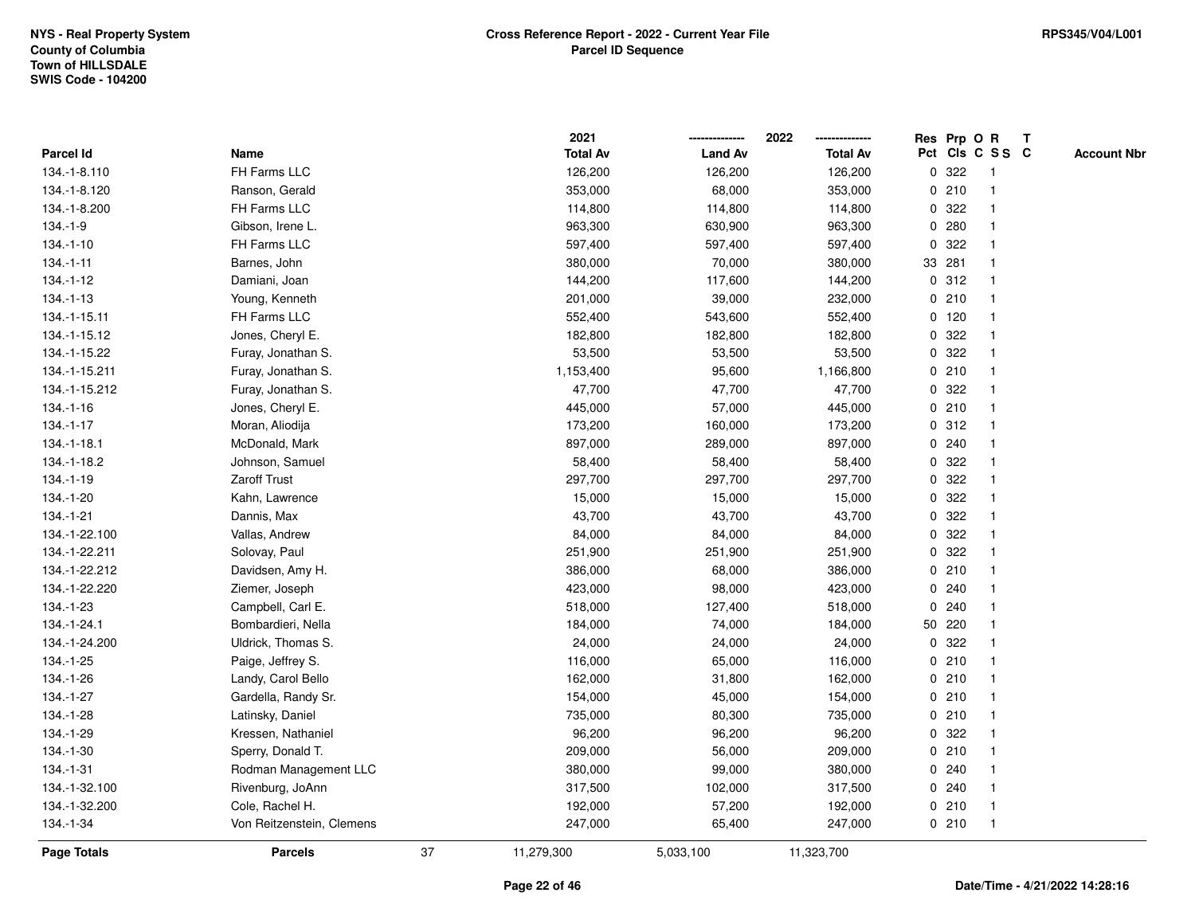NYS - Real Property System
County of Columbia
Town of HILLSDALE
SWIS Code - 104200

**Cross Reference Report - 2022 - Current Year File**
**Parcel ID Sequence**

RPS345/V04/L001

| Parcel Id | Name | 2021 Total Av | 2022 Land Av | 2022 Total Av | Res Pct | Prp Cls | O C | R S S | T C | Account Nbr |
|---|---|---|---|---|---|---|---|---|---|---|
| 134.-1-8.110 | FH Farms LLC | 126,200 | 126,200 | 126,200 | 0 | 322 | | 1 | | |
| 134.-1-8.120 | Ranson, Gerald | 353,000 | 68,000 | 353,000 | 0 | 210 | | 1 | | |
| 134.-1-8.200 | FH Farms LLC | 114,800 | 114,800 | 114,800 | 0 | 322 | | 1 | | |
| 134.-1-9 | Gibson, Irene L. | 963,300 | 630,900 | 963,300 | 0 | 280 | | 1 | | |
| 134.-1-10 | FH Farms LLC | 597,400 | 597,400 | 597,400 | 0 | 322 | | 1 | | |
| 134.-1-11 | Barnes, John | 380,000 | 70,000 | 380,000 | 33 | 281 | | 1 | | |
| 134.-1-12 | Damiani, Joan | 144,200 | 117,600 | 144,200 | 0 | 312 | | 1 | | |
| 134.-1-13 | Young, Kenneth | 201,000 | 39,000 | 232,000 | 0 | 210 | | 1 | | |
| 134.-1-15.11 | FH Farms LLC | 552,400 | 543,600 | 552,400 | 0 | 120 | | 1 | | |
| 134.-1-15.12 | Jones, Cheryl E. | 182,800 | 182,800 | 182,800 | 0 | 322 | | 1 | | |
| 134.-1-15.22 | Furay, Jonathan S. | 53,500 | 53,500 | 53,500 | 0 | 322 | | 1 | | |
| 134.-1-15.211 | Furay, Jonathan S. | 1,153,400 | 95,600 | 1,166,800 | 0 | 210 | | 1 | | |
| 134.-1-15.212 | Furay, Jonathan S. | 47,700 | 47,700 | 47,700 | 0 | 322 | | 1 | | |
| 134.-1-16 | Jones, Cheryl E. | 445,000 | 57,000 | 445,000 | 0 | 210 | | 1 | | |
| 134.-1-17 | Moran, Aliodija | 173,200 | 160,000 | 173,200 | 0 | 312 | | 1 | | |
| 134.-1-18.1 | McDonald, Mark | 897,000 | 289,000 | 897,000 | 0 | 240 | | 1 | | |
| 134.-1-18.2 | Johnson, Samuel | 58,400 | 58,400 | 58,400 | 0 | 322 | | 1 | | |
| 134.-1-19 | Zaroff Trust | 297,700 | 297,700 | 297,700 | 0 | 322 | | 1 | | |
| 134.-1-20 | Kahn, Lawrence | 15,000 | 15,000 | 15,000 | 0 | 322 | | 1 | | |
| 134.-1-21 | Dannis, Max | 43,700 | 43,700 | 43,700 | 0 | 322 | | 1 | | |
| 134.-1-22.100 | Vallas, Andrew | 84,000 | 84,000 | 84,000 | 0 | 322 | | 1 | | |
| 134.-1-22.211 | Solovay, Paul | 251,900 | 251,900 | 251,900 | 0 | 322 | | 1 | | |
| 134.-1-22.212 | Davidsen, Amy H. | 386,000 | 68,000 | 386,000 | 0 | 210 | | 1 | | |
| 134.-1-22.220 | Ziemer, Joseph | 423,000 | 98,000 | 423,000 | 0 | 240 | | 1 | | |
| 134.-1-23 | Campbell, Carl E. | 518,000 | 127,400 | 518,000 | 0 | 240 | | 1 | | |
| 134.-1-24.1 | Bombardieri, Nella | 184,000 | 74,000 | 184,000 | 50 | 220 | | 1 | | |
| 134.-1-24.200 | Uldrick, Thomas S. | 24,000 | 24,000 | 24,000 | 0 | 322 | | 1 | | |
| 134.-1-25 | Paige, Jeffrey S. | 116,000 | 65,000 | 116,000 | 0 | 210 | | 1 | | |
| 134.-1-26 | Landy, Carol Bello | 162,000 | 31,800 | 162,000 | 0 | 210 | | 1 | | |
| 134.-1-27 | Gardella, Randy Sr. | 154,000 | 45,000 | 154,000 | 0 | 210 | | 1 | | |
| 134.-1-28 | Latinsky, Daniel | 735,000 | 80,300 | 735,000 | 0 | 210 | | 1 | | |
| 134.-1-29 | Kressen, Nathaniel | 96,200 | 96,200 | 96,200 | 0 | 322 | | 1 | | |
| 134.-1-30 | Sperry, Donald T. | 209,000 | 56,000 | 209,000 | 0 | 210 | | 1 | | |
| 134.-1-31 | Rodman Management LLC | 380,000 | 99,000 | 380,000 | 0 | 240 | | 1 | | |
| 134.-1-32.100 | Rivenburg, JoAnn | 317,500 | 102,000 | 317,500 | 0 | 240 | | 1 | | |
| 134.-1-32.200 | Cole, Rachel H. | 192,000 | 57,200 | 192,000 | 0 | 210 | | 1 | | |
| 134.-1-34 | Von Reitzenstein, Clemens | 247,000 | 65,400 | 247,000 | 0 | 210 | | 1 | | |
| **Page Totals** | **Parcels** 37 | 11,279,300 | 5,033,100 | 11,323,700 | | | | | | |

Date/Time - 4/21/2022 14:28:16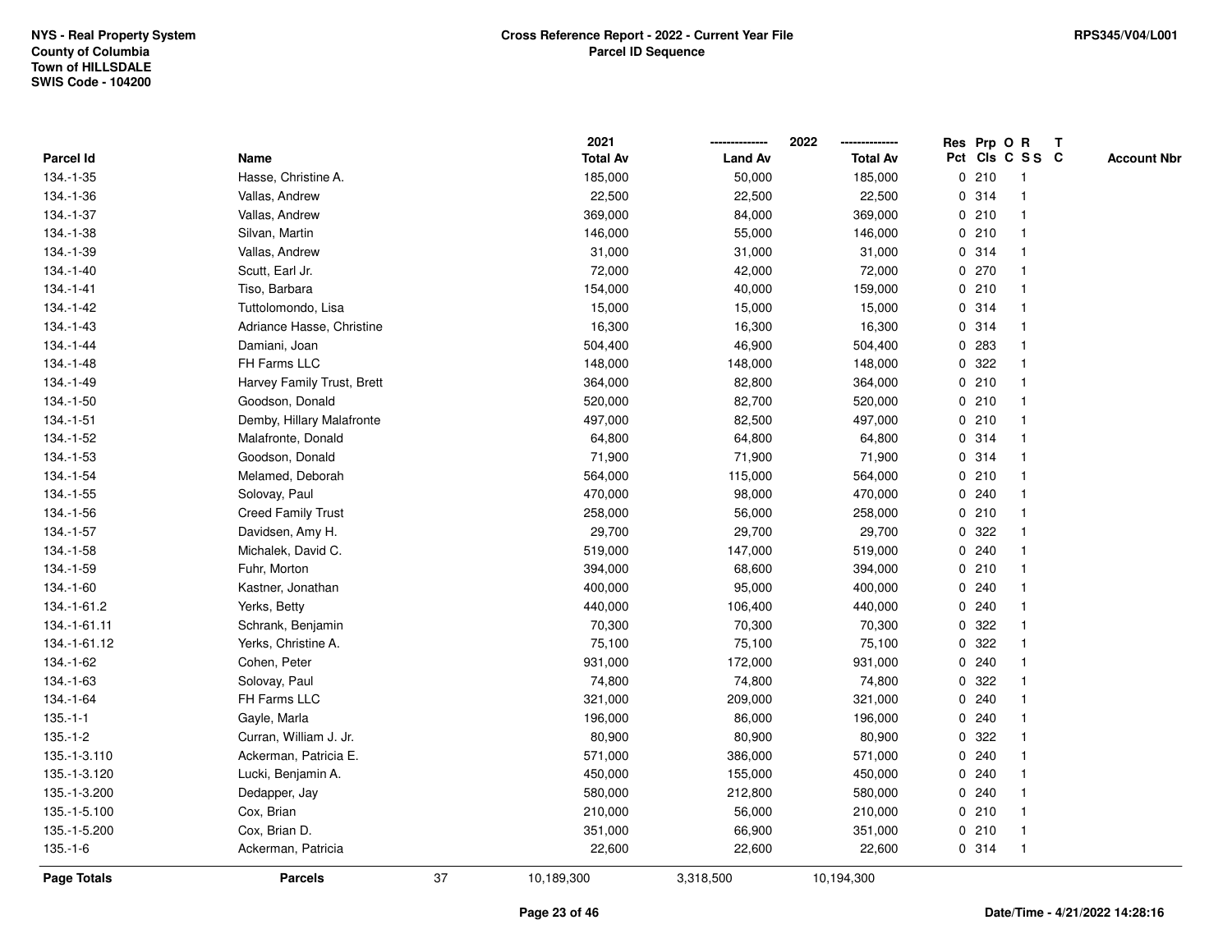NYS - Real Property System
County of Columbia
Town of HILLSDALE
SWIS Code - 104200

**Cross Reference Report - 2022 - Current Year File**
**Parcel ID Sequence**

RPS345/V04/L001

| Parcel Id | Name | 2021 Total Av | 2022 Land Av | 2022 Total Av | Res Pct | Prp Cls | O C | R S S | T C | Account Nbr |
|---|---|---|---|---|---|---|---|---|---|---|
| 134.-1-35 | Hasse, Christine A. | 185,000 | 50,000 | 185,000 | 0 | 210 | | 1 | | |
| 134.-1-36 | Vallas, Andrew | 22,500 | 22,500 | 22,500 | 0 | 314 | | 1 | | |
| 134.-1-37 | Vallas, Andrew | 369,000 | 84,000 | 369,000 | 0 | 210 | | 1 | | |
| 134.-1-38 | Silvan, Martin | 146,000 | 55,000 | 146,000 | 0 | 210 | | 1 | | |
| 134.-1-39 | Vallas, Andrew | 31,000 | 31,000 | 31,000 | 0 | 314 | | 1 | | |
| 134.-1-40 | Scutt, Earl Jr. | 72,000 | 42,000 | 72,000 | 0 | 270 | | 1 | | |
| 134.-1-41 | Tiso, Barbara | 154,000 | 40,000 | 159,000 | 0 | 210 | | 1 | | |
| 134.-1-42 | Tuttolomondo, Lisa | 15,000 | 15,000 | 15,000 | 0 | 314 | | 1 | | |
| 134.-1-43 | Adriance Hasse, Christine | 16,300 | 16,300 | 16,300 | 0 | 314 | | 1 | | |
| 134.-1-44 | Damiani, Joan | 504,400 | 46,900 | 504,400 | 0 | 283 | | 1 | | |
| 134.-1-48 | FH Farms LLC | 148,000 | 148,000 | 148,000 | 0 | 322 | | 1 | | |
| 134.-1-49 | Harvey Family Trust, Brett | 364,000 | 82,800 | 364,000 | 0 | 210 | | 1 | | |
| 134.-1-50 | Goodson, Donald | 520,000 | 82,700 | 520,000 | 0 | 210 | | 1 | | |
| 134.-1-51 | Demby, Hillary Malafronte | 497,000 | 82,500 | 497,000 | 0 | 210 | | 1 | | |
| 134.-1-52 | Malafronte, Donald | 64,800 | 64,800 | 64,800 | 0 | 314 | | 1 | | |
| 134.-1-53 | Goodson, Donald | 71,900 | 71,900 | 71,900 | 0 | 314 | | 1 | | |
| 134.-1-54 | Melamed, Deborah | 564,000 | 115,000 | 564,000 | 0 | 210 | | 1 | | |
| 134.-1-55 | Solovay, Paul | 470,000 | 98,000 | 470,000 | 0 | 240 | | 1 | | |
| 134.-1-56 | Creed Family Trust | 258,000 | 56,000 | 258,000 | 0 | 210 | | 1 | | |
| 134.-1-57 | Davidsen, Amy H. | 29,700 | 29,700 | 29,700 | 0 | 322 | | 1 | | |
| 134.-1-58 | Michalek, David C. | 519,000 | 147,000 | 519,000 | 0 | 240 | | 1 | | |
| 134.-1-59 | Fuhr, Morton | 394,000 | 68,600 | 394,000 | 0 | 210 | | 1 | | |
| 134.-1-60 | Kastner, Jonathan | 400,000 | 95,000 | 400,000 | 0 | 240 | | 1 | | |
| 134.-1-61.2 | Yerks, Betty | 440,000 | 106,400 | 440,000 | 0 | 240 | | 1 | | |
| 134.-1-61.11 | Schrank, Benjamin | 70,300 | 70,300 | 70,300 | 0 | 322 | | 1 | | |
| 134.-1-61.12 | Yerks, Christine A. | 75,100 | 75,100 | 75,100 | 0 | 322 | | 1 | | |
| 134.-1-62 | Cohen, Peter | 931,000 | 172,000 | 931,000 | 0 | 240 | | 1 | | |
| 134.-1-63 | Solovay, Paul | 74,800 | 74,800 | 74,800 | 0 | 322 | | 1 | | |
| 134.-1-64 | FH Farms LLC | 321,000 | 209,000 | 321,000 | 0 | 240 | | 1 | | |
| 135.-1-1 | Gayle, Marla | 196,000 | 86,000 | 196,000 | 0 | 240 | | 1 | | |
| 135.-1-2 | Curran, William J. Jr. | 80,900 | 80,900 | 80,900 | 0 | 322 | | 1 | | |
| 135.-1-3.110 | Ackerman, Patricia E. | 571,000 | 386,000 | 571,000 | 0 | 240 | | 1 | | |
| 135.-1-3.120 | Lucki, Benjamin A. | 450,000 | 155,000 | 450,000 | 0 | 240 | | 1 | | |
| 135.-1-3.200 | Dedapper, Jay | 580,000 | 212,800 | 580,000 | 0 | 240 | | 1 | | |
| 135.-1-5.100 | Cox, Brian | 210,000 | 56,000 | 210,000 | 0 | 210 | | 1 | | |
| 135.-1-5.200 | Cox, Brian D. | 351,000 | 66,900 | 351,000 | 0 | 210 | | 1 | | |
| 135.-1-6 | Ackerman, Patricia | 22,600 | 22,600 | 22,600 | 0 | 314 | | 1 | | |
| **Page Totals** | **Parcels** 37 | 10,189,300 | 3,318,500 | 10,194,300 | | | | | | |

Date/Time - 4/21/2022 14:28:16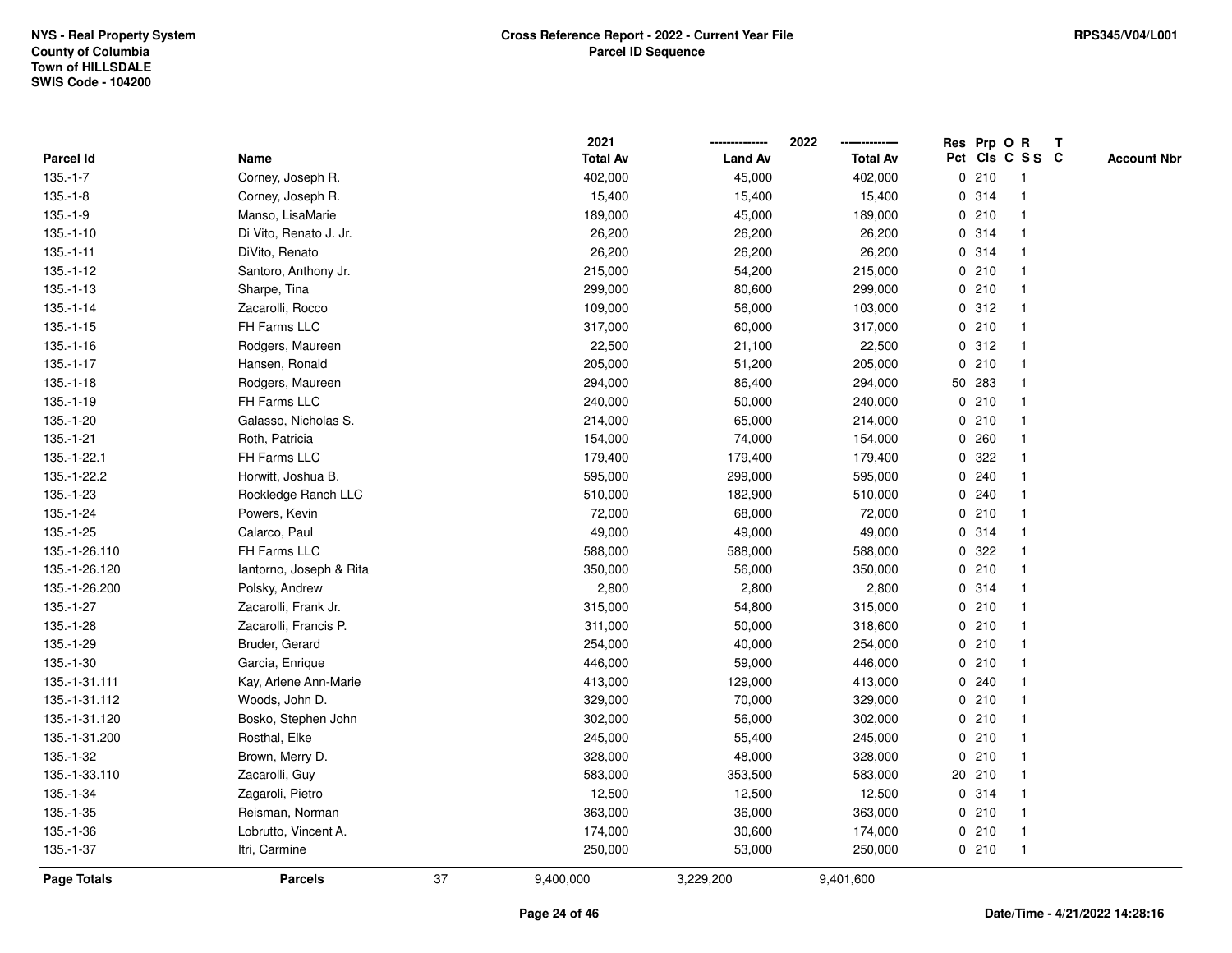NYS - Real Property System
County of Columbia
Town of HILLSDALE
SWIS Code - 104200

**Cross Reference Report - 2022 - Current Year File**
**Parcel ID Sequence**

RPS345/V04/L001

| Parcel Id | Name | 2021 Total Av | 2022 Land Av | 2022 Total Av | Res Pct | Prp Cls | O C | R S S | T C | Account Nbr |
|---|---|---|---|---|---|---|---|---|---|---|
| 135.-1-7 | Corney, Joseph R. | 402,000 | 45,000 | 402,000 | 0 | 210 | | 1 | | |
| 135.-1-8 | Corney, Joseph R. | 15,400 | 15,400 | 15,400 | 0 | 314 | | 1 | | |
| 135.-1-9 | Manso, LisaMarie | 189,000 | 45,000 | 189,000 | 0 | 210 | | 1 | | |
| 135.-1-10 | Di Vito, Renato J. Jr. | 26,200 | 26,200 | 26,200 | 0 | 314 | | 1 | | |
| 135.-1-11 | DiVito, Renato | 26,200 | 26,200 | 26,200 | 0 | 314 | | 1 | | |
| 135.-1-12 | Santoro, Anthony Jr. | 215,000 | 54,200 | 215,000 | 0 | 210 | | 1 | | |
| 135.-1-13 | Sharpe, Tina | 299,000 | 80,600 | 299,000 | 0 | 210 | | 1 | | |
| 135.-1-14 | Zacarolli, Rocco | 109,000 | 56,000 | 103,000 | 0 | 312 | | 1 | | |
| 135.-1-15 | FH Farms LLC | 317,000 | 60,000 | 317,000 | 0 | 210 | | 1 | | |
| 135.-1-16 | Rodgers, Maureen | 22,500 | 21,100 | 22,500 | 0 | 312 | | 1 | | |
| 135.-1-17 | Hansen, Ronald | 205,000 | 51,200 | 205,000 | 0 | 210 | | 1 | | |
| 135.-1-18 | Rodgers, Maureen | 294,000 | 86,400 | 294,000 | 50 | 283 | | 1 | | |
| 135.-1-19 | FH Farms LLC | 240,000 | 50,000 | 240,000 | 0 | 210 | | 1 | | |
| 135.-1-20 | Galasso, Nicholas S. | 214,000 | 65,000 | 214,000 | 0 | 210 | | 1 | | |
| 135.-1-21 | Roth, Patricia | 154,000 | 74,000 | 154,000 | 0 | 260 | | 1 | | |
| 135.-1-22.1 | FH Farms LLC | 179,400 | 179,400 | 179,400 | 0 | 322 | | 1 | | |
| 135.-1-22.2 | Horwitt, Joshua B. | 595,000 | 299,000 | 595,000 | 0 | 240 | | 1 | | |
| 135.-1-23 | Rockledge Ranch LLC | 510,000 | 182,900 | 510,000 | 0 | 240 | | 1 | | |
| 135.-1-24 | Powers, Kevin | 72,000 | 68,000 | 72,000 | 0 | 210 | | 1 | | |
| 135.-1-25 | Calarco, Paul | 49,000 | 49,000 | 49,000 | 0 | 314 | | 1 | | |
| 135.-1-26.110 | FH Farms LLC | 588,000 | 588,000 | 588,000 | 0 | 322 | | 1 | | |
| 135.-1-26.120 | Iantorno, Joseph & Rita | 350,000 | 56,000 | 350,000 | 0 | 210 | | 1 | | |
| 135.-1-26.200 | Polsky, Andrew | 2,800 | 2,800 | 2,800 | 0 | 314 | | 1 | | |
| 135.-1-27 | Zacarolli, Frank Jr. | 315,000 | 54,800 | 315,000 | 0 | 210 | | 1 | | |
| 135.-1-28 | Zacarolli, Francis P. | 311,000 | 50,000 | 318,600 | 0 | 210 | | 1 | | |
| 135.-1-29 | Bruder, Gerard | 254,000 | 40,000 | 254,000 | 0 | 210 | | 1 | | |
| 135.-1-30 | Garcia, Enrique | 446,000 | 59,000 | 446,000 | 0 | 210 | | 1 | | |
| 135.-1-31.111 | Kay, Arlene Ann-Marie | 413,000 | 129,000 | 413,000 | 0 | 240 | | 1 | | |
| 135.-1-31.112 | Woods, John D. | 329,000 | 70,000 | 329,000 | 0 | 210 | | 1 | | |
| 135.-1-31.120 | Bosko, Stephen John | 302,000 | 56,000 | 302,000 | 0 | 210 | | 1 | | |
| 135.-1-31.200 | Rosthal, Elke | 245,000 | 55,400 | 245,000 | 0 | 210 | | 1 | | |
| 135.-1-32 | Brown, Merry D. | 328,000 | 48,000 | 328,000 | 0 | 210 | | 1 | | |
| 135.-1-33.110 | Zacarolli, Guy | 583,000 | 353,500 | 583,000 | 20 | 210 | | 1 | | |
| 135.-1-34 | Zagaroli, Pietro | 12,500 | 12,500 | 12,500 | 0 | 314 | | 1 | | |
| 135.-1-35 | Reisman, Norman | 363,000 | 36,000 | 363,000 | 0 | 210 | | 1 | | |
| 135.-1-36 | Lobrutto, Vincent A. | 174,000 | 30,600 | 174,000 | 0 | 210 | | 1 | | |
| 135.-1-37 | Itri, Carmine | 250,000 | 53,000 | 250,000 | 0 | 210 | | 1 | | |
| **Page Totals** | **Parcels** 37 | 9,400,000 | 3,229,200 | 9,401,600 | | | | | | |

Date/Time - 4/21/2022 14:28:16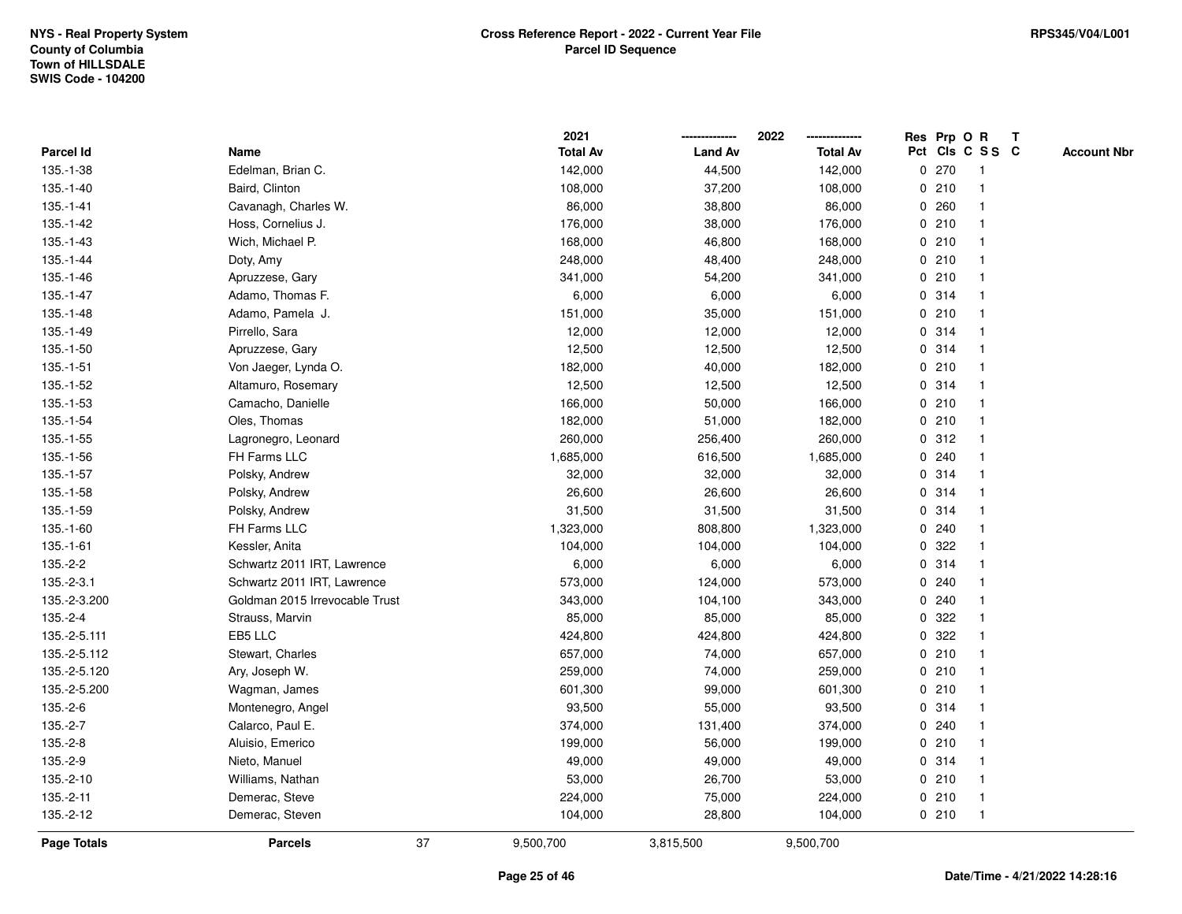**Cross Reference Report - 2022 - Current Year File**
**Parcel ID Sequence**

| Parcel Id | Name | 2021 Total Av | 2022 Land Av | 2022 Total Av | Res Pct | Prp Cls | O C | R S S | T C | Account Nbr |
|---|---|---|---|---|---|---|---|---|---|---|
| 135.-1-38 | Edelman, Brian C. | 142,000 | 44,500 | 142,000 | 0 | 270 | | 1 | | |
| 135.-1-40 | Baird, Clinton | 108,000 | 37,200 | 108,000 | 0 | 210 | | 1 | | |
| 135.-1-41 | Cavanagh, Charles W. | 86,000 | 38,800 | 86,000 | 0 | 260 | | 1 | | |
| 135.-1-42 | Hoss, Cornelius J. | 176,000 | 38,000 | 176,000 | 0 | 210 | | 1 | | |
| 135.-1-43 | Wich, Michael P. | 168,000 | 46,800 | 168,000 | 0 | 210 | | 1 | | |
| 135.-1-44 | Doty, Amy | 248,000 | 48,400 | 248,000 | 0 | 210 | | 1 | | |
| 135.-1-46 | Apruzzese, Gary | 341,000 | 54,200 | 341,000 | 0 | 210 | | 1 | | |
| 135.-1-47 | Adamo, Thomas F. | 6,000 | 6,000 | 6,000 | 0 | 314 | | 1 | | |
| 135.-1-48 | Adamo, Pamela J. | 151,000 | 35,000 | 151,000 | 0 | 210 | | 1 | | |
| 135.-1-49 | Pirrello, Sara | 12,000 | 12,000 | 12,000 | 0 | 314 | | 1 | | |
| 135.-1-50 | Apruzzese, Gary | 12,500 | 12,500 | 12,500 | 0 | 314 | | 1 | | |
| 135.-1-51 | Von Jaeger, Lynda O. | 182,000 | 40,000 | 182,000 | 0 | 210 | | 1 | | |
| 135.-1-52 | Altamuro, Rosemary | 12,500 | 12,500 | 12,500 | 0 | 314 | | 1 | | |
| 135.-1-53 | Camacho, Danielle | 166,000 | 50,000 | 166,000 | 0 | 210 | | 1 | | |
| 135.-1-54 | Oles, Thomas | 182,000 | 51,000 | 182,000 | 0 | 210 | | 1 | | |
| 135.-1-55 | Lagronegro, Leonard | 260,000 | 256,400 | 260,000 | 0 | 312 | | 1 | | |
| 135.-1-56 | FH Farms LLC | 1,685,000 | 616,500 | 1,685,000 | 0 | 240 | | 1 | | |
| 135.-1-57 | Polsky, Andrew | 32,000 | 32,000 | 32,000 | 0 | 314 | | 1 | | |
| 135.-1-58 | Polsky, Andrew | 26,600 | 26,600 | 26,600 | 0 | 314 | | 1 | | |
| 135.-1-59 | Polsky, Andrew | 31,500 | 31,500 | 31,500 | 0 | 314 | | 1 | | |
| 135.-1-60 | FH Farms LLC | 1,323,000 | 808,800 | 1,323,000 | 0 | 240 | | 1 | | |
| 135.-1-61 | Kessler, Anita | 104,000 | 104,000 | 104,000 | 0 | 322 | | 1 | | |
| 135.-2-2 | Schwartz 2011 IRT, Lawrence | 6,000 | 6,000 | 6,000 | 0 | 314 | | 1 | | |
| 135.-2-3.1 | Schwartz 2011 IRT, Lawrence | 573,000 | 124,000 | 573,000 | 0 | 240 | | 1 | | |
| 135.-2-3.200 | Goldman 2015 Irrevocable Trust | 343,000 | 104,100 | 343,000 | 0 | 240 | | 1 | | |
| 135.-2-4 | Strauss, Marvin | 85,000 | 85,000 | 85,000 | 0 | 322 | | 1 | | |
| 135.-2-5.111 | EB5 LLC | 424,800 | 424,800 | 424,800 | 0 | 322 | | 1 | | |
| 135.-2-5.112 | Stewart, Charles | 657,000 | 74,000 | 657,000 | 0 | 210 | | 1 | | |
| 135.-2-5.120 | Ary, Joseph W. | 259,000 | 74,000 | 259,000 | 0 | 210 | | 1 | | |
| 135.-2-5.200 | Wagman, James | 601,300 | 99,000 | 601,300 | 0 | 210 | | 1 | | |
| 135.-2-6 | Montenegro, Angel | 93,500 | 55,000 | 93,500 | 0 | 314 | | 1 | | |
| 135.-2-7 | Calarco, Paul E. | 374,000 | 131,400 | 374,000 | 0 | 240 | | 1 | | |
| 135.-2-8 | Aluisio, Emerico | 199,000 | 56,000 | 199,000 | 0 | 210 | | 1 | | |
| 135.-2-9 | Nieto, Manuel | 49,000 | 49,000 | 49,000 | 0 | 314 | | 1 | | |
| 135.-2-10 | Williams, Nathan | 53,000 | 26,700 | 53,000 | 0 | 210 | | 1 | | |
| 135.-2-11 | Demerac, Steve | 224,000 | 75,000 | 224,000 | 0 | 210 | | 1 | | |
| 135.-2-12 | Demerac, Steven | 104,000 | 28,800 | 104,000 | 0 | 210 | | 1 | | |
| **Page Totals** | **Parcels** 37 | 9,500,700 | 3,815,500 | 9,500,700 | | | | | | |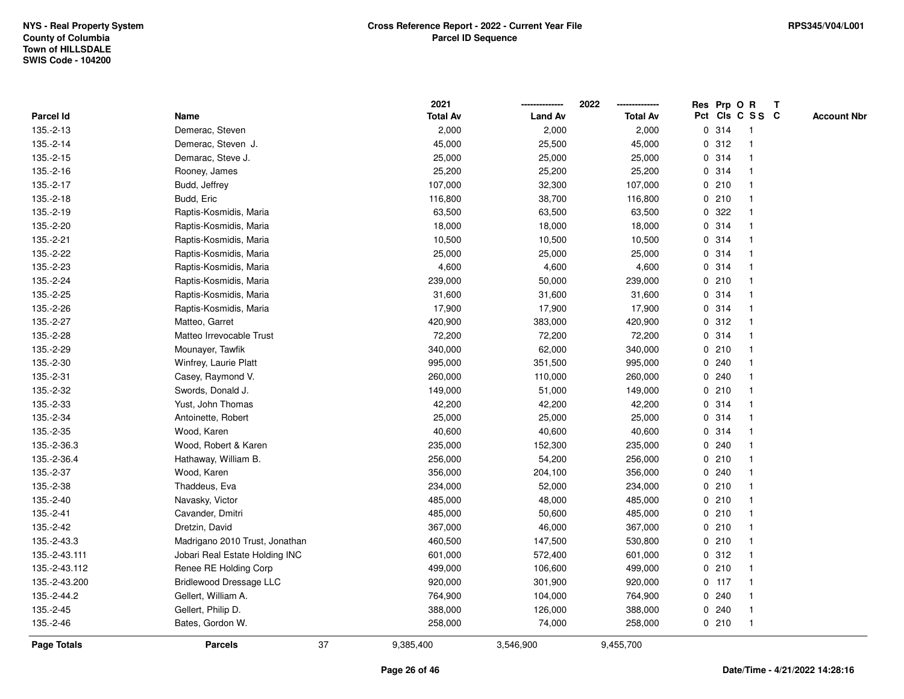NYS - Real Property System
County of Columbia
Town of HILLSDALE
SWIS Code - 104200

**Cross Reference Report - 2022 - Current Year File**
**Parcel ID Sequence**

RPS345/V04/L001

| Parcel Id | Name | 2021 Total Av | 2022 Land Av | 2022 Total Av | Res Pct | Prp Cls | O C | R S S | T C | Account Nbr |
|---|---|---|---|---|---|---|---|---|---|---|
| 135.-2-13 | Demerac, Steven | 2,000 | 2,000 | 2,000 | 0 | 314 | | 1 | | |
| 135.-2-14 | Demerac, Steven J. | 45,000 | 25,500 | 45,000 | 0 | 312 | | 1 | | |
| 135.-2-15 | Demarac, Steve J. | 25,000 | 25,000 | 25,000 | 0 | 314 | | 1 | | |
| 135.-2-16 | Rooney, James | 25,200 | 25,200 | 25,200 | 0 | 314 | | 1 | | |
| 135.-2-17 | Budd, Jeffrey | 107,000 | 32,300 | 107,000 | 0 | 210 | | 1 | | |
| 135.-2-18 | Budd, Eric | 116,800 | 38,700 | 116,800 | 0 | 210 | | 1 | | |
| 135.-2-19 | Raptis-Kosmidis, Maria | 63,500 | 63,500 | 63,500 | 0 | 322 | | 1 | | |
| 135.-2-20 | Raptis-Kosmidis, Maria | 18,000 | 18,000 | 18,000 | 0 | 314 | | 1 | | |
| 135.-2-21 | Raptis-Kosmidis, Maria | 10,500 | 10,500 | 10,500 | 0 | 314 | | 1 | | |
| 135.-2-22 | Raptis-Kosmidis, Maria | 25,000 | 25,000 | 25,000 | 0 | 314 | | 1 | | |
| 135.-2-23 | Raptis-Kosmidis, Maria | 4,600 | 4,600 | 4,600 | 0 | 314 | | 1 | | |
| 135.-2-24 | Raptis-Kosmidis, Maria | 239,000 | 50,000 | 239,000 | 0 | 210 | | 1 | | |
| 135.-2-25 | Raptis-Kosmidis, Maria | 31,600 | 31,600 | 31,600 | 0 | 314 | | 1 | | |
| 135.-2-26 | Raptis-Kosmidis, Maria | 17,900 | 17,900 | 17,900 | 0 | 314 | | 1 | | |
| 135.-2-27 | Matteo, Garret | 420,900 | 383,000 | 420,900 | 0 | 312 | | 1 | | |
| 135.-2-28 | Matteo Irrevocable Trust | 72,200 | 72,200 | 72,200 | 0 | 314 | | 1 | | |
| 135.-2-29 | Mounayer, Tawfik | 340,000 | 62,000 | 340,000 | 0 | 210 | | 1 | | |
| 135.-2-30 | Winfrey, Laurie Platt | 995,000 | 351,500 | 995,000 | 0 | 240 | | 1 | | |
| 135.-2-31 | Casey, Raymond V. | 260,000 | 110,000 | 260,000 | 0 | 240 | | 1 | | |
| 135.-2-32 | Swords, Donald J. | 149,000 | 51,000 | 149,000 | 0 | 210 | | 1 | | |
| 135.-2-33 | Yust, John Thomas | 42,200 | 42,200 | 42,200 | 0 | 314 | | 1 | | |
| 135.-2-34 | Antoinette, Robert | 25,000 | 25,000 | 25,000 | 0 | 314 | | 1 | | |
| 135.-2-35 | Wood, Karen | 40,600 | 40,600 | 40,600 | 0 | 314 | | 1 | | |
| 135.-2-36.3 | Wood, Robert & Karen | 235,000 | 152,300 | 235,000 | 0 | 240 | | 1 | | |
| 135.-2-36.4 | Hathaway, William B. | 256,000 | 54,200 | 256,000 | 0 | 210 | | 1 | | |
| 135.-2-37 | Wood, Karen | 356,000 | 204,100 | 356,000 | 0 | 240 | | 1 | | |
| 135.-2-38 | Thaddeus, Eva | 234,000 | 52,000 | 234,000 | 0 | 210 | | 1 | | |
| 135.-2-40 | Navasky, Victor | 485,000 | 48,000 | 485,000 | 0 | 210 | | 1 | | |
| 135.-2-41 | Cavander, Dmitri | 485,000 | 50,600 | 485,000 | 0 | 210 | | 1 | | |
| 135.-2-42 | Dretzin, David | 367,000 | 46,000 | 367,000 | 0 | 210 | | 1 | | |
| 135.-2-43.3 | Madrigano 2010 Trust, Jonathan | 460,500 | 147,500 | 530,800 | 0 | 210 | | 1 | | |
| 135.-2-43.111 | Jobari Real Estate Holding INC | 601,000 | 572,400 | 601,000 | 0 | 312 | | 1 | | |
| 135.-2-43.112 | Renee RE Holding Corp | 499,000 | 106,600 | 499,000 | 0 | 210 | | 1 | | |
| 135.-2-43.200 | Bridlewood Dressage LLC | 920,000 | 301,900 | 920,000 | 0 | 117 | | 1 | | |
| 135.-2-44.2 | Gellert, William A. | 764,900 | 104,000 | 764,900 | 0 | 240 | | 1 | | |
| 135.-2-45 | Gellert, Philip D. | 388,000 | 126,000 | 388,000 | 0 | 240 | | 1 | | |
| 135.-2-46 | Bates, Gordon W. | 258,000 | 74,000 | 258,000 | 0 | 210 | | 1 | | |
| **Page Totals** | **Parcels** 37 | 9,385,400 | 3,546,900 | 9,455,700 | | | | | | |

Date/Time - 4/21/2022 14:28:16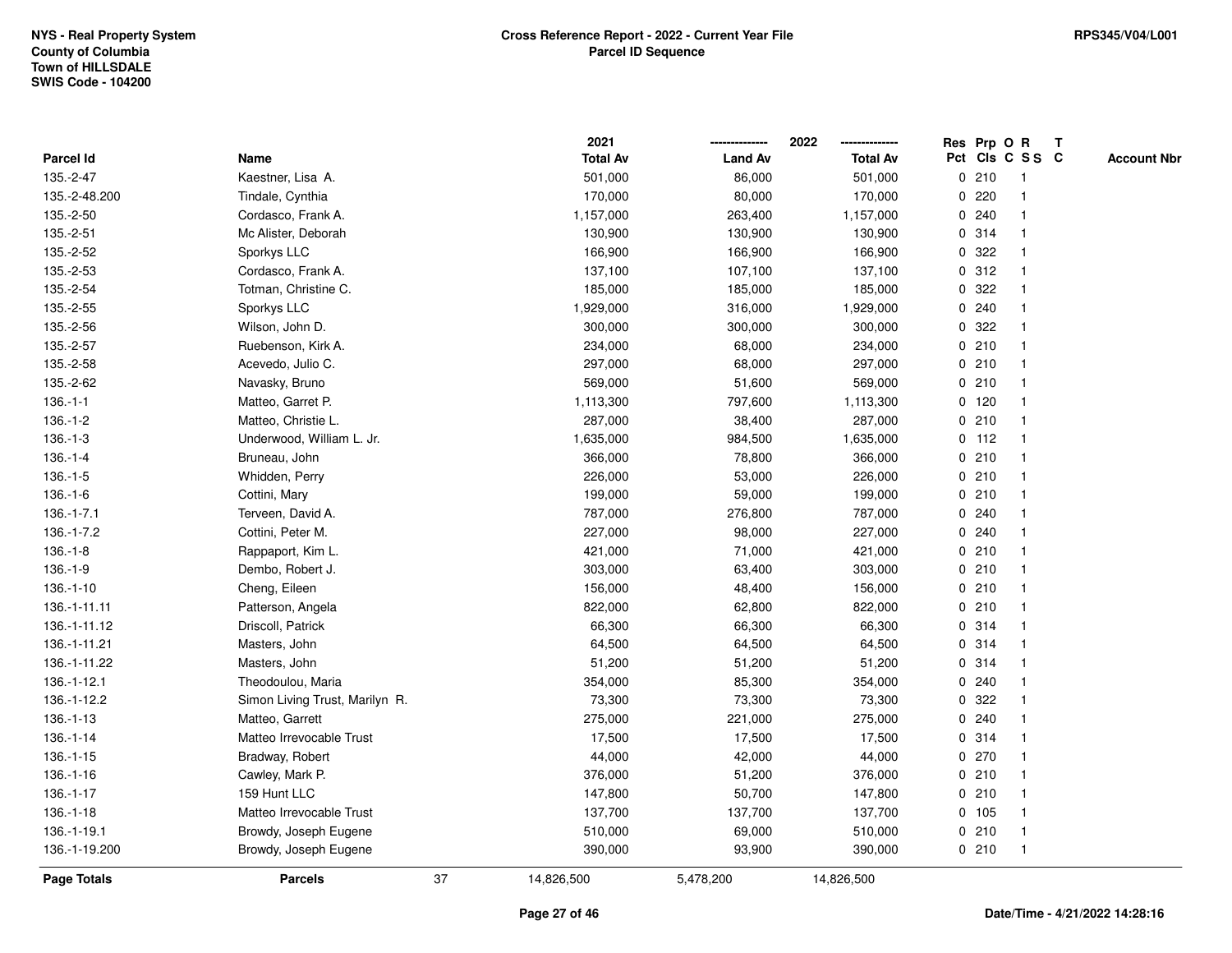NYS - Real Property System
County of Columbia
Town of HILLSDALE
SWIS Code - 104200

**Cross Reference Report - 2022 - Current Year File**
**Parcel ID Sequence**

RPS345/V04/L001

| Parcel Id | Name | 2021 Total Av | 2022 Land Av | 2022 Total Av | Res Pct | Prp Cls | O C | R S S | T C | Account Nbr |
|---|---|---|---|---|---|---|---|---|---|---|
| 135.-2-47 | Kaestner, Lisa A. | 501,000 | 86,000 | 501,000 | 0 | 210 | | 1 | | |
| 135.-2-48.200 | Tindale, Cynthia | 170,000 | 80,000 | 170,000 | 0 | 220 | | 1 | | |
| 135.-2-50 | Cordasco, Frank A. | 1,157,000 | 263,400 | 1,157,000 | 0 | 240 | | 1 | | |
| 135.-2-51 | Mc Alister, Deborah | 130,900 | 130,900 | 130,900 | 0 | 314 | | 1 | | |
| 135.-2-52 | Sporkys LLC | 166,900 | 166,900 | 166,900 | 0 | 322 | | 1 | | |
| 135.-2-53 | Cordasco, Frank A. | 137,100 | 107,100 | 137,100 | 0 | 312 | | 1 | | |
| 135.-2-54 | Totman, Christine C. | 185,000 | 185,000 | 185,000 | 0 | 322 | | 1 | | |
| 135.-2-55 | Sporkys LLC | 1,929,000 | 316,000 | 1,929,000 | 0 | 240 | | 1 | | |
| 135.-2-56 | Wilson, John D. | 300,000 | 300,000 | 300,000 | 0 | 322 | | 1 | | |
| 135.-2-57 | Ruebenson, Kirk A. | 234,000 | 68,000 | 234,000 | 0 | 210 | | 1 | | |
| 135.-2-58 | Acevedo, Julio C. | 297,000 | 68,000 | 297,000 | 0 | 210 | | 1 | | |
| 135.-2-62 | Navasky, Bruno | 569,000 | 51,600 | 569,000 | 0 | 210 | | 1 | | |
| 136.-1-1 | Matteo, Garret P. | 1,113,300 | 797,600 | 1,113,300 | 0 | 120 | | 1 | | |
| 136.-1-2 | Matteo, Christie L. | 287,000 | 38,400 | 287,000 | 0 | 210 | | 1 | | |
| 136.-1-3 | Underwood, William L. Jr. | 1,635,000 | 984,500 | 1,635,000 | 0 | 112 | | 1 | | |
| 136.-1-4 | Bruneau, John | 366,000 | 78,800 | 366,000 | 0 | 210 | | 1 | | |
| 136.-1-5 | Whidden, Perry | 226,000 | 53,000 | 226,000 | 0 | 210 | | 1 | | |
| 136.-1-6 | Cottini, Mary | 199,000 | 59,000 | 199,000 | 0 | 210 | | 1 | | |
| 136.-1-7.1 | Terveen, David A. | 787,000 | 276,800 | 787,000 | 0 | 240 | | 1 | | |
| 136.-1-7.2 | Cottini, Peter M. | 227,000 | 98,000 | 227,000 | 0 | 240 | | 1 | | |
| 136.-1-8 | Rappaport, Kim L. | 421,000 | 71,000 | 421,000 | 0 | 210 | | 1 | | |
| 136.-1-9 | Dembo, Robert J. | 303,000 | 63,400 | 303,000 | 0 | 210 | | 1 | | |
| 136.-1-10 | Cheng, Eileen | 156,000 | 48,400 | 156,000 | 0 | 210 | | 1 | | |
| 136.-1-11.11 | Patterson, Angela | 822,000 | 62,800 | 822,000 | 0 | 210 | | 1 | | |
| 136.-1-11.12 | Driscoll, Patrick | 66,300 | 66,300 | 66,300 | 0 | 314 | | 1 | | |
| 136.-1-11.21 | Masters, John | 64,500 | 64,500 | 64,500 | 0 | 314 | | 1 | | |
| 136.-1-11.22 | Masters, John | 51,200 | 51,200 | 51,200 | 0 | 314 | | 1 | | |
| 136.-1-12.1 | Theodoulou, Maria | 354,000 | 85,300 | 354,000 | 0 | 240 | | 1 | | |
| 136.-1-12.2 | Simon Living Trust, Marilyn R. | 73,300 | 73,300 | 73,300 | 0 | 322 | | 1 | | |
| 136.-1-13 | Matteo, Garrett | 275,000 | 221,000 | 275,000 | 0 | 240 | | 1 | | |
| 136.-1-14 | Matteo Irrevocable Trust | 17,500 | 17,500 | 17,500 | 0 | 314 | | 1 | | |
| 136.-1-15 | Bradway, Robert | 44,000 | 42,000 | 44,000 | 0 | 270 | | 1 | | |
| 136.-1-16 | Cawley, Mark P. | 376,000 | 51,200 | 376,000 | 0 | 210 | | 1 | | |
| 136.-1-17 | 159 Hunt LLC | 147,800 | 50,700 | 147,800 | 0 | 210 | | 1 | | |
| 136.-1-18 | Matteo Irrevocable Trust | 137,700 | 137,700 | 137,700 | 0 | 105 | | 1 | | |
| 136.-1-19.1 | Browdy, Joseph Eugene | 510,000 | 69,000 | 510,000 | 0 | 210 | | 1 | | |
| 136.-1-19.200 | Browdy, Joseph Eugene | 390,000 | 93,900 | 390,000 | 0 | 210 | | 1 | | |
| **Page Totals** | **Parcels** 37 | 14,826,500 | 5,478,200 | 14,826,500 | | | | | | |

Date/Time - 4/21/2022 14:28:16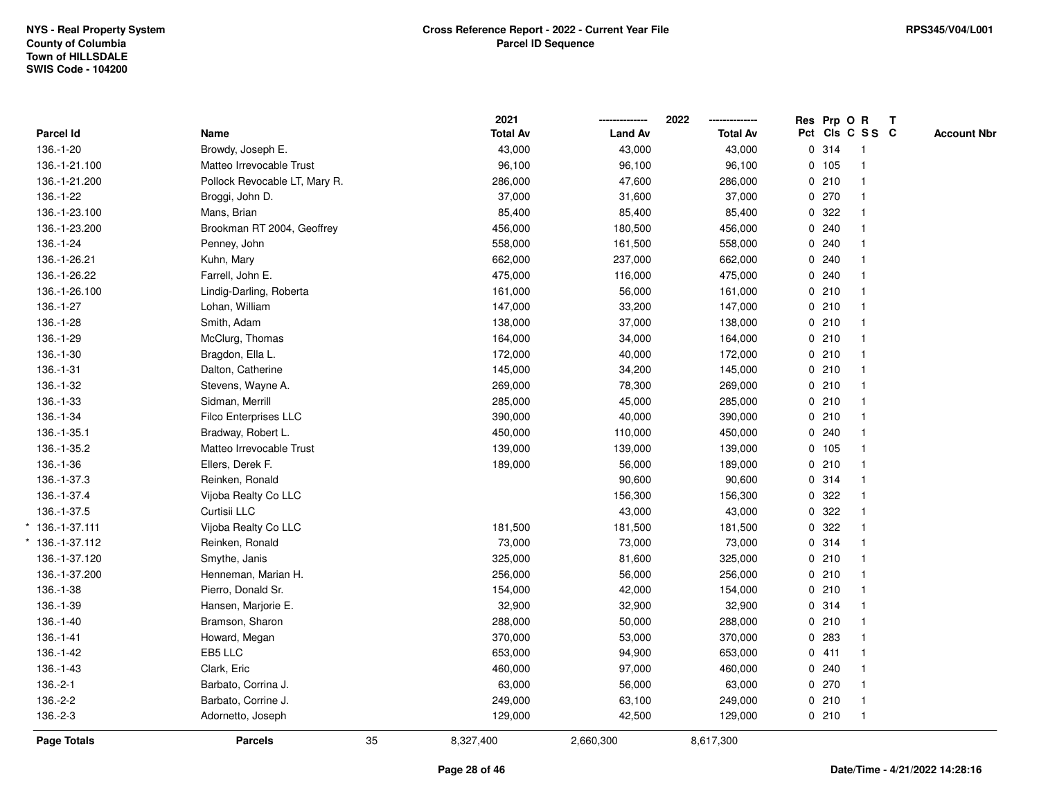NYS - Real Property System
County of Columbia
Town of HILLSDALE
SWIS Code - 104200

**Cross Reference Report - 2022 - Current Year File**
**Parcel ID Sequence**

RPS345/V04/L001

| Parcel Id | Name | | 2021 Total Av | 2022 Land Av | 2022 Total Av | Res Pct | Prp Cls | O C | R SS | T C | Account Nbr |
|---|---|---|---|---|---|---|---|---|---|---|---|
| 136.-1-20 | Browdy, Joseph E. | | 43,000 | 43,000 | 43,000 | 0 | 314 | | 1 | | |
| 136.-1-21.100 | Matteo Irrevocable Trust | | 96,100 | 96,100 | 96,100 | 0 | 105 | | 1 | | |
| 136.-1-21.200 | Pollock Revocable LT, Mary R. | | 286,000 | 47,600 | 286,000 | 0 | 210 | | 1 | | |
| 136.-1-22 | Broggi, John D. | | 37,000 | 31,600 | 37,000 | 0 | 270 | | 1 | | |
| 136.-1-23.100 | Mans, Brian | | 85,400 | 85,400 | 85,400 | 0 | 322 | | 1 | | |
| 136.-1-23.200 | Brookman RT 2004, Geoffrey | | 456,000 | 180,500 | 456,000 | 0 | 240 | | 1 | | |
| 136.-1-24 | Penney, John | | 558,000 | 161,500 | 558,000 | 0 | 240 | | 1 | | |
| 136.-1-26.21 | Kuhn, Mary | | 662,000 | 237,000 | 662,000 | 0 | 240 | | 1 | | |
| 136.-1-26.22 | Farrell, John E. | | 475,000 | 116,000 | 475,000 | 0 | 240 | | 1 | | |
| 136.-1-26.100 | Lindig-Darling, Roberta | | 161,000 | 56,000 | 161,000 | 0 | 210 | | 1 | | |
| 136.-1-27 | Lohan, William | | 147,000 | 33,200 | 147,000 | 0 | 210 | | 1 | | |
| 136.-1-28 | Smith, Adam | | 138,000 | 37,000 | 138,000 | 0 | 210 | | 1 | | |
| 136.-1-29 | McClurg, Thomas | | 164,000 | 34,000 | 164,000 | 0 | 210 | | 1 | | |
| 136.-1-30 | Bragdon, Ella L. | | 172,000 | 40,000 | 172,000 | 0 | 210 | | 1 | | |
| 136.-1-31 | Dalton, Catherine | | 145,000 | 34,200 | 145,000 | 0 | 210 | | 1 | | |
| 136.-1-32 | Stevens, Wayne A. | | 269,000 | 78,300 | 269,000 | 0 | 210 | | 1 | | |
| 136.-1-33 | Sidman, Merrill | | 285,000 | 45,000 | 285,000 | 0 | 210 | | 1 | | |
| 136.-1-34 | Filco Enterprises LLC | | 390,000 | 40,000 | 390,000 | 0 | 210 | | 1 | | |
| 136.-1-35.1 | Bradway, Robert L. | | 450,000 | 110,000 | 450,000 | 0 | 240 | | 1 | | |
| 136.-1-35.2 | Matteo Irrevocable Trust | | 139,000 | 139,000 | 139,000 | 0 | 105 | | 1 | | |
| 136.-1-36 | Ellers, Derek F. | | 189,000 | 56,000 | 189,000 | 0 | 210 | | 1 | | |
| 136.-1-37.3 | Reinken, Ronald | | | 90,600 | 90,600 | 0 | 314 | | 1 | | |
| 136.-1-37.4 | Vijoba Realty Co LLC | | | 156,300 | 156,300 | 0 | 322 | | 1 | | |
| 136.-1-37.5 | Curtisii LLC | | | 43,000 | 43,000 | 0 | 322 | | 1 | | |
| * 136.-1-37.111 | Vijoba Realty Co LLC | | 181,500 | 181,500 | 181,500 | 0 | 322 | | 1 | | |
| * 136.-1-37.112 | Reinken, Ronald | | 73,000 | 73,000 | 73,000 | 0 | 314 | | 1 | | |
| 136.-1-37.120 | Smythe, Janis | | 325,000 | 81,600 | 325,000 | 0 | 210 | | 1 | | |
| 136.-1-37.200 | Henneman, Marian H. | | 256,000 | 56,000 | 256,000 | 0 | 210 | | 1 | | |
| 136.-1-38 | Pierro, Donald Sr. | | 154,000 | 42,000 | 154,000 | 0 | 210 | | 1 | | |
| 136.-1-39 | Hansen, Marjorie E. | | 32,900 | 32,900 | 32,900 | 0 | 314 | | 1 | | |
| 136.-1-40 | Bramson, Sharon | | 288,000 | 50,000 | 288,000 | 0 | 210 | | 1 | | |
| 136.-1-41 | Howard, Megan | | 370,000 | 53,000 | 370,000 | 0 | 283 | | 1 | | |
| 136.-1-42 | EB5 LLC | | 653,000 | 94,900 | 653,000 | 0 | 411 | | 1 | | |
| 136.-1-43 | Clark, Eric | | 460,000 | 97,000 | 460,000 | 0 | 240 | | 1 | | |
| 136.-2-1 | Barbato, Corrina J. | | 63,000 | 56,000 | 63,000 | 0 | 270 | | 1 | | |
| 136.-2-2 | Barbato, Corrine J. | | 249,000 | 63,100 | 249,000 | 0 | 210 | | 1 | | |
| 136.-2-3 | Adornetto, Joseph | | 129,000 | 42,500 | 129,000 | 0 | 210 | | 1 | | |
| **Page Totals** | **Parcels** | 35 | 8,327,400 | 2,660,300 | 8,617,300 | | | | | | |

Date/Time - 4/21/2022 14:28:16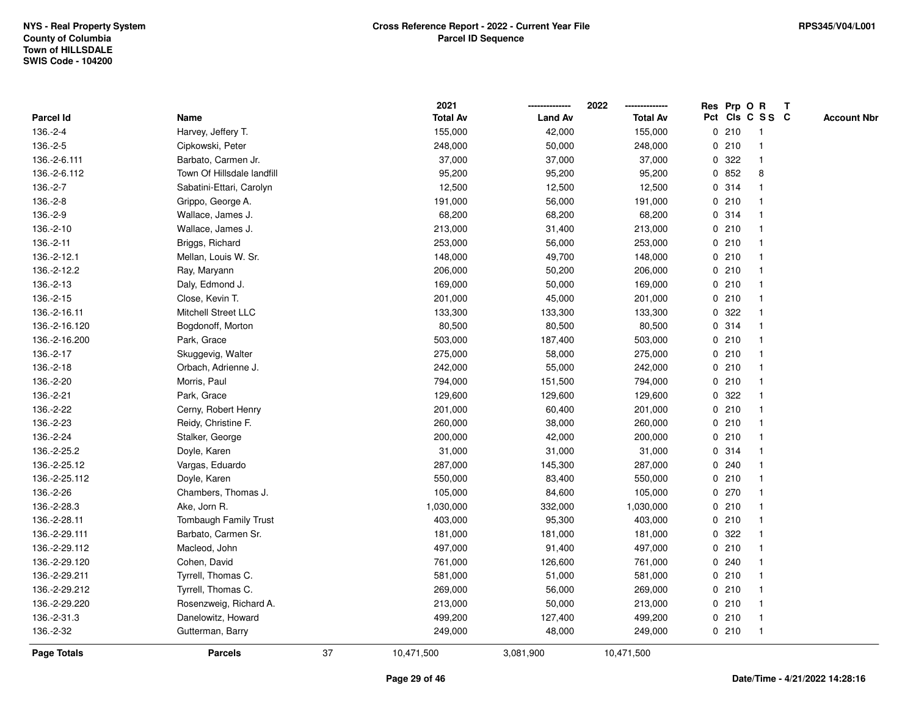**NYS - Real Property System**
**County of Columbia**
**Town of HILLSDALE**
**SWIS Code - 104200**

**Cross Reference Report - 2022 - Current Year File**
**Parcel ID Sequence**

**RPS345/V04/L001**

| Parcel Id | Name | 2021 Total Av | 2022 Land Av | 2022 Total Av | Res Pct | Prp Cls | O C | R S S | T C | Account Nbr |
|---|---|---|---|---|---|---|---|---|---|---|
| 136.-2-4 | Harvey, Jeffery T. | 155,000 | 42,000 | 155,000 | 0 | 210 | | 1 | | |
| 136.-2-5 | Cipkowski, Peter | 248,000 | 50,000 | 248,000 | 0 | 210 | | 1 | | |
| 136.-2-6.111 | Barbato, Carmen Jr. | 37,000 | 37,000 | 37,000 | 0 | 322 | | 1 | | |
| 136.-2-6.112 | Town Of Hillsdale landfill | 95,200 | 95,200 | 95,200 | 0 | 852 | | 8 | | |
| 136.-2-7 | Sabatini-Ettari, Carolyn | 12,500 | 12,500 | 12,500 | 0 | 314 | | 1 | | |
| 136.-2-8 | Grippo, George A. | 191,000 | 56,000 | 191,000 | 0 | 210 | | 1 | | |
| 136.-2-9 | Wallace, James J. | 68,200 | 68,200 | 68,200 | 0 | 314 | | 1 | | |
| 136.-2-10 | Wallace, James J. | 213,000 | 31,400 | 213,000 | 0 | 210 | | 1 | | |
| 136.-2-11 | Briggs, Richard | 253,000 | 56,000 | 253,000 | 0 | 210 | | 1 | | |
| 136.-2-12.1 | Mellan, Louis W. Sr. | 148,000 | 49,700 | 148,000 | 0 | 210 | | 1 | | |
| 136.-2-12.2 | Ray, Maryann | 206,000 | 50,200 | 206,000 | 0 | 210 | | 1 | | |
| 136.-2-13 | Daly, Edmond J. | 169,000 | 50,000 | 169,000 | 0 | 210 | | 1 | | |
| 136.-2-15 | Close, Kevin T. | 201,000 | 45,000 | 201,000 | 0 | 210 | | 1 | | |
| 136.-2-16.11 | Mitchell Street LLC | 133,300 | 133,300 | 133,300 | 0 | 322 | | 1 | | |
| 136.-2-16.120 | Bogdonoff, Morton | 80,500 | 80,500 | 80,500 | 0 | 314 | | 1 | | |
| 136.-2-16.200 | Park, Grace | 503,000 | 187,400 | 503,000 | 0 | 210 | | 1 | | |
| 136.-2-17 | Skuggevig, Walter | 275,000 | 58,000 | 275,000 | 0 | 210 | | 1 | | |
| 136.-2-18 | Orbach, Adrienne J. | 242,000 | 55,000 | 242,000 | 0 | 210 | | 1 | | |
| 136.-2-20 | Morris, Paul | 794,000 | 151,500 | 794,000 | 0 | 210 | | 1 | | |
| 136.-2-21 | Park, Grace | 129,600 | 129,600 | 129,600 | 0 | 322 | | 1 | | |
| 136.-2-22 | Cerny, Robert Henry | 201,000 | 60,400 | 201,000 | 0 | 210 | | 1 | | |
| 136.-2-23 | Reidy, Christine F. | 260,000 | 38,000 | 260,000 | 0 | 210 | | 1 | | |
| 136.-2-24 | Stalker, George | 200,000 | 42,000 | 200,000 | 0 | 210 | | 1 | | |
| 136.-2-25.2 | Doyle, Karen | 31,000 | 31,000 | 31,000 | 0 | 314 | | 1 | | |
| 136.-2-25.12 | Vargas, Eduardo | 287,000 | 145,300 | 287,000 | 0 | 240 | | 1 | | |
| 136.-2-25.112 | Doyle, Karen | 550,000 | 83,400 | 550,000 | 0 | 210 | | 1 | | |
| 136.-2-26 | Chambers, Thomas J. | 105,000 | 84,600 | 105,000 | 0 | 270 | | 1 | | |
| 136.-2-28.3 | Ake, Jorn R. | 1,030,000 | 332,000 | 1,030,000 | 0 | 210 | | 1 | | |
| 136.-2-28.11 | Tombaugh Family Trust | 403,000 | 95,300 | 403,000 | 0 | 210 | | 1 | | |
| 136.-2-29.111 | Barbato, Carmen Sr. | 181,000 | 181,000 | 181,000 | 0 | 322 | | 1 | | |
| 136.-2-29.112 | Macleod, John | 497,000 | 91,400 | 497,000 | 0 | 210 | | 1 | | |
| 136.-2-29.120 | Cohen, David | 761,000 | 126,600 | 761,000 | 0 | 240 | | 1 | | |
| 136.-2-29.211 | Tyrrell, Thomas C. | 581,000 | 51,000 | 581,000 | 0 | 210 | | 1 | | |
| 136.-2-29.212 | Tyrrell, Thomas C. | 269,000 | 56,000 | 269,000 | 0 | 210 | | 1 | | |
| 136.-2-29.220 | Rosenzweig, Richard A. | 213,000 | 50,000 | 213,000 | 0 | 210 | | 1 | | |
| 136.-2-31.3 | Danelowitz, Howard | 499,200 | 127,400 | 499,200 | 0 | 210 | | 1 | | |
| 136.-2-32 | Gutterman, Barry | 249,000 | 48,000 | 249,000 | 0 | 210 | | 1 | | |
| **Page Totals** | **Parcels** 37 | 10,471,500 | 3,081,900 | 10,471,500 | | | | | | |

**Date/Time - 4/21/2022 14:28:16**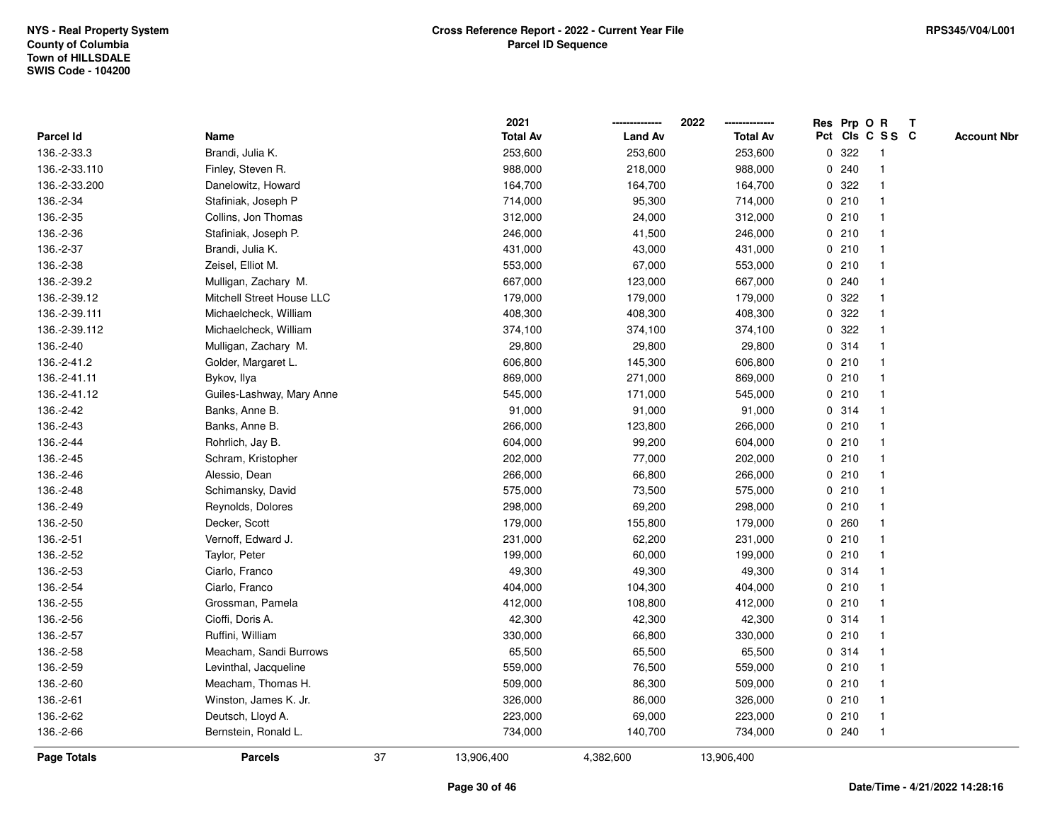NYS - Real Property System
County of Columbia
Town of HILLSDALE
SWIS Code - 104200

**Cross Reference Report - 2022 - Current Year File**
**Parcel ID Sequence**

RPS345/V04/L001

| Parcel Id | Name | 2021 Total Av | 2022 Land Av | 2022 Total Av | Res Pct | Prp Cls | O C | R S S | T C | Account Nbr |
|---|---|---|---|---|---|---|---|---|---|---|
| 136.-2-33.3 | Brandi, Julia K. | 253,600 | 253,600 | 253,600 | 0 | 322 | | 1 | | |
| 136.-2-33.110 | Finley, Steven R. | 988,000 | 218,000 | 988,000 | 0 | 240 | | 1 | | |
| 136.-2-33.200 | Danelowitz, Howard | 164,700 | 164,700 | 164,700 | 0 | 322 | | 1 | | |
| 136.-2-34 | Stafiniak, Joseph P | 714,000 | 95,300 | 714,000 | 0 | 210 | | 1 | | |
| 136.-2-35 | Collins, Jon Thomas | 312,000 | 24,000 | 312,000 | 0 | 210 | | 1 | | |
| 136.-2-36 | Stafiniak, Joseph P. | 246,000 | 41,500 | 246,000 | 0 | 210 | | 1 | | |
| 136.-2-37 | Brandi, Julia K. | 431,000 | 43,000 | 431,000 | 0 | 210 | | 1 | | |
| 136.-2-38 | Zeisel, Elliot M. | 553,000 | 67,000 | 553,000 | 0 | 210 | | 1 | | |
| 136.-2-39.2 | Mulligan, Zachary M. | 667,000 | 123,000 | 667,000 | 0 | 240 | | 1 | | |
| 136.-2-39.12 | Mitchell Street House LLC | 179,000 | 179,000 | 179,000 | 0 | 322 | | 1 | | |
| 136.-2-39.111 | Michaelcheck, William | 408,300 | 408,300 | 408,300 | 0 | 322 | | 1 | | |
| 136.-2-39.112 | Michaelcheck, William | 374,100 | 374,100 | 374,100 | 0 | 322 | | 1 | | |
| 136.-2-40 | Mulligan, Zachary M. | 29,800 | 29,800 | 29,800 | 0 | 314 | | 1 | | |
| 136.-2-41.2 | Golder, Margaret L. | 606,800 | 145,300 | 606,800 | 0 | 210 | | 1 | | |
| 136.-2-41.11 | Bykov, Ilya | 869,000 | 271,000 | 869,000 | 0 | 210 | | 1 | | |
| 136.-2-41.12 | Guiles-Lashway, Mary Anne | 545,000 | 171,000 | 545,000 | 0 | 210 | | 1 | | |
| 136.-2-42 | Banks, Anne B. | 91,000 | 91,000 | 91,000 | 0 | 314 | | 1 | | |
| 136.-2-43 | Banks, Anne B. | 266,000 | 123,800 | 266,000 | 0 | 210 | | 1 | | |
| 136.-2-44 | Rohrlich, Jay B. | 604,000 | 99,200 | 604,000 | 0 | 210 | | 1 | | |
| 136.-2-45 | Schram, Kristopher | 202,000 | 77,000 | 202,000 | 0 | 210 | | 1 | | |
| 136.-2-46 | Alessio, Dean | 266,000 | 66,800 | 266,000 | 0 | 210 | | 1 | | |
| 136.-2-48 | Schimansky, David | 575,000 | 73,500 | 575,000 | 0 | 210 | | 1 | | |
| 136.-2-49 | Reynolds, Dolores | 298,000 | 69,200 | 298,000 | 0 | 210 | | 1 | | |
| 136.-2-50 | Decker, Scott | 179,000 | 155,800 | 179,000 | 0 | 260 | | 1 | | |
| 136.-2-51 | Vernoff, Edward J. | 231,000 | 62,200 | 231,000 | 0 | 210 | | 1 | | |
| 136.-2-52 | Taylor, Peter | 199,000 | 60,000 | 199,000 | 0 | 210 | | 1 | | |
| 136.-2-53 | Ciarlo, Franco | 49,300 | 49,300 | 49,300 | 0 | 314 | | 1 | | |
| 136.-2-54 | Ciarlo, Franco | 404,000 | 104,300 | 404,000 | 0 | 210 | | 1 | | |
| 136.-2-55 | Grossman, Pamela | 412,000 | 108,800 | 412,000 | 0 | 210 | | 1 | | |
| 136.-2-56 | Cioffi, Doris A. | 42,300 | 42,300 | 42,300 | 0 | 314 | | 1 | | |
| 136.-2-57 | Ruffini, William | 330,000 | 66,800 | 330,000 | 0 | 210 | | 1 | | |
| 136.-2-58 | Meacham, Sandi Burrows | 65,500 | 65,500 | 65,500 | 0 | 314 | | 1 | | |
| 136.-2-59 | Levinthal, Jacqueline | 559,000 | 76,500 | 559,000 | 0 | 210 | | 1 | | |
| 136.-2-60 | Meacham, Thomas H. | 509,000 | 86,300 | 509,000 | 0 | 210 | | 1 | | |
| 136.-2-61 | Winston, James K. Jr. | 326,000 | 86,000 | 326,000 | 0 | 210 | | 1 | | |
| 136.-2-62 | Deutsch, Lloyd A. | 223,000 | 69,000 | 223,000 | 0 | 210 | | 1 | | |
| 136.-2-66 | Bernstein, Ronald L. | 734,000 | 140,700 | 734,000 | 0 | 240 | | 1 | | |
| **Page Totals** | **Parcels** 37 | 13,906,400 | 4,382,600 | 13,906,400 | | | | | | |

Date/Time - 4/21/2022 14:28:16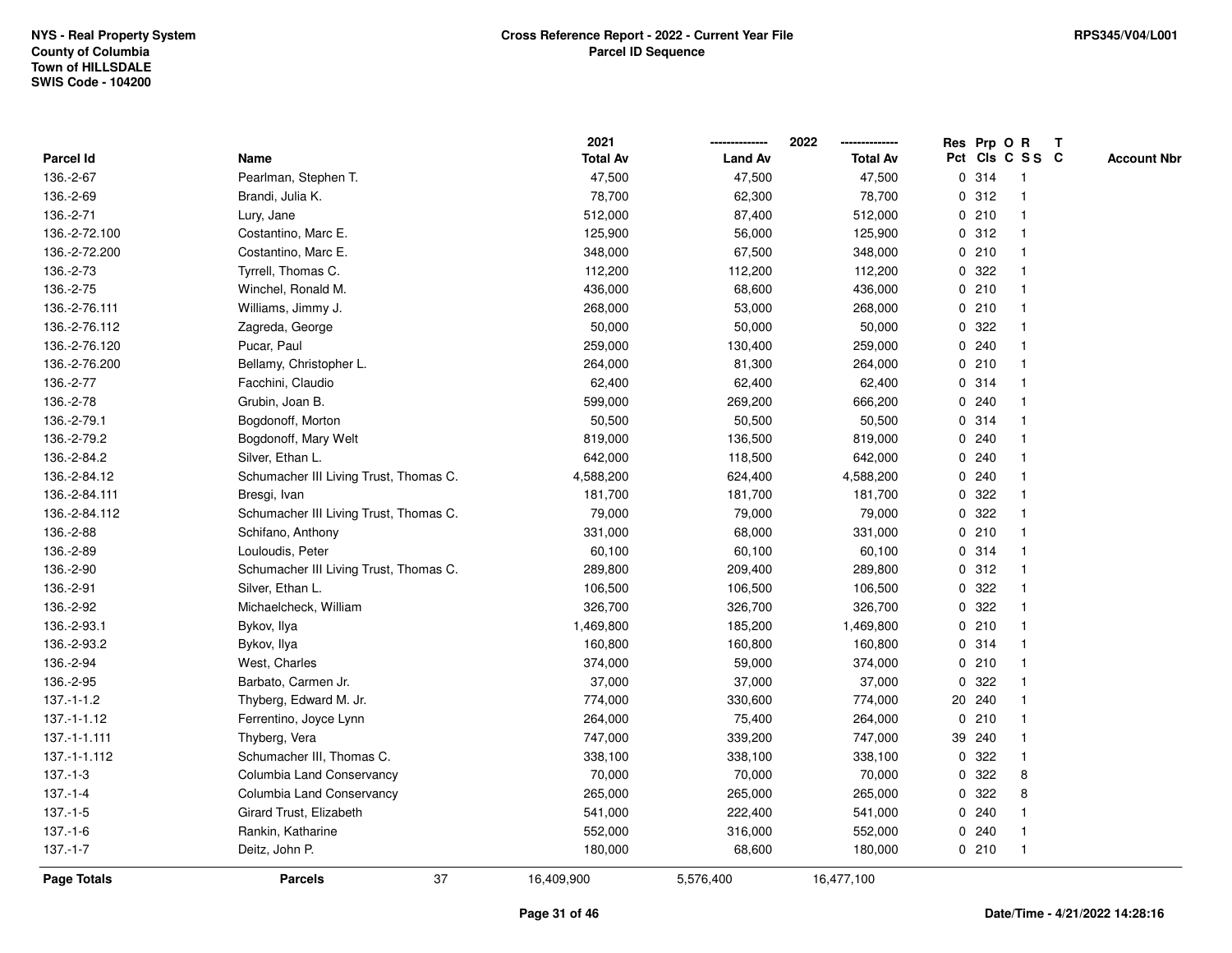NYS - Real Property System
County of Columbia
Town of HILLSDALE
SWIS Code - 104200

**Cross Reference Report - 2022 - Current Year File**
**Parcel ID Sequence**

RPS345/V04/L001

| Parcel Id | Name | 2021 Total Av | 2022 Land Av | 2022 Total Av | Res Pct | Prp Cls | O C | R S S | T C | Account Nbr |
|---|---|---|---|---|---|---|---|---|---|---|
| 136.-2-67 | Pearlman, Stephen T. | 47,500 | 47,500 | 47,500 | 0 | 314 | | 1 | | |
| 136.-2-69 | Brandi, Julia K. | 78,700 | 62,300 | 78,700 | 0 | 312 | | 1 | | |
| 136.-2-71 | Lury, Jane | 512,000 | 87,400 | 512,000 | 0 | 210 | | 1 | | |
| 136.-2-72.100 | Costantino, Marc E. | 125,900 | 56,000 | 125,900 | 0 | 312 | | 1 | | |
| 136.-2-72.200 | Costantino, Marc E. | 348,000 | 67,500 | 348,000 | 0 | 210 | | 1 | | |
| 136.-2-73 | Tyrrell, Thomas C. | 112,200 | 112,200 | 112,200 | 0 | 322 | | 1 | | |
| 136.-2-75 | Winchel, Ronald M. | 436,000 | 68,600 | 436,000 | 0 | 210 | | 1 | | |
| 136.-2-76.111 | Williams, Jimmy J. | 268,000 | 53,000 | 268,000 | 0 | 210 | | 1 | | |
| 136.-2-76.112 | Zagreda, George | 50,000 | 50,000 | 50,000 | 0 | 322 | | 1 | | |
| 136.-2-76.120 | Pucar, Paul | 259,000 | 130,400 | 259,000 | 0 | 240 | | 1 | | |
| 136.-2-76.200 | Bellamy, Christopher L. | 264,000 | 81,300 | 264,000 | 0 | 210 | | 1 | | |
| 136.-2-77 | Facchini, Claudio | 62,400 | 62,400 | 62,400 | 0 | 314 | | 1 | | |
| 136.-2-78 | Grubin, Joan B. | 599,000 | 269,200 | 666,200 | 0 | 240 | | 1 | | |
| 136.-2-79.1 | Bogdonoff, Morton | 50,500 | 50,500 | 50,500 | 0 | 314 | | 1 | | |
| 136.-2-79.2 | Bogdonoff, Mary Welt | 819,000 | 136,500 | 819,000 | 0 | 240 | | 1 | | |
| 136.-2-84.2 | Silver, Ethan L. | 642,000 | 118,500 | 642,000 | 0 | 240 | | 1 | | |
| 136.-2-84.12 | Schumacher III Living Trust, Thomas C. | 4,588,200 | 624,400 | 4,588,200 | 0 | 240 | | 1 | | |
| 136.-2-84.111 | Bresgi, Ivan | 181,700 | 181,700 | 181,700 | 0 | 322 | | 1 | | |
| 136.-2-84.112 | Schumacher III Living Trust, Thomas C. | 79,000 | 79,000 | 79,000 | 0 | 322 | | 1 | | |
| 136.-2-88 | Schifano, Anthony | 331,000 | 68,000 | 331,000 | 0 | 210 | | 1 | | |
| 136.-2-89 | Louloudis, Peter | 60,100 | 60,100 | 60,100 | 0 | 314 | | 1 | | |
| 136.-2-90 | Schumacher III Living Trust, Thomas C. | 289,800 | 209,400 | 289,800 | 0 | 312 | | 1 | | |
| 136.-2-91 | Silver, Ethan L. | 106,500 | 106,500 | 106,500 | 0 | 322 | | 1 | | |
| 136.-2-92 | Michaelcheck, William | 326,700 | 326,700 | 326,700 | 0 | 322 | | 1 | | |
| 136.-2-93.1 | Bykov, Ilya | 1,469,800 | 185,200 | 1,469,800 | 0 | 210 | | 1 | | |
| 136.-2-93.2 | Bykov, Ilya | 160,800 | 160,800 | 160,800 | 0 | 314 | | 1 | | |
| 136.-2-94 | West, Charles | 374,000 | 59,000 | 374,000 | 0 | 210 | | 1 | | |
| 136.-2-95 | Barbato, Carmen Jr. | 37,000 | 37,000 | 37,000 | 0 | 322 | | 1 | | |
| 137.-1-1.2 | Thyberg, Edward M. Jr. | 774,000 | 330,600 | 774,000 | 20 | 240 | | 1 | | |
| 137.-1-1.12 | Ferrentino, Joyce Lynn | 264,000 | 75,400 | 264,000 | 0 | 210 | | 1 | | |
| 137.-1-1.111 | Thyberg, Vera | 747,000 | 339,200 | 747,000 | 39 | 240 | | 1 | | |
| 137.-1-1.112 | Schumacher III, Thomas C. | 338,100 | 338,100 | 338,100 | 0 | 322 | | 1 | | |
| 137.-1-3 | Columbia Land Conservancy | 70,000 | 70,000 | 70,000 | 0 | 322 | | 8 | | |
| 137.-1-4 | Columbia Land Conservancy | 265,000 | 265,000 | 265,000 | 0 | 322 | | 8 | | |
| 137.-1-5 | Girard Trust, Elizabeth | 541,000 | 222,400 | 541,000 | 0 | 240 | | 1 | | |
| 137.-1-6 | Rankin, Katharine | 552,000 | 316,000 | 552,000 | 0 | 240 | | 1 | | |
| 137.-1-7 | Deitz, John P. | 180,000 | 68,600 | 180,000 | 0 | 210 | | 1 | | |
| **Page Totals** | **Parcels** 37 | 16,409,900 | 5,576,400 | 16,477,100 | | | | | | |

**Date/Time - 4/21/2022 14:28:16**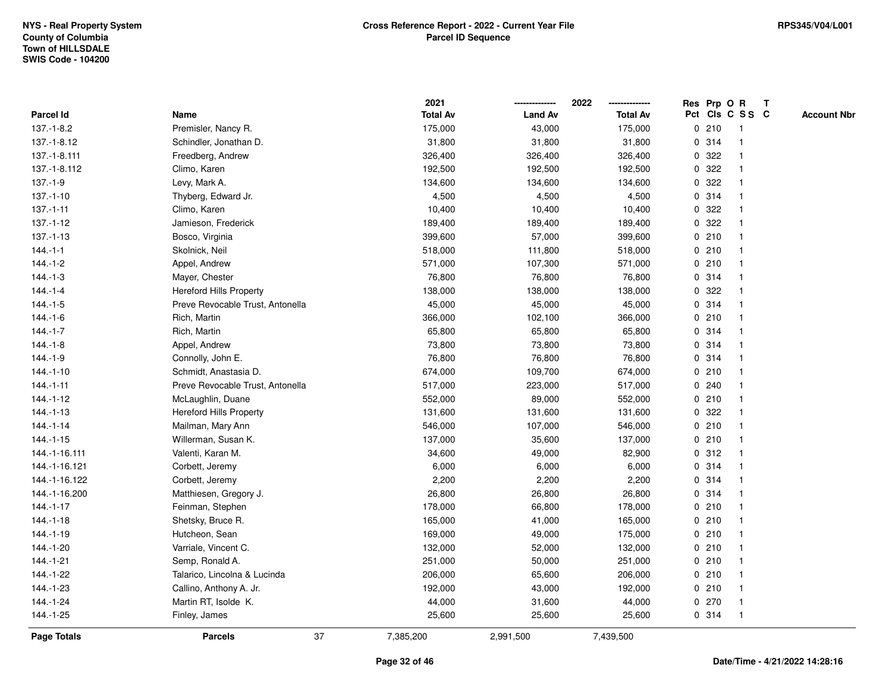NYS - Real Property System
County of Columbia
Town of HILLSDALE
SWIS Code - 104200

**Cross Reference Report - 2022 - Current Year File**
**Parcel ID Sequence**

RPS345/V04/L001

| Parcel Id | Name | 2021 Total Av | 2022 Land Av | 2022 Total Av | Res Pct | Prp Cls | O C | R S S | T C | Account Nbr |
|---|---|---|---|---|---|---|---|---|---|---|
| 137.-1-8.2 | Premisler, Nancy R. | 175,000 | 43,000 | 175,000 | 0 | 210 | | 1 | | |
| 137.-1-8.12 | Schindler, Jonathan D. | 31,800 | 31,800 | 31,800 | 0 | 314 | | 1 | | |
| 137.-1-8.111 | Freedberg, Andrew | 326,400 | 326,400 | 326,400 | 0 | 322 | | 1 | | |
| 137.-1-8.112 | Climo, Karen | 192,500 | 192,500 | 192,500 | 0 | 322 | | 1 | | |
| 137.-1-9 | Levy, Mark A. | 134,600 | 134,600 | 134,600 | 0 | 322 | | 1 | | |
| 137.-1-10 | Thyberg, Edward Jr. | 4,500 | 4,500 | 4,500 | 0 | 314 | | 1 | | |
| 137.-1-11 | Climo, Karen | 10,400 | 10,400 | 10,400 | 0 | 322 | | 1 | | |
| 137.-1-12 | Jamieson, Frederick | 189,400 | 189,400 | 189,400 | 0 | 322 | | 1 | | |
| 137.-1-13 | Bosco, Virginia | 399,600 | 57,000 | 399,600 | 0 | 210 | | 1 | | |
| 144.-1-1 | Skolnick, Neil | 518,000 | 111,800 | 518,000 | 0 | 210 | | 1 | | |
| 144.-1-2 | Appel, Andrew | 571,000 | 107,300 | 571,000 | 0 | 210 | | 1 | | |
| 144.-1-3 | Mayer, Chester | 76,800 | 76,800 | 76,800 | 0 | 314 | | 1 | | |
| 144.-1-4 | Hereford Hills Property | 138,000 | 138,000 | 138,000 | 0 | 322 | | 1 | | |
| 144.-1-5 | Preve Revocable Trust, Antonella | 45,000 | 45,000 | 45,000 | 0 | 314 | | 1 | | |
| 144.-1-6 | Rich, Martin | 366,000 | 102,100 | 366,000 | 0 | 210 | | 1 | | |
| 144.-1-7 | Rich, Martin | 65,800 | 65,800 | 65,800 | 0 | 314 | | 1 | | |
| 144.-1-8 | Appel, Andrew | 73,800 | 73,800 | 73,800 | 0 | 314 | | 1 | | |
| 144.-1-9 | Connolly, John E. | 76,800 | 76,800 | 76,800 | 0 | 314 | | 1 | | |
| 144.-1-10 | Schmidt, Anastasia D. | 674,000 | 109,700 | 674,000 | 0 | 210 | | 1 | | |
| 144.-1-11 | Preve Revocable Trust, Antonella | 517,000 | 223,000 | 517,000 | 0 | 240 | | 1 | | |
| 144.-1-12 | McLaughlin, Duane | 552,000 | 89,000 | 552,000 | 0 | 210 | | 1 | | |
| 144.-1-13 | Hereford Hills Property | 131,600 | 131,600 | 131,600 | 0 | 322 | | 1 | | |
| 144.-1-14 | Mailman, Mary Ann | 546,000 | 107,000 | 546,000 | 0 | 210 | | 1 | | |
| 144.-1-15 | Willerman, Susan K. | 137,000 | 35,600 | 137,000 | 0 | 210 | | 1 | | |
| 144.-1-16.111 | Valenti, Karan M. | 34,600 | 49,000 | 82,900 | 0 | 312 | | 1 | | |
| 144.-1-16.121 | Corbett, Jeremy | 6,000 | 6,000 | 6,000 | 0 | 314 | | 1 | | |
| 144.-1-16.122 | Corbett, Jeremy | 2,200 | 2,200 | 2,200 | 0 | 314 | | 1 | | |
| 144.-1-16.200 | Matthiesen, Gregory J. | 26,800 | 26,800 | 26,800 | 0 | 314 | | 1 | | |
| 144.-1-17 | Feinman, Stephen | 178,000 | 66,800 | 178,000 | 0 | 210 | | 1 | | |
| 144.-1-18 | Shetsky, Bruce R. | 165,000 | 41,000 | 165,000 | 0 | 210 | | 1 | | |
| 144.-1-19 | Hutcheon, Sean | 169,000 | 49,000 | 175,000 | 0 | 210 | | 1 | | |
| 144.-1-20 | Varriale, Vincent C. | 132,000 | 52,000 | 132,000 | 0 | 210 | | 1 | | |
| 144.-1-21 | Semp, Ronald A. | 251,000 | 50,000 | 251,000 | 0 | 210 | | 1 | | |
| 144.-1-22 | Talarico, Lincolna & Lucinda | 206,000 | 65,600 | 206,000 | 0 | 210 | | 1 | | |
| 144.-1-23 | Callino, Anthony A. Jr. | 192,000 | 43,000 | 192,000 | 0 | 210 | | 1 | | |
| 144.-1-24 | Martin RT, Isolde K. | 44,000 | 31,600 | 44,000 | 0 | 270 | | 1 | | |
| 144.-1-25 | Finley, James | 25,600 | 25,600 | 25,600 | 0 | 314 | | 1 | | |
| **Page Totals** | **Parcels** 37 | 7,385,200 | 2,991,500 | 7,439,500 | | | | | | |

Date/Time - 4/21/2022 14:28:16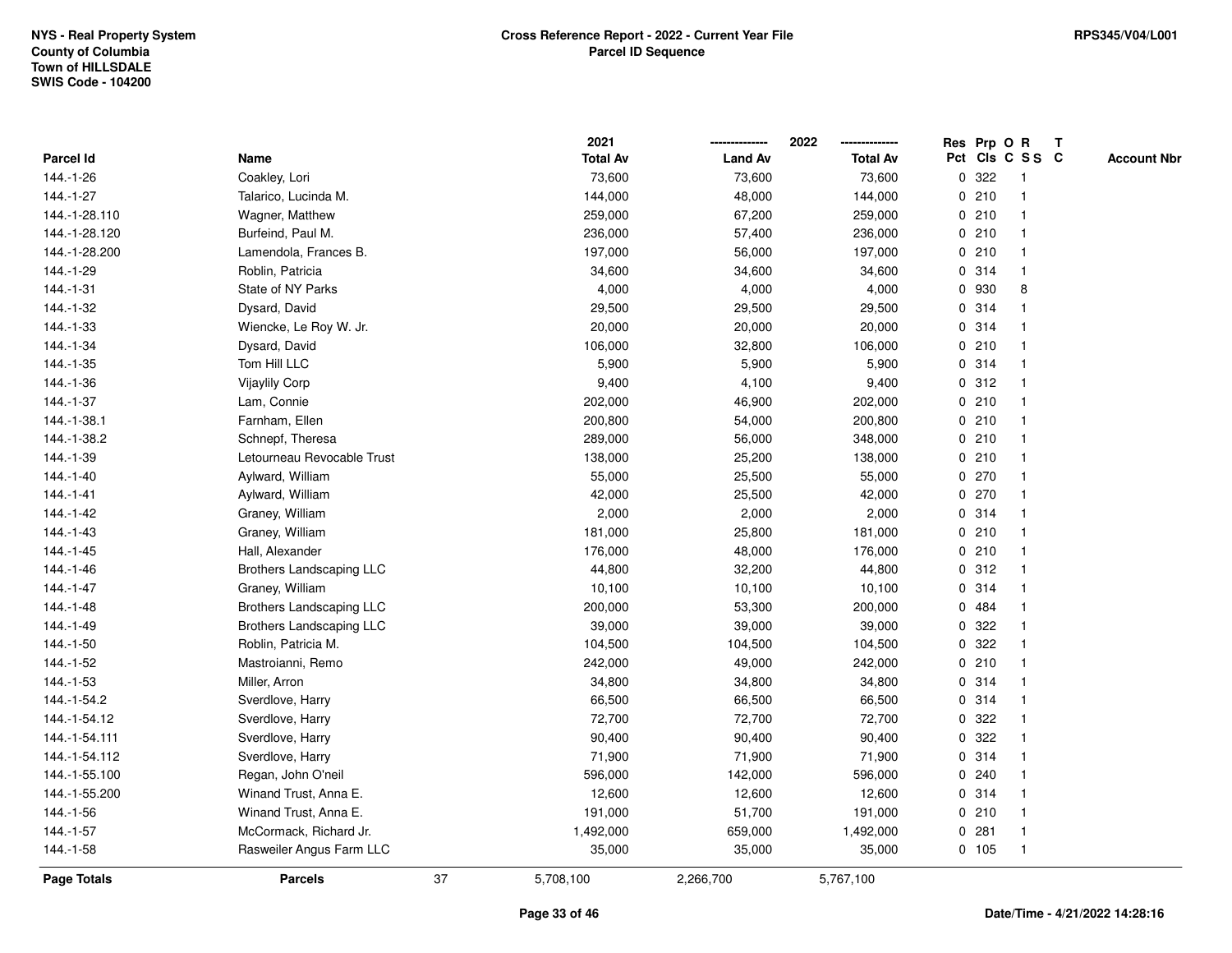NYS - Real Property System
County of Columbia
Town of HILLSDALE
SWIS Code - 104200

**Cross Reference Report - 2022 - Current Year File**
**Parcel ID Sequence**

RPS345/V04/L001

| Parcel Id | Name | 2021 Total Av | 2022 Land Av | 2022 Total Av | Res Pct | Prp Cls | O C | R SS | T C | Account Nbr |
|---|---|---|---|---|---|---|---|---|---|---|
| 144.-1-26 | Coakley, Lori | 73,600 | 73,600 | 73,600 | 0 | 322 | | 1 | | |
| 144.-1-27 | Talarico, Lucinda M. | 144,000 | 48,000 | 144,000 | 0 | 210 | | 1 | | |
| 144.-1-28.110 | Wagner, Matthew | 259,000 | 67,200 | 259,000 | 0 | 210 | | 1 | | |
| 144.-1-28.120 | Burfeind, Paul M. | 236,000 | 57,400 | 236,000 | 0 | 210 | | 1 | | |
| 144.-1-28.200 | Lamendola, Frances B. | 197,000 | 56,000 | 197,000 | 0 | 210 | | 1 | | |
| 144.-1-29 | Roblin, Patricia | 34,600 | 34,600 | 34,600 | 0 | 314 | | 1 | | |
| 144.-1-31 | State of NY Parks | 4,000 | 4,000 | 4,000 | 0 | 930 | | 8 | | |
| 144.-1-32 | Dysard, David | 29,500 | 29,500 | 29,500 | 0 | 314 | | 1 | | |
| 144.-1-33 | Wiencke, Le Roy W. Jr. | 20,000 | 20,000 | 20,000 | 0 | 314 | | 1 | | |
| 144.-1-34 | Dysard, David | 106,000 | 32,800 | 106,000 | 0 | 210 | | 1 | | |
| 144.-1-35 | Tom Hill LLC | 5,900 | 5,900 | 5,900 | 0 | 314 | | 1 | | |
| 144.-1-36 | Vijaylily Corp | 9,400 | 4,100 | 9,400 | 0 | 312 | | 1 | | |
| 144.-1-37 | Lam, Connie | 202,000 | 46,900 | 202,000 | 0 | 210 | | 1 | | |
| 144.-1-38.1 | Farnham, Ellen | 200,800 | 54,000 | 200,800 | 0 | 210 | | 1 | | |
| 144.-1-38.2 | Schnepf, Theresa | 289,000 | 56,000 | 348,000 | 0 | 210 | | 1 | | |
| 144.-1-39 | Letourneau Revocable Trust | 138,000 | 25,200 | 138,000 | 0 | 210 | | 1 | | |
| 144.-1-40 | Aylward, William | 55,000 | 25,500 | 55,000 | 0 | 270 | | 1 | | |
| 144.-1-41 | Aylward, William | 42,000 | 25,500 | 42,000 | 0 | 270 | | 1 | | |
| 144.-1-42 | Graney, William | 2,000 | 2,000 | 2,000 | 0 | 314 | | 1 | | |
| 144.-1-43 | Graney, William | 181,000 | 25,800 | 181,000 | 0 | 210 | | 1 | | |
| 144.-1-45 | Hall, Alexander | 176,000 | 48,000 | 176,000 | 0 | 210 | | 1 | | |
| 144.-1-46 | Brothers Landscaping LLC | 44,800 | 32,200 | 44,800 | 0 | 312 | | 1 | | |
| 144.-1-47 | Graney, William | 10,100 | 10,100 | 10,100 | 0 | 314 | | 1 | | |
| 144.-1-48 | Brothers Landscaping LLC | 200,000 | 53,300 | 200,000 | 0 | 484 | | 1 | | |
| 144.-1-49 | Brothers Landscaping LLC | 39,000 | 39,000 | 39,000 | 0 | 322 | | 1 | | |
| 144.-1-50 | Roblin, Patricia M. | 104,500 | 104,500 | 104,500 | 0 | 322 | | 1 | | |
| 144.-1-52 | Mastroianni, Remo | 242,000 | 49,000 | 242,000 | 0 | 210 | | 1 | | |
| 144.-1-53 | Miller, Arron | 34,800 | 34,800 | 34,800 | 0 | 314 | | 1 | | |
| 144.-1-54.2 | Sverdlove, Harry | 66,500 | 66,500 | 66,500 | 0 | 314 | | 1 | | |
| 144.-1-54.12 | Sverdlove, Harry | 72,700 | 72,700 | 72,700 | 0 | 322 | | 1 | | |
| 144.-1-54.111 | Sverdlove, Harry | 90,400 | 90,400 | 90,400 | 0 | 322 | | 1 | | |
| 144.-1-54.112 | Sverdlove, Harry | 71,900 | 71,900 | 71,900 | 0 | 314 | | 1 | | |
| 144.-1-55.100 | Regan, John O'neil | 596,000 | 142,000 | 596,000 | 0 | 240 | | 1 | | |
| 144.-1-55.200 | Winand Trust, Anna E. | 12,600 | 12,600 | 12,600 | 0 | 314 | | 1 | | |
| 144.-1-56 | Winand Trust, Anna E. | 191,000 | 51,700 | 191,000 | 0 | 210 | | 1 | | |
| 144.-1-57 | McCormack, Richard Jr. | 1,492,000 | 659,000 | 1,492,000 | 0 | 281 | | 1 | | |
| 144.-1-58 | Rasweiler Angus Farm LLC | 35,000 | 35,000 | 35,000 | 0 | 105 | | 1 | | |
| **Page Totals** | **Parcels** 37 | 5,708,100 | 2,266,700 | 5,767,100 | | | | | | |

Date/Time - 4/21/2022 14:28:16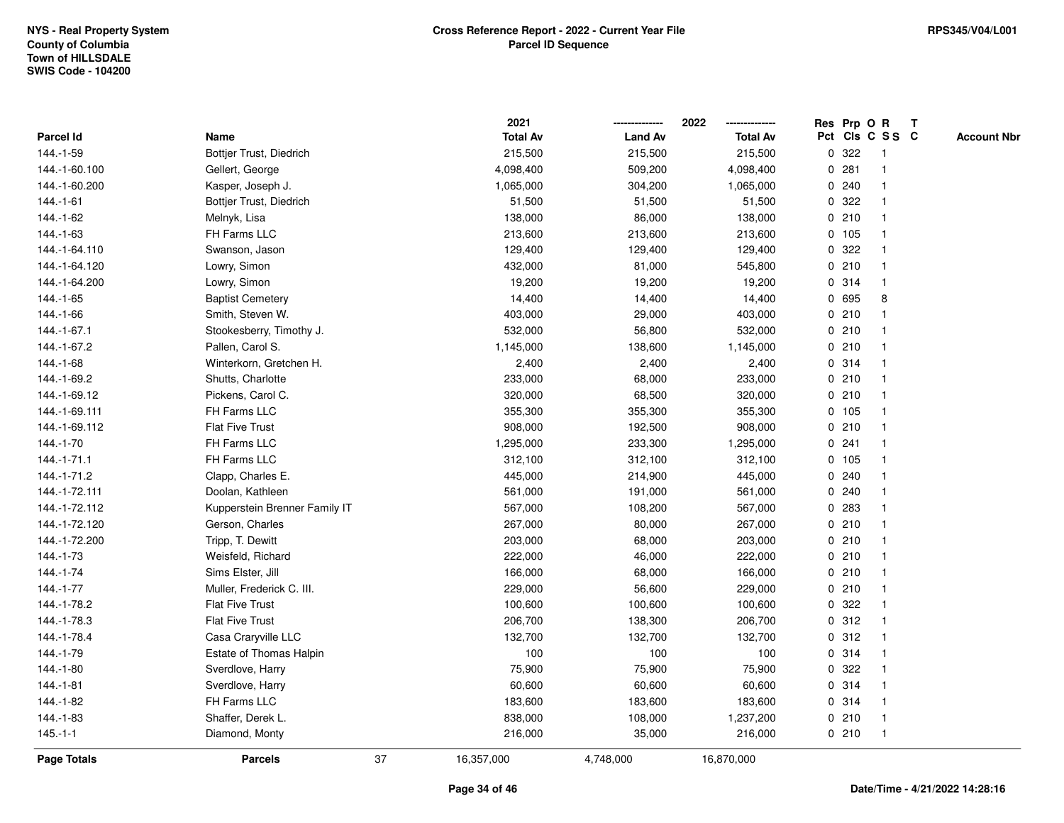NYS - Real Property System
County of Columbia
Town of HILLSDALE
SWIS Code - 104200

**Cross Reference Report - 2022 - Current Year File**
**Parcel ID Sequence**

RPS345/V04/L001

| Parcel Id | Name | 2021 Total Av | 2022 Land Av | 2022 Total Av | Res Pct | Prp Cls | O C | R S S | T C | Account Nbr |
|---|---|---|---|---|---|---|---|---|---|---|
| 144.-1-59 | Bottjer Trust, Diedrich | 215,500 | 215,500 | 215,500 | 0 | 322 | | 1 | | |
| 144.-1-60.100 | Gellert, George | 4,098,400 | 509,200 | 4,098,400 | 0 | 281 | | 1 | | |
| 144.-1-60.200 | Kasper, Joseph J. | 1,065,000 | 304,200 | 1,065,000 | 0 | 240 | | 1 | | |
| 144.-1-61 | Bottjer Trust, Diedrich | 51,500 | 51,500 | 51,500 | 0 | 322 | | 1 | | |
| 144.-1-62 | Melnyk, Lisa | 138,000 | 86,000 | 138,000 | 0 | 210 | | 1 | | |
| 144.-1-63 | FH Farms LLC | 213,600 | 213,600 | 213,600 | 0 | 105 | | 1 | | |
| 144.-1-64.110 | Swanson, Jason | 129,400 | 129,400 | 129,400 | 0 | 322 | | 1 | | |
| 144.-1-64.120 | Lowry, Simon | 432,000 | 81,000 | 545,800 | 0 | 210 | | 1 | | |
| 144.-1-64.200 | Lowry, Simon | 19,200 | 19,200 | 19,200 | 0 | 314 | | 1 | | |
| 144.-1-65 | Baptist Cemetery | 14,400 | 14,400 | 14,400 | 0 | 695 | | 8 | | |
| 144.-1-66 | Smith, Steven W. | 403,000 | 29,000 | 403,000 | 0 | 210 | | 1 | | |
| 144.-1-67.1 | Stookesberry, Timothy J. | 532,000 | 56,800 | 532,000 | 0 | 210 | | 1 | | |
| 144.-1-67.2 | Pallen, Carol S. | 1,145,000 | 138,600 | 1,145,000 | 0 | 210 | | 1 | | |
| 144.-1-68 | Winterkorn, Gretchen H. | 2,400 | 2,400 | 2,400 | 0 | 314 | | 1 | | |
| 144.-1-69.2 | Shutts, Charlotte | 233,000 | 68,000 | 233,000 | 0 | 210 | | 1 | | |
| 144.-1-69.12 | Pickens, Carol C. | 320,000 | 68,500 | 320,000 | 0 | 210 | | 1 | | |
| 144.-1-69.111 | FH Farms LLC | 355,300 | 355,300 | 355,300 | 0 | 105 | | 1 | | |
| 144.-1-69.112 | Flat Five Trust | 908,000 | 192,500 | 908,000 | 0 | 210 | | 1 | | |
| 144.-1-70 | FH Farms LLC | 1,295,000 | 233,300 | 1,295,000 | 0 | 241 | | 1 | | |
| 144.-1-71.1 | FH Farms LLC | 312,100 | 312,100 | 312,100 | 0 | 105 | | 1 | | |
| 144.-1-71.2 | Clapp, Charles E. | 445,000 | 214,900 | 445,000 | 0 | 240 | | 1 | | |
| 144.-1-72.111 | Doolan, Kathleen | 561,000 | 191,000 | 561,000 | 0 | 240 | | 1 | | |
| 144.-1-72.112 | Kupperstein Brenner Family IT | 567,000 | 108,200 | 567,000 | 0 | 283 | | 1 | | |
| 144.-1-72.120 | Gerson, Charles | 267,000 | 80,000 | 267,000 | 0 | 210 | | 1 | | |
| 144.-1-72.200 | Tripp, T. Dewitt | 203,000 | 68,000 | 203,000 | 0 | 210 | | 1 | | |
| 144.-1-73 | Weisfeld, Richard | 222,000 | 46,000 | 222,000 | 0 | 210 | | 1 | | |
| 144.-1-74 | Sims Elster, Jill | 166,000 | 68,000 | 166,000 | 0 | 210 | | 1 | | |
| 144.-1-77 | Muller, Frederick C. III. | 229,000 | 56,600 | 229,000 | 0 | 210 | | 1 | | |
| 144.-1-78.2 | Flat Five Trust | 100,600 | 100,600 | 100,600 | 0 | 322 | | 1 | | |
| 144.-1-78.3 | Flat Five Trust | 206,700 | 138,300 | 206,700 | 0 | 312 | | 1 | | |
| 144.-1-78.4 | Casa Craryville LLC | 132,700 | 132,700 | 132,700 | 0 | 312 | | 1 | | |
| 144.-1-79 | Estate of Thomas Halpin | 100 | 100 | 100 | 0 | 314 | | 1 | | |
| 144.-1-80 | Sverdlove, Harry | 75,900 | 75,900 | 75,900 | 0 | 322 | | 1 | | |
| 144.-1-81 | Sverdlove, Harry | 60,600 | 60,600 | 60,600 | 0 | 314 | | 1 | | |
| 144.-1-82 | FH Farms LLC | 183,600 | 183,600 | 183,600 | 0 | 314 | | 1 | | |
| 144.-1-83 | Shaffer, Derek L. | 838,000 | 108,000 | 1,237,200 | 0 | 210 | | 1 | | |
| 145.-1-1 | Diamond, Monty | 216,000 | 35,000 | 216,000 | 0 | 210 | | 1 | | |
| **Page Totals** | **Parcels** 37 | 16,357,000 | 4,748,000 | 16,870,000 | | | | | | |

**Date/Time - 4/21/2022 14:28:16**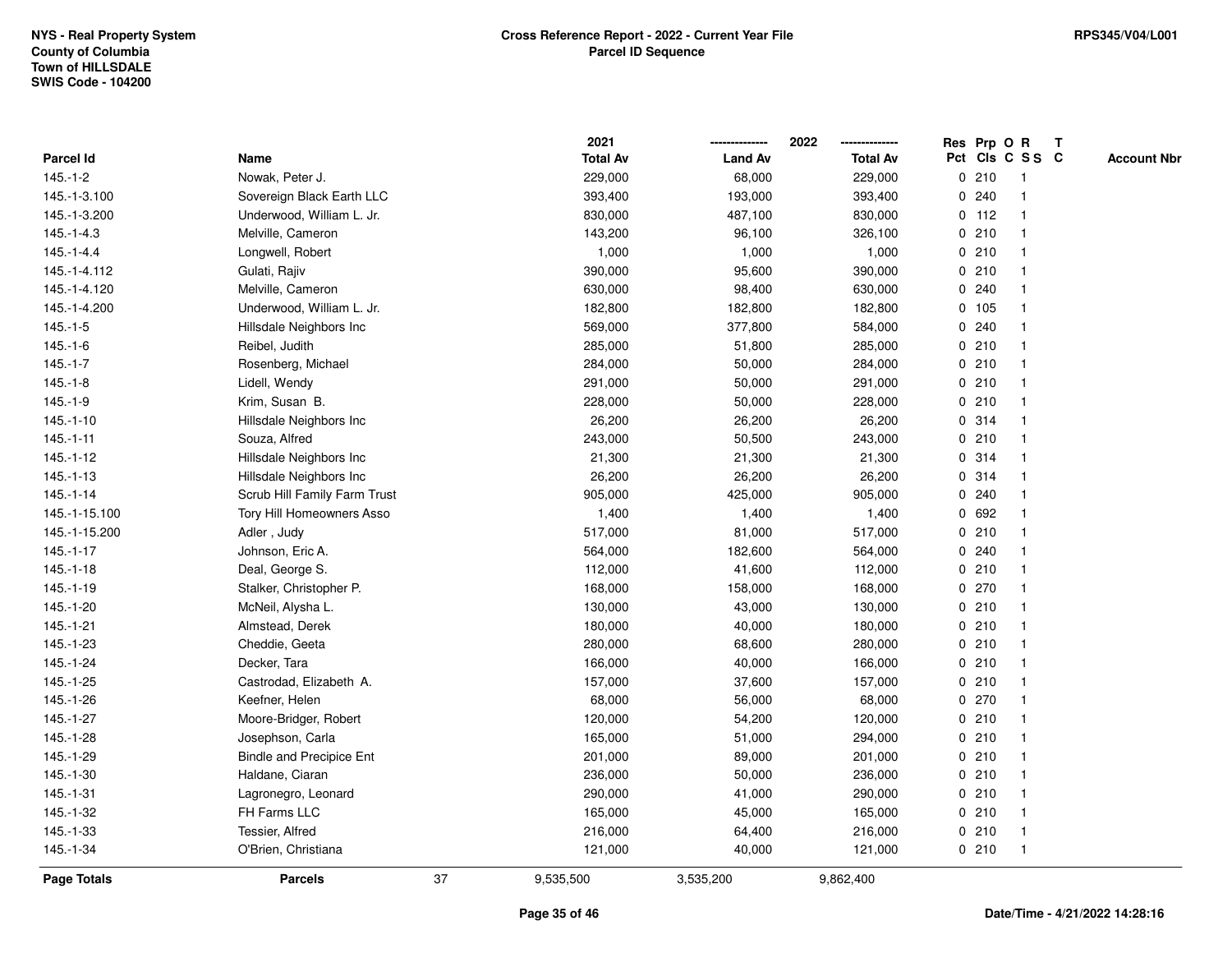NYS - Real Property System
County of Columbia
Town of HILLSDALE
SWIS Code - 104200

**Cross Reference Report - 2022 - Current Year File**
**Parcel ID Sequence**

RPS345/V04/L001

| Parcel Id | Name | 2021 Total Av | 2022 Land Av | 2022 Total Av | Res Pct | Prp Cls | O C | R S S | T C | Account Nbr |
|---|---|---|---|---|---|---|---|---|---|---|
| 145.-1-2 | Nowak, Peter J. | 229,000 | 68,000 | 229,000 | 0 | 210 | | 1 | | |
| 145.-1-3.100 | Sovereign Black Earth LLC | 393,400 | 193,000 | 393,400 | 0 | 240 | | 1 | | |
| 145.-1-3.200 | Underwood, William L. Jr. | 830,000 | 487,100 | 830,000 | 0 | 112 | | 1 | | |
| 145.-1-4.3 | Melville, Cameron | 143,200 | 96,100 | 326,100 | 0 | 210 | | 1 | | |
| 145.-1-4.4 | Longwell, Robert | 1,000 | 1,000 | 1,000 | 0 | 210 | | 1 | | |
| 145.-1-4.112 | Gulati, Rajiv | 390,000 | 95,600 | 390,000 | 0 | 210 | | 1 | | |
| 145.-1-4.120 | Melville, Cameron | 630,000 | 98,400 | 630,000 | 0 | 240 | | 1 | | |
| 145.-1-4.200 | Underwood, William L. Jr. | 182,800 | 182,800 | 182,800 | 0 | 105 | | 1 | | |
| 145.-1-5 | Hillsdale Neighbors Inc | 569,000 | 377,800 | 584,000 | 0 | 240 | | 1 | | |
| 145.-1-6 | Reibel, Judith | 285,000 | 51,800 | 285,000 | 0 | 210 | | 1 | | |
| 145.-1-7 | Rosenberg, Michael | 284,000 | 50,000 | 284,000 | 0 | 210 | | 1 | | |
| 145.-1-8 | Lidell, Wendy | 291,000 | 50,000 | 291,000 | 0 | 210 | | 1 | | |
| 145.-1-9 | Krim, Susan B. | 228,000 | 50,000 | 228,000 | 0 | 210 | | 1 | | |
| 145.-1-10 | Hillsdale Neighbors Inc | 26,200 | 26,200 | 26,200 | 0 | 314 | | 1 | | |
| 145.-1-11 | Souza, Alfred | 243,000 | 50,500 | 243,000 | 0 | 210 | | 1 | | |
| 145.-1-12 | Hillsdale Neighbors Inc | 21,300 | 21,300 | 21,300 | 0 | 314 | | 1 | | |
| 145.-1-13 | Hillsdale Neighbors Inc | 26,200 | 26,200 | 26,200 | 0 | 314 | | 1 | | |
| 145.-1-14 | Scrub Hill Family Farm Trust | 905,000 | 425,000 | 905,000 | 0 | 240 | | 1 | | |
| 145.-1-15.100 | Tory Hill Homeowners Asso | 1,400 | 1,400 | 1,400 | 0 | 692 | | 1 | | |
| 145.-1-15.200 | Adler , Judy | 517,000 | 81,000 | 517,000 | 0 | 210 | | 1 | | |
| 145.-1-17 | Johnson, Eric A. | 564,000 | 182,600 | 564,000 | 0 | 240 | | 1 | | |
| 145.-1-18 | Deal, George S. | 112,000 | 41,600 | 112,000 | 0 | 210 | | 1 | | |
| 145.-1-19 | Stalker, Christopher P. | 168,000 | 158,000 | 168,000 | 0 | 270 | | 1 | | |
| 145.-1-20 | McNeil, Alysha L. | 130,000 | 43,000 | 130,000 | 0 | 210 | | 1 | | |
| 145.-1-21 | Almstead, Derek | 180,000 | 40,000 | 180,000 | 0 | 210 | | 1 | | |
| 145.-1-23 | Cheddie, Geeta | 280,000 | 68,600 | 280,000 | 0 | 210 | | 1 | | |
| 145.-1-24 | Decker, Tara | 166,000 | 40,000 | 166,000 | 0 | 210 | | 1 | | |
| 145.-1-25 | Castrodad, Elizabeth A. | 157,000 | 37,600 | 157,000 | 0 | 210 | | 1 | | |
| 145.-1-26 | Keefner, Helen | 68,000 | 56,000 | 68,000 | 0 | 270 | | 1 | | |
| 145.-1-27 | Moore-Bridger, Robert | 120,000 | 54,200 | 120,000 | 0 | 210 | | 1 | | |
| 145.-1-28 | Josephson, Carla | 165,000 | 51,000 | 294,000 | 0 | 210 | | 1 | | |
| 145.-1-29 | Bindle and Precipice Ent | 201,000 | 89,000 | 201,000 | 0 | 210 | | 1 | | |
| 145.-1-30 | Haldane, Ciaran | 236,000 | 50,000 | 236,000 | 0 | 210 | | 1 | | |
| 145.-1-31 | Lagronegro, Leonard | 290,000 | 41,000 | 290,000 | 0 | 210 | | 1 | | |
| 145.-1-32 | FH Farms LLC | 165,000 | 45,000 | 165,000 | 0 | 210 | | 1 | | |
| 145.-1-33 | Tessier, Alfred | 216,000 | 64,400 | 216,000 | 0 | 210 | | 1 | | |
| 145.-1-34 | O'Brien, Christiana | 121,000 | 40,000 | 121,000 | 0 | 210 | | 1 | | |
| **Page Totals** | **Parcels** 37 | 9,535,500 | 3,535,200 | 9,862,400 | | | | | | |

Date/Time - 4/21/2022 14:28:16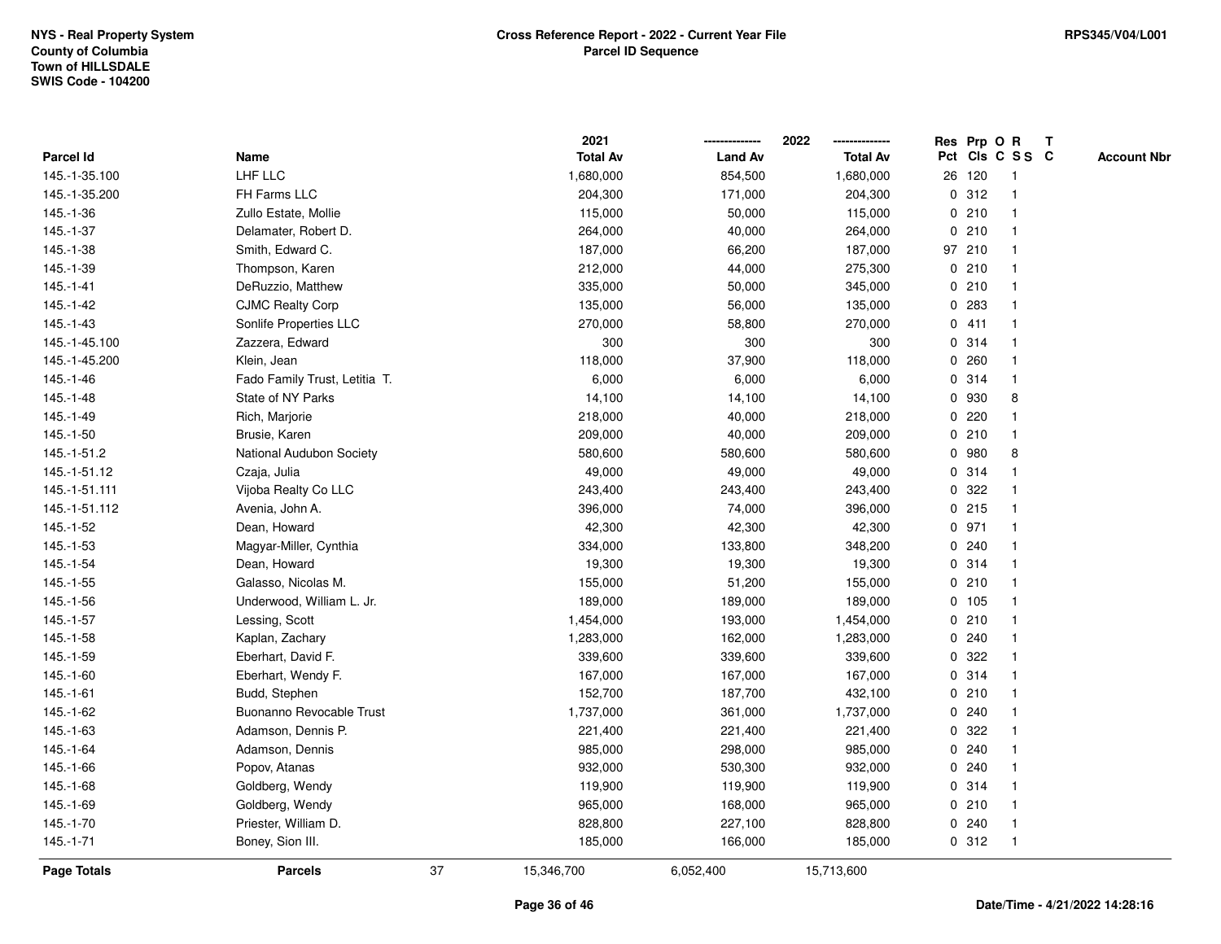NYS - Real Property System
County of Columbia
Town of HILLSDALE
SWIS Code - 104200

**Cross Reference Report - 2022 - Current Year File**
**Parcel ID Sequence**

RPS345/V04/L001

| Parcel Id | Name | 2021 Total Av | 2022 Land Av | 2022 Total Av | Res Pct | Prp Cls | O C | R SS | T C | Account Nbr |
|---|---|---|---|---|---|---|---|---|---|---|
| 145.-1-35.100 | LHF LLC | 1,680,000 | 854,500 | 1,680,000 | 26 | 120 | | 1 | | |
| 145.-1-35.200 | FH Farms LLC | 204,300 | 171,000 | 204,300 | 0 | 312 | | 1 | | |
| 145.-1-36 | Zullo Estate, Mollie | 115,000 | 50,000 | 115,000 | 0 | 210 | | 1 | | |
| 145.-1-37 | Delamater, Robert D. | 264,000 | 40,000 | 264,000 | 0 | 210 | | 1 | | |
| 145.-1-38 | Smith, Edward C. | 187,000 | 66,200 | 187,000 | 97 | 210 | | 1 | | |
| 145.-1-39 | Thompson, Karen | 212,000 | 44,000 | 275,300 | 0 | 210 | | 1 | | |
| 145.-1-41 | DeRuzzio, Matthew | 335,000 | 50,000 | 345,000 | 0 | 210 | | 1 | | |
| 145.-1-42 | CJMC Realty Corp | 135,000 | 56,000 | 135,000 | 0 | 283 | | 1 | | |
| 145.-1-43 | Sonlife Properties LLC | 270,000 | 58,800 | 270,000 | 0 | 411 | | 1 | | |
| 145.-1-45.100 | Zazzera, Edward | 300 | 300 | 300 | 0 | 314 | | 1 | | |
| 145.-1-45.200 | Klein, Jean | 118,000 | 37,900 | 118,000 | 0 | 260 | | 1 | | |
| 145.-1-46 | Fado Family Trust, Letitia T. | 6,000 | 6,000 | 6,000 | 0 | 314 | | 1 | | |
| 145.-1-48 | State of NY Parks | 14,100 | 14,100 | 14,100 | 0 | 930 | | 8 | | |
| 145.-1-49 | Rich, Marjorie | 218,000 | 40,000 | 218,000 | 0 | 220 | | 1 | | |
| 145.-1-50 | Brusie, Karen | 209,000 | 40,000 | 209,000 | 0 | 210 | | 1 | | |
| 145.-1-51.2 | National Audubon Society | 580,600 | 580,600 | 580,600 | 0 | 980 | | 8 | | |
| 145.-1-51.12 | Czaja, Julia | 49,000 | 49,000 | 49,000 | 0 | 314 | | 1 | | |
| 145.-1-51.111 | Vijoba Realty Co LLC | 243,400 | 243,400 | 243,400 | 0 | 322 | | 1 | | |
| 145.-1-51.112 | Avenia, John A. | 396,000 | 74,000 | 396,000 | 0 | 215 | | 1 | | |
| 145.-1-52 | Dean, Howard | 42,300 | 42,300 | 42,300 | 0 | 971 | | 1 | | |
| 145.-1-53 | Magyar-Miller, Cynthia | 334,000 | 133,800 | 348,200 | 0 | 240 | | 1 | | |
| 145.-1-54 | Dean, Howard | 19,300 | 19,300 | 19,300 | 0 | 314 | | 1 | | |
| 145.-1-55 | Galasso, Nicolas M. | 155,000 | 51,200 | 155,000 | 0 | 210 | | 1 | | |
| 145.-1-56 | Underwood, William L. Jr. | 189,000 | 189,000 | 189,000 | 0 | 105 | | 1 | | |
| 145.-1-57 | Lessing, Scott | 1,454,000 | 193,000 | 1,454,000 | 0 | 210 | | 1 | | |
| 145.-1-58 | Kaplan, Zachary | 1,283,000 | 162,000 | 1,283,000 | 0 | 240 | | 1 | | |
| 145.-1-59 | Eberhart, David F. | 339,600 | 339,600 | 339,600 | 0 | 322 | | 1 | | |
| 145.-1-60 | Eberhart, Wendy F. | 167,000 | 167,000 | 167,000 | 0 | 314 | | 1 | | |
| 145.-1-61 | Budd, Stephen | 152,700 | 187,700 | 432,100 | 0 | 210 | | 1 | | |
| 145.-1-62 | Buonanno Revocable Trust | 1,737,000 | 361,000 | 1,737,000 | 0 | 240 | | 1 | | |
| 145.-1-63 | Adamson, Dennis P. | 221,400 | 221,400 | 221,400 | 0 | 322 | | 1 | | |
| 145.-1-64 | Adamson, Dennis | 985,000 | 298,000 | 985,000 | 0 | 240 | | 1 | | |
| 145.-1-66 | Popov, Atanas | 932,000 | 530,300 | 932,000 | 0 | 240 | | 1 | | |
| 145.-1-68 | Goldberg, Wendy | 119,900 | 119,900 | 119,900 | 0 | 314 | | 1 | | |
| 145.-1-69 | Goldberg, Wendy | 965,000 | 168,000 | 965,000 | 0 | 210 | | 1 | | |
| 145.-1-70 | Priester, William D. | 828,800 | 227,100 | 828,800 | 0 | 240 | | 1 | | |
| 145.-1-71 | Boney, Sion III. | 185,000 | 166,000 | 185,000 | 0 | 312 | | 1 | | |
| **Page Totals** | **Parcels** 37 | 15,346,700 | 6,052,400 | 15,713,600 | | | | | | |

Date/Time - 4/21/2022 14:28:16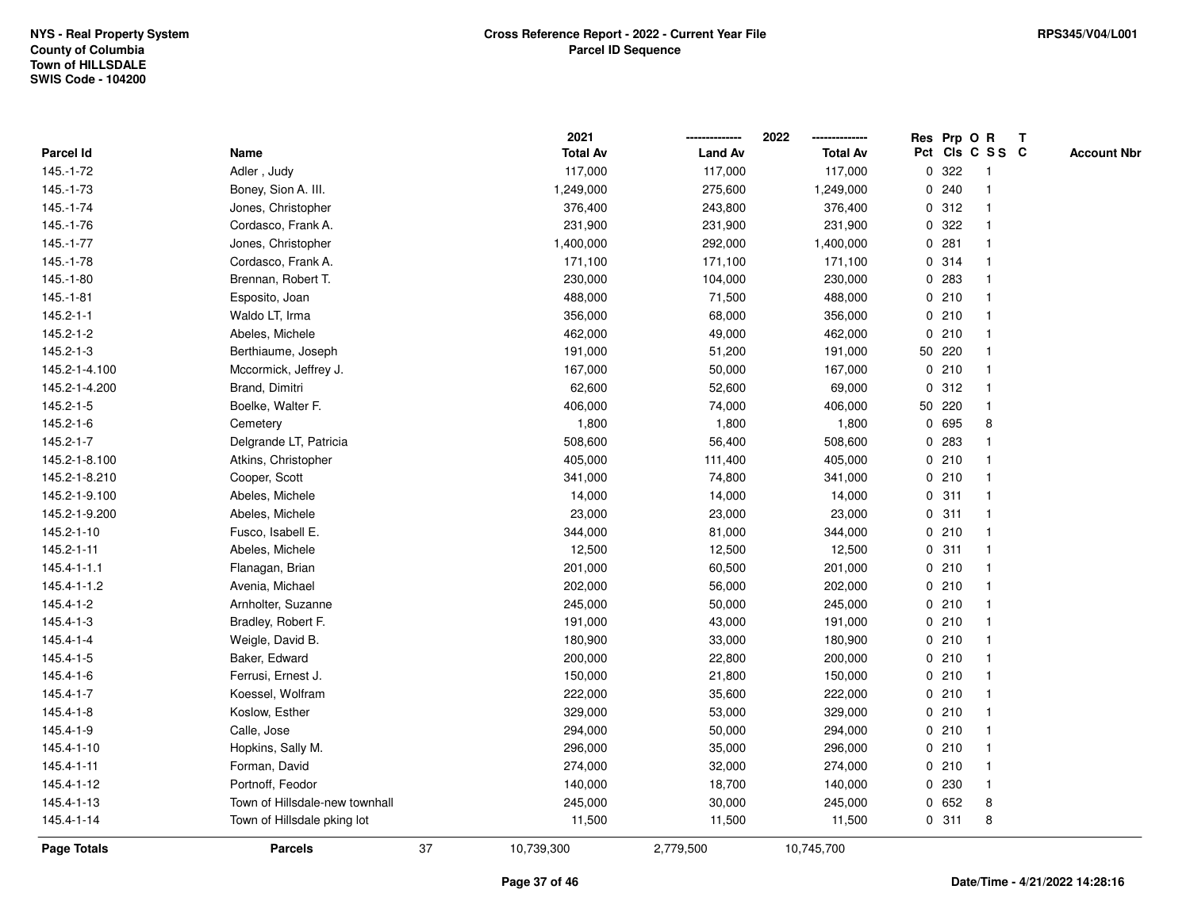NYS - Real Property System
County of Columbia
Town of HILLSDALE
SWIS Code - 104200

**Cross Reference Report - 2022 - Current Year File**
**Parcel ID Sequence**

RPS345/V04/L001

| Parcel Id | Name | 2021 Total Av | 2022 Land Av | 2022 Total Av | Res Pct | Prp Cls | O C | R S S | T C | Account Nbr |
|---|---|---|---|---|---|---|---|---|---|---|
| 145.-1-72 | Adler , Judy | 117,000 | 117,000 | 117,000 | 0 | 322 | | 1 | | |
| 145.-1-73 | Boney, Sion A. III. | 1,249,000 | 275,600 | 1,249,000 | 0 | 240 | | 1 | | |
| 145.-1-74 | Jones, Christopher | 376,400 | 243,800 | 376,400 | 0 | 312 | | 1 | | |
| 145.-1-76 | Cordasco, Frank A. | 231,900 | 231,900 | 231,900 | 0 | 322 | | 1 | | |
| 145.-1-77 | Jones, Christopher | 1,400,000 | 292,000 | 1,400,000 | 0 | 281 | | 1 | | |
| 145.-1-78 | Cordasco, Frank A. | 171,100 | 171,100 | 171,100 | 0 | 314 | | 1 | | |
| 145.-1-80 | Brennan, Robert T. | 230,000 | 104,000 | 230,000 | 0 | 283 | | 1 | | |
| 145.-1-81 | Esposito, Joan | 488,000 | 71,500 | 488,000 | 0 | 210 | | 1 | | |
| 145.2-1-1 | Waldo LT, Irma | 356,000 | 68,000 | 356,000 | 0 | 210 | | 1 | | |
| 145.2-1-2 | Abeles, Michele | 462,000 | 49,000 | 462,000 | 0 | 210 | | 1 | | |
| 145.2-1-3 | Berthiaume, Joseph | 191,000 | 51,200 | 191,000 | 50 | 220 | | 1 | | |
| 145.2-1-4.100 | Mccormick, Jeffrey J. | 167,000 | 50,000 | 167,000 | 0 | 210 | | 1 | | |
| 145.2-1-4.200 | Brand, Dimitri | 62,600 | 52,600 | 69,000 | 0 | 312 | | 1 | | |
| 145.2-1-5 | Boelke, Walter F. | 406,000 | 74,000 | 406,000 | 50 | 220 | | 1 | | |
| 145.2-1-6 | Cemetery | 1,800 | 1,800 | 1,800 | 0 | 695 | | 8 | | |
| 145.2-1-7 | Delgrande LT, Patricia | 508,600 | 56,400 | 508,600 | 0 | 283 | | 1 | | |
| 145.2-1-8.100 | Atkins, Christopher | 405,000 | 111,400 | 405,000 | 0 | 210 | | 1 | | |
| 145.2-1-8.210 | Cooper, Scott | 341,000 | 74,800 | 341,000 | 0 | 210 | | 1 | | |
| 145.2-1-9.100 | Abeles, Michele | 14,000 | 14,000 | 14,000 | 0 | 311 | | 1 | | |
| 145.2-1-9.200 | Abeles, Michele | 23,000 | 23,000 | 23,000 | 0 | 311 | | 1 | | |
| 145.2-1-10 | Fusco, Isabell E. | 344,000 | 81,000 | 344,000 | 0 | 210 | | 1 | | |
| 145.2-1-11 | Abeles, Michele | 12,500 | 12,500 | 12,500 | 0 | 311 | | 1 | | |
| 145.4-1-1.1 | Flanagan, Brian | 201,000 | 60,500 | 201,000 | 0 | 210 | | 1 | | |
| 145.4-1-1.2 | Avenia, Michael | 202,000 | 56,000 | 202,000 | 0 | 210 | | 1 | | |
| 145.4-1-2 | Arnholter, Suzanne | 245,000 | 50,000 | 245,000 | 0 | 210 | | 1 | | |
| 145.4-1-3 | Bradley, Robert F. | 191,000 | 43,000 | 191,000 | 0 | 210 | | 1 | | |
| 145.4-1-4 | Weigle, David B. | 180,900 | 33,000 | 180,900 | 0 | 210 | | 1 | | |
| 145.4-1-5 | Baker, Edward | 200,000 | 22,800 | 200,000 | 0 | 210 | | 1 | | |
| 145.4-1-6 | Ferrusi, Ernest J. | 150,000 | 21,800 | 150,000 | 0 | 210 | | 1 | | |
| 145.4-1-7 | Koessel, Wolfram | 222,000 | 35,600 | 222,000 | 0 | 210 | | 1 | | |
| 145.4-1-8 | Koslow, Esther | 329,000 | 53,000 | 329,000 | 0 | 210 | | 1 | | |
| 145.4-1-9 | Calle, Jose | 294,000 | 50,000 | 294,000 | 0 | 210 | | 1 | | |
| 145.4-1-10 | Hopkins, Sally M. | 296,000 | 35,000 | 296,000 | 0 | 210 | | 1 | | |
| 145.4-1-11 | Forman, David | 274,000 | 32,000 | 274,000 | 0 | 210 | | 1 | | |
| 145.4-1-12 | Portnoff, Feodor | 140,000 | 18,700 | 140,000 | 0 | 230 | | 1 | | |
| 145.4-1-13 | Town of Hillsdale-new townhall | 245,000 | 30,000 | 245,000 | 0 | 652 | | 8 | | |
| 145.4-1-14 | Town of Hillsdale pking lot | 11,500 | 11,500 | 11,500 | 0 | 311 | | 8 | | |
| **Page Totals** | **Parcels** 37 | 10,739,300 | 2,779,500 | 10,745,700 | | | | | | |

**Date/Time - 4/21/2022 14:28:16**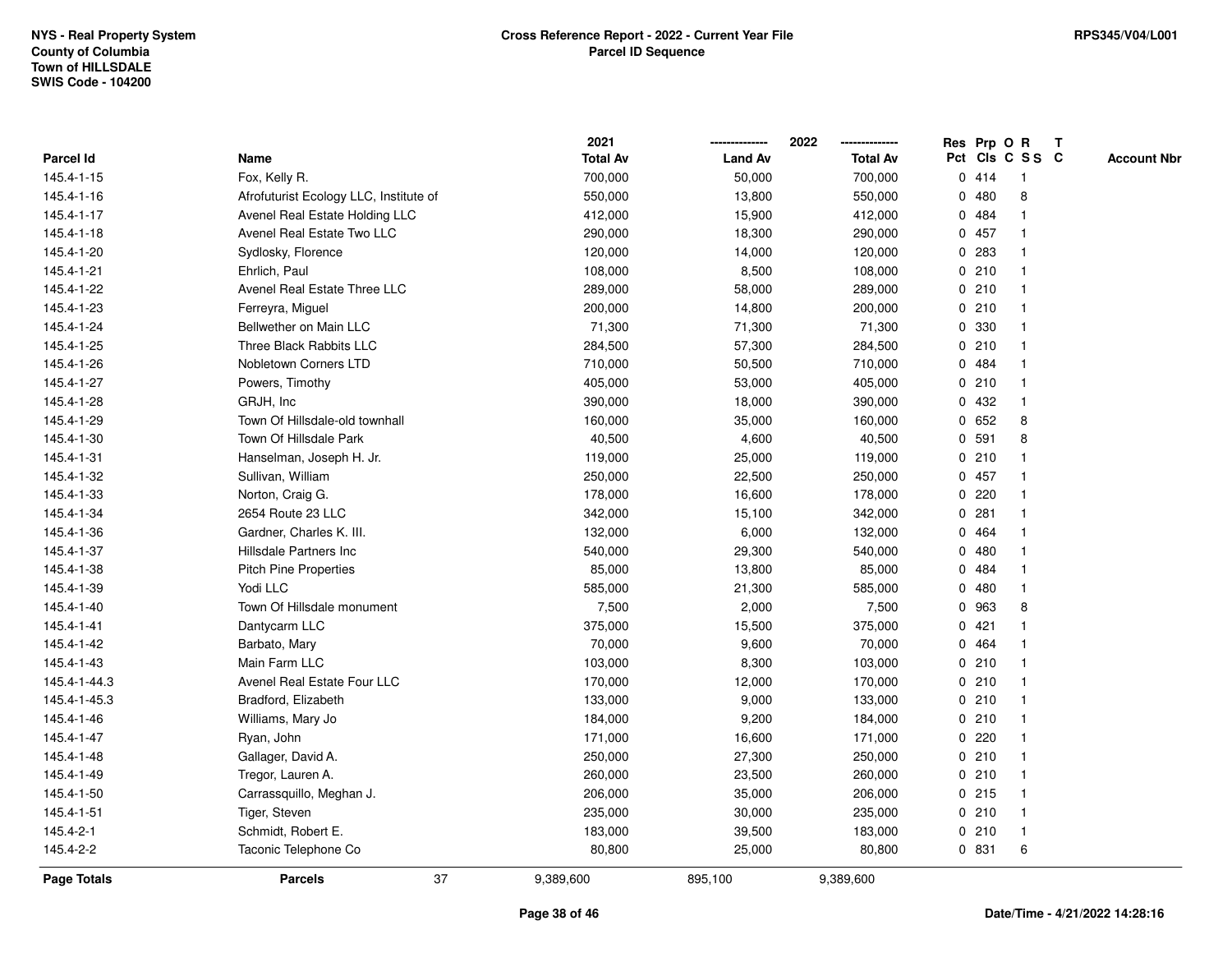NYS - Real Property System
County of Columbia
Town of HILLSDALE
SWIS Code - 104200

# Cross Reference Report - 2022 - Current Year File
## Parcel ID Sequence

RPS345/V04/L001

| Parcel Id | Name | 2021 Total Av | 2022 Land Av | 2022 Total Av | Res Pct | Prp Cls | O C | R S S | T C | Account Nbr |
|---|---|---|---|---|---|---|---|---|---|---|
| 145.4-1-15 | Fox, Kelly R. | 700,000 | 50,000 | 700,000 | 0 | 414 | | 1 | | |
| 145.4-1-16 | Afrofuturist Ecology LLC, Institute of | 550,000 | 13,800 | 550,000 | 0 | 480 | | 8 | | |
| 145.4-1-17 | Avenel Real Estate Holding LLC | 412,000 | 15,900 | 412,000 | 0 | 484 | | 1 | | |
| 145.4-1-18 | Avenel Real Estate Two LLC | 290,000 | 18,300 | 290,000 | 0 | 457 | | 1 | | |
| 145.4-1-20 | Sydlosky, Florence | 120,000 | 14,000 | 120,000 | 0 | 283 | | 1 | | |
| 145.4-1-21 | Ehrlich, Paul | 108,000 | 8,500 | 108,000 | 0 | 210 | | 1 | | |
| 145.4-1-22 | Avenel Real Estate Three LLC | 289,000 | 58,000 | 289,000 | 0 | 210 | | 1 | | |
| 145.4-1-23 | Ferreyra, Miguel | 200,000 | 14,800 | 200,000 | 0 | 210 | | 1 | | |
| 145.4-1-24 | Bellwether on Main LLC | 71,300 | 71,300 | 71,300 | 0 | 330 | | 1 | | |
| 145.4-1-25 | Three Black Rabbits LLC | 284,500 | 57,300 | 284,500 | 0 | 210 | | 1 | | |
| 145.4-1-26 | Nobletown Corners LTD | 710,000 | 50,500 | 710,000 | 0 | 484 | | 1 | | |
| 145.4-1-27 | Powers, Timothy | 405,000 | 53,000 | 405,000 | 0 | 210 | | 1 | | |
| 145.4-1-28 | GRJH, Inc | 390,000 | 18,000 | 390,000 | 0 | 432 | | 1 | | |
| 145.4-1-29 | Town Of Hillsdale-old townhall | 160,000 | 35,000 | 160,000 | 0 | 652 | | 8 | | |
| 145.4-1-30 | Town Of Hillsdale Park | 40,500 | 4,600 | 40,500 | 0 | 591 | | 8 | | |
| 145.4-1-31 | Hanselman, Joseph H. Jr. | 119,000 | 25,000 | 119,000 | 0 | 210 | | 1 | | |
| 145.4-1-32 | Sullivan, William | 250,000 | 22,500 | 250,000 | 0 | 457 | | 1 | | |
| 145.4-1-33 | Norton, Craig G. | 178,000 | 16,600 | 178,000 | 0 | 220 | | 1 | | |
| 145.4-1-34 | 2654 Route 23 LLC | 342,000 | 15,100 | 342,000 | 0 | 281 | | 1 | | |
| 145.4-1-36 | Gardner, Charles K. III. | 132,000 | 6,000 | 132,000 | 0 | 464 | | 1 | | |
| 145.4-1-37 | Hillsdale Partners Inc | 540,000 | 29,300 | 540,000 | 0 | 480 | | 1 | | |
| 145.4-1-38 | Pitch Pine Properties | 85,000 | 13,800 | 85,000 | 0 | 484 | | 1 | | |
| 145.4-1-39 | Yodi LLC | 585,000 | 21,300 | 585,000 | 0 | 480 | | 1 | | |
| 145.4-1-40 | Town Of Hillsdale monument | 7,500 | 2,000 | 7,500 | 0 | 963 | | 8 | | |
| 145.4-1-41 | Dantycarm LLC | 375,000 | 15,500 | 375,000 | 0 | 421 | | 1 | | |
| 145.4-1-42 | Barbato, Mary | 70,000 | 9,600 | 70,000 | 0 | 464 | | 1 | | |
| 145.4-1-43 | Main Farm LLC | 103,000 | 8,300 | 103,000 | 0 | 210 | | 1 | | |
| 145.4-1-44.3 | Avenel Real Estate Four LLC | 170,000 | 12,000 | 170,000 | 0 | 210 | | 1 | | |
| 145.4-1-45.3 | Bradford, Elizabeth | 133,000 | 9,000 | 133,000 | 0 | 210 | | 1 | | |
| 145.4-1-46 | Williams, Mary Jo | 184,000 | 9,200 | 184,000 | 0 | 210 | | 1 | | |
| 145.4-1-47 | Ryan, John | 171,000 | 16,600 | 171,000 | 0 | 220 | | 1 | | |
| 145.4-1-48 | Gallager, David A. | 250,000 | 27,300 | 250,000 | 0 | 210 | | 1 | | |
| 145.4-1-49 | Tregor, Lauren A. | 260,000 | 23,500 | 260,000 | 0 | 210 | | 1 | | |
| 145.4-1-50 | Carrassquillo, Meghan J. | 206,000 | 35,000 | 206,000 | 0 | 215 | | 1 | | |
| 145.4-1-51 | Tiger, Steven | 235,000 | 30,000 | 235,000 | 0 | 210 | | 1 | | |
| 145.4-2-1 | Schmidt, Robert E. | 183,000 | 39,500 | 183,000 | 0 | 210 | | 1 | | |
| 145.4-2-2 | Taconic Telephone Co | 80,800 | 25,000 | 80,800 | 0 | 831 | | 6 | | |
| **Page Totals** | **Parcels** 37 | 9,389,600 | 895,100 | 9,389,600 | | | | | | |

Date/Time - 4/21/2022 14:28:16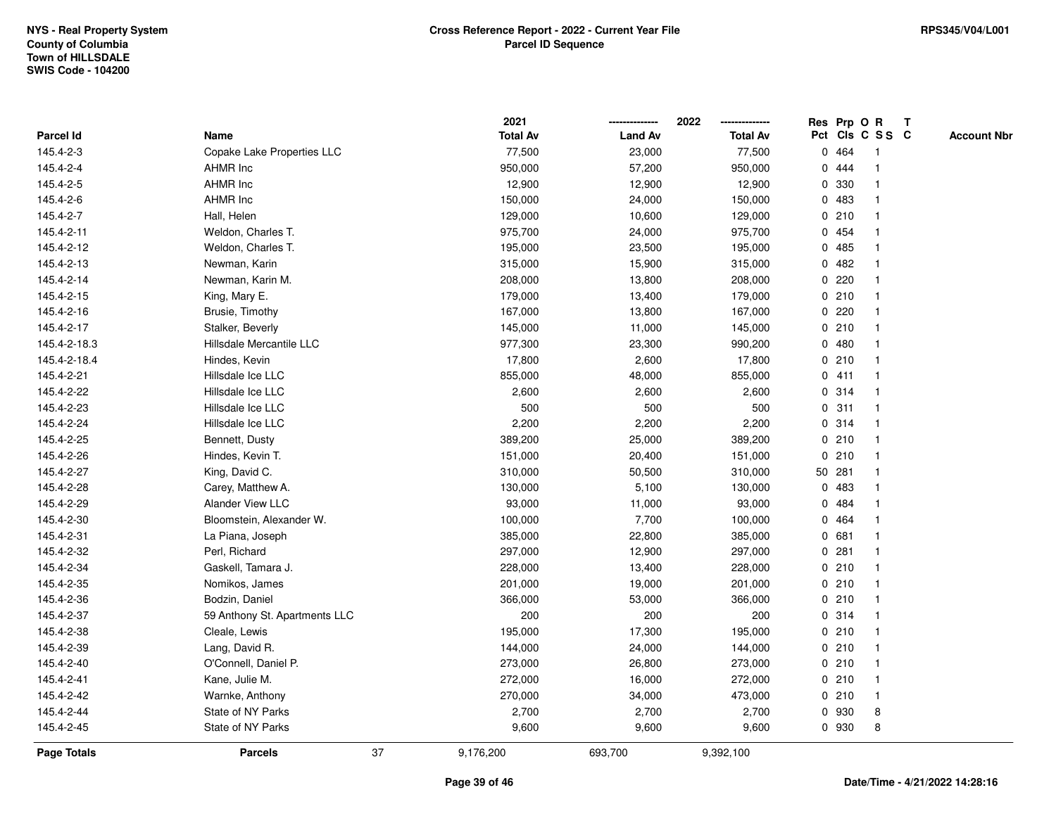NYS - Real Property System
County of Columbia
Town of HILLSDALE
SWIS Code - 104200

**Cross Reference Report - 2022 - Current Year File**
**Parcel ID Sequence**

RPS345/V04/L001

| Parcel Id | Name | 2021 Total Av | 2022 Land Av | 2022 Total Av | Res Pct | Prp Cls | O C | R S S | T C | Account Nbr |
|---|---|---|---|---|---|---|---|---|---|---|
| 145.4-2-3 | Copake Lake Properties LLC | 77,500 | 23,000 | 77,500 | 0 | 464 | | 1 | | |
| 145.4-2-4 | AHMR Inc | 950,000 | 57,200 | 950,000 | 0 | 444 | | 1 | | |
| 145.4-2-5 | AHMR Inc | 12,900 | 12,900 | 12,900 | 0 | 330 | | 1 | | |
| 145.4-2-6 | AHMR Inc | 150,000 | 24,000 | 150,000 | 0 | 483 | | 1 | | |
| 145.4-2-7 | Hall, Helen | 129,000 | 10,600 | 129,000 | 0 | 210 | | 1 | | |
| 145.4-2-11 | Weldon, Charles T. | 975,700 | 24,000 | 975,700 | 0 | 454 | | 1 | | |
| 145.4-2-12 | Weldon, Charles T. | 195,000 | 23,500 | 195,000 | 0 | 485 | | 1 | | |
| 145.4-2-13 | Newman, Karin | 315,000 | 15,900 | 315,000 | 0 | 482 | | 1 | | |
| 145.4-2-14 | Newman, Karin M. | 208,000 | 13,800 | 208,000 | 0 | 220 | | 1 | | |
| 145.4-2-15 | King, Mary E. | 179,000 | 13,400 | 179,000 | 0 | 210 | | 1 | | |
| 145.4-2-16 | Brusie, Timothy | 167,000 | 13,800 | 167,000 | 0 | 220 | | 1 | | |
| 145.4-2-17 | Stalker, Beverly | 145,000 | 11,000 | 145,000 | 0 | 210 | | 1 | | |
| 145.4-2-18.3 | Hillsdale Mercantile LLC | 977,300 | 23,300 | 990,200 | 0 | 480 | | 1 | | |
| 145.4-2-18.4 | Hindes, Kevin | 17,800 | 2,600 | 17,800 | 0 | 210 | | 1 | | |
| 145.4-2-21 | Hillsdale Ice LLC | 855,000 | 48,000 | 855,000 | 0 | 411 | | 1 | | |
| 145.4-2-22 | Hillsdale Ice LLC | 2,600 | 2,600 | 2,600 | 0 | 314 | | 1 | | |
| 145.4-2-23 | Hillsdale Ice LLC | 500 | 500 | 500 | 0 | 311 | | 1 | | |
| 145.4-2-24 | Hillsdale Ice LLC | 2,200 | 2,200 | 2,200 | 0 | 314 | | 1 | | |
| 145.4-2-25 | Bennett, Dusty | 389,200 | 25,000 | 389,200 | 0 | 210 | | 1 | | |
| 145.4-2-26 | Hindes, Kevin T. | 151,000 | 20,400 | 151,000 | 0 | 210 | | 1 | | |
| 145.4-2-27 | King, David C. | 310,000 | 50,500 | 310,000 | 50 | 281 | | 1 | | |
| 145.4-2-28 | Carey, Matthew A. | 130,000 | 5,100 | 130,000 | 0 | 483 | | 1 | | |
| 145.4-2-29 | Alander View LLC | 93,000 | 11,000 | 93,000 | 0 | 484 | | 1 | | |
| 145.4-2-30 | Bloomstein, Alexander W. | 100,000 | 7,700 | 100,000 | 0 | 464 | | 1 | | |
| 145.4-2-31 | La Piana, Joseph | 385,000 | 22,800 | 385,000 | 0 | 681 | | 1 | | |
| 145.4-2-32 | Perl, Richard | 297,000 | 12,900 | 297,000 | 0 | 281 | | 1 | | |
| 145.4-2-34 | Gaskell, Tamara J. | 228,000 | 13,400 | 228,000 | 0 | 210 | | 1 | | |
| 145.4-2-35 | Nomikos, James | 201,000 | 19,000 | 201,000 | 0 | 210 | | 1 | | |
| 145.4-2-36 | Bodzin, Daniel | 366,000 | 53,000 | 366,000 | 0 | 210 | | 1 | | |
| 145.4-2-37 | 59 Anthony St. Apartments LLC | 200 | 200 | 200 | 0 | 314 | | 1 | | |
| 145.4-2-38 | Cleale, Lewis | 195,000 | 17,300 | 195,000 | 0 | 210 | | 1 | | |
| 145.4-2-39 | Lang, David R. | 144,000 | 24,000 | 144,000 | 0 | 210 | | 1 | | |
| 145.4-2-40 | O'Connell, Daniel P. | 273,000 | 26,800 | 273,000 | 0 | 210 | | 1 | | |
| 145.4-2-41 | Kane, Julie M. | 272,000 | 16,000 | 272,000 | 0 | 210 | | 1 | | |
| 145.4-2-42 | Warnke, Anthony | 270,000 | 34,000 | 473,000 | 0 | 210 | | 1 | | |
| 145.4-2-44 | State of NY Parks | 2,700 | 2,700 | 2,700 | 0 | 930 | | 8 | | |
| 145.4-2-45 | State of NY Parks | 9,600 | 9,600 | 9,600 | 0 | 930 | | 8 | | |
| **Page Totals** | **Parcels** 37 | 9,176,200 | 693,700 | 9,392,100 | | | | | | |

Date/Time - 4/21/2022 14:28:16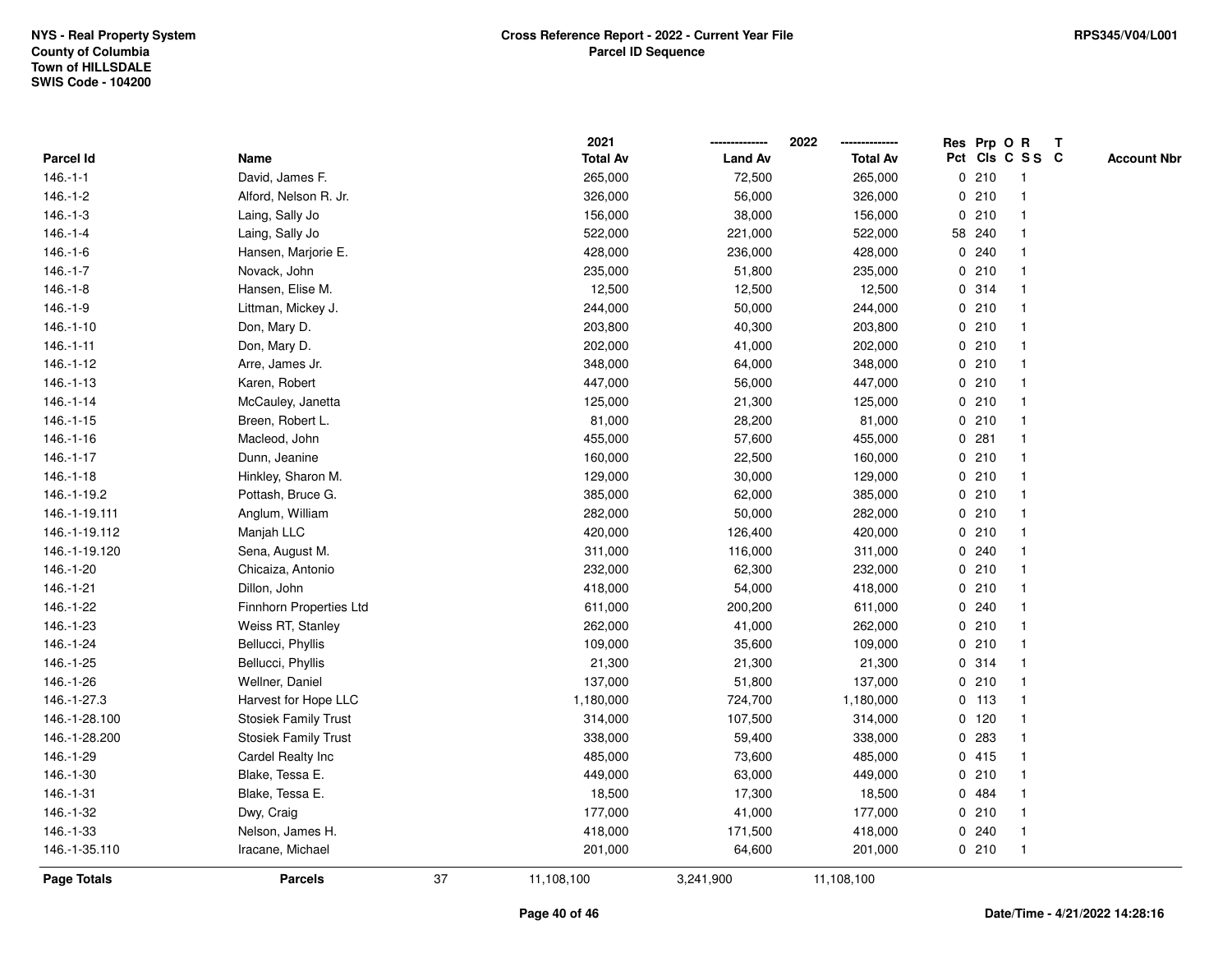NYS - Real Property System
County of Columbia
Town of HILLSDALE
SWIS Code - 104200

**Cross Reference Report - 2022 - Current Year File**
**Parcel ID Sequence**

RPS345/V04/L001

| Parcel Id | Name | 2021 Total Av | 2022 Land Av | 2022 Total Av | Res Pct | Prp Cls | O C | R S S | T C | Account Nbr |
|---|---|---|---|---|---|---|---|---|---|---|
| 146.-1-1 | David, James F. | 265,000 | 72,500 | 265,000 | 0 | 210 | | 1 | | |
| 146.-1-2 | Alford, Nelson R. Jr. | 326,000 | 56,000 | 326,000 | 0 | 210 | | 1 | | |
| 146.-1-3 | Laing, Sally Jo | 156,000 | 38,000 | 156,000 | 0 | 210 | | 1 | | |
| 146.-1-4 | Laing, Sally Jo | 522,000 | 221,000 | 522,000 | 58 | 240 | | 1 | | |
| 146.-1-6 | Hansen, Marjorie E. | 428,000 | 236,000 | 428,000 | 0 | 240 | | 1 | | |
| 146.-1-7 | Novack, John | 235,000 | 51,800 | 235,000 | 0 | 210 | | 1 | | |
| 146.-1-8 | Hansen, Elise M. | 12,500 | 12,500 | 12,500 | 0 | 314 | | 1 | | |
| 146.-1-9 | Littman, Mickey J. | 244,000 | 50,000 | 244,000 | 0 | 210 | | 1 | | |
| 146.-1-10 | Don, Mary D. | 203,800 | 40,300 | 203,800 | 0 | 210 | | 1 | | |
| 146.-1-11 | Don, Mary D. | 202,000 | 41,000 | 202,000 | 0 | 210 | | 1 | | |
| 146.-1-12 | Arre, James Jr. | 348,000 | 64,000 | 348,000 | 0 | 210 | | 1 | | |
| 146.-1-13 | Karen, Robert | 447,000 | 56,000 | 447,000 | 0 | 210 | | 1 | | |
| 146.-1-14 | McCauley, Janetta | 125,000 | 21,300 | 125,000 | 0 | 210 | | 1 | | |
| 146.-1-15 | Breen, Robert L. | 81,000 | 28,200 | 81,000 | 0 | 210 | | 1 | | |
| 146.-1-16 | Macleod, John | 455,000 | 57,600 | 455,000 | 0 | 281 | | 1 | | |
| 146.-1-17 | Dunn, Jeanine | 160,000 | 22,500 | 160,000 | 0 | 210 | | 1 | | |
| 146.-1-18 | Hinkley, Sharon M. | 129,000 | 30,000 | 129,000 | 0 | 210 | | 1 | | |
| 146.-1-19.2 | Pottash, Bruce G. | 385,000 | 62,000 | 385,000 | 0 | 210 | | 1 | | |
| 146.-1-19.111 | Anglum, William | 282,000 | 50,000 | 282,000 | 0 | 210 | | 1 | | |
| 146.-1-19.112 | Manjah LLC | 420,000 | 126,400 | 420,000 | 0 | 210 | | 1 | | |
| 146.-1-19.120 | Sena, August M. | 311,000 | 116,000 | 311,000 | 0 | 240 | | 1 | | |
| 146.-1-20 | Chicaiza, Antonio | 232,000 | 62,300 | 232,000 | 0 | 210 | | 1 | | |
| 146.-1-21 | Dillon, John | 418,000 | 54,000 | 418,000 | 0 | 210 | | 1 | | |
| 146.-1-22 | Finnhorn Properties Ltd | 611,000 | 200,200 | 611,000 | 0 | 240 | | 1 | | |
| 146.-1-23 | Weiss RT, Stanley | 262,000 | 41,000 | 262,000 | 0 | 210 | | 1 | | |
| 146.-1-24 | Bellucci, Phyllis | 109,000 | 35,600 | 109,000 | 0 | 210 | | 1 | | |
| 146.-1-25 | Bellucci, Phyllis | 21,300 | 21,300 | 21,300 | 0 | 314 | | 1 | | |
| 146.-1-26 | Wellner, Daniel | 137,000 | 51,800 | 137,000 | 0 | 210 | | 1 | | |
| 146.-1-27.3 | Harvest for Hope LLC | 1,180,000 | 724,700 | 1,180,000 | 0 | 113 | | 1 | | |
| 146.-1-28.100 | Stosiek Family Trust | 314,000 | 107,500 | 314,000 | 0 | 120 | | 1 | | |
| 146.-1-28.200 | Stosiek Family Trust | 338,000 | 59,400 | 338,000 | 0 | 283 | | 1 | | |
| 146.-1-29 | Cardel Realty Inc | 485,000 | 73,600 | 485,000 | 0 | 415 | | 1 | | |
| 146.-1-30 | Blake, Tessa E. | 449,000 | 63,000 | 449,000 | 0 | 210 | | 1 | | |
| 146.-1-31 | Blake, Tessa E. | 18,500 | 17,300 | 18,500 | 0 | 484 | | 1 | | |
| 146.-1-32 | Dwy, Craig | 177,000 | 41,000 | 177,000 | 0 | 210 | | 1 | | |
| 146.-1-33 | Nelson, James H. | 418,000 | 171,500 | 418,000 | 0 | 240 | | 1 | | |
| 146.-1-35.110 | Iracane, Michael | 201,000 | 64,600 | 201,000 | 0 | 210 | | 1 | | |
| **Page Totals** | **Parcels** 37 | 11,108,100 | 3,241,900 | 11,108,100 | | | | | | |

Date/Time - 4/21/2022 14:28:16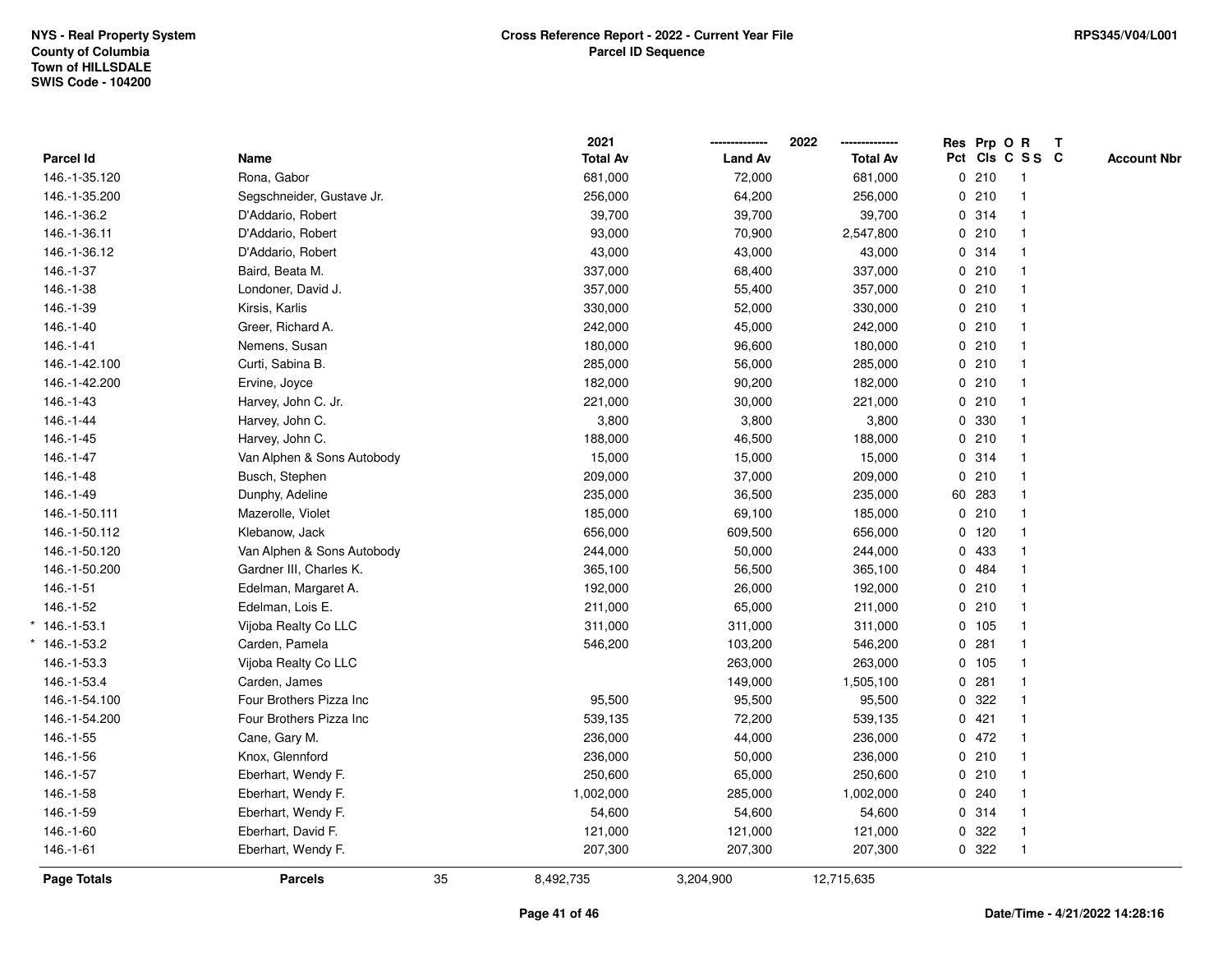NYS - Real Property System
County of Columbia
Town of HILLSDALE
SWIS Code - 104200

**Cross Reference Report - 2022 - Current Year File**
**Parcel ID Sequence**

RPS345/V04/L001

| Parcel Id | Name | 2021 Total Av | 2022 Land Av | 2022 Total Av | Res Pct | Prp Cls | O C | R S S | T C | Account Nbr |
|---|---|---|---|---|---|---|---|---|---|---|
| 146.-1-35.120 | Rona, Gabor | 681,000 | 72,000 | 681,000 | 0 | 210 | | 1 | | |
| 146.-1-35.200 | Segschneider, Gustave Jr. | 256,000 | 64,200 | 256,000 | 0 | 210 | | 1 | | |
| 146.-1-36.2 | D'Addario, Robert | 39,700 | 39,700 | 39,700 | 0 | 314 | | 1 | | |
| 146.-1-36.11 | D'Addario, Robert | 93,000 | 70,900 | 2,547,800 | 0 | 210 | | 1 | | |
| 146.-1-36.12 | D'Addario, Robert | 43,000 | 43,000 | 43,000 | 0 | 314 | | 1 | | |
| 146.-1-37 | Baird, Beata M. | 337,000 | 68,400 | 337,000 | 0 | 210 | | 1 | | |
| 146.-1-38 | Londoner, David J. | 357,000 | 55,400 | 357,000 | 0 | 210 | | 1 | | |
| 146.-1-39 | Kirsis, Karlis | 330,000 | 52,000 | 330,000 | 0 | 210 | | 1 | | |
| 146.-1-40 | Greer, Richard A. | 242,000 | 45,000 | 242,000 | 0 | 210 | | 1 | | |
| 146.-1-41 | Nemens, Susan | 180,000 | 96,600 | 180,000 | 0 | 210 | | 1 | | |
| 146.-1-42.100 | Curti, Sabina B. | 285,000 | 56,000 | 285,000 | 0 | 210 | | 1 | | |
| 146.-1-42.200 | Ervine, Joyce | 182,000 | 90,200 | 182,000 | 0 | 210 | | 1 | | |
| 146.-1-43 | Harvey, John C. Jr. | 221,000 | 30,000 | 221,000 | 0 | 210 | | 1 | | |
| 146.-1-44 | Harvey, John C. | 3,800 | 3,800 | 3,800 | 0 | 330 | | 1 | | |
| 146.-1-45 | Harvey, John C. | 188,000 | 46,500 | 188,000 | 0 | 210 | | 1 | | |
| 146.-1-47 | Van Alphen & Sons Autobody | 15,000 | 15,000 | 15,000 | 0 | 314 | | 1 | | |
| 146.-1-48 | Busch, Stephen | 209,000 | 37,000 | 209,000 | 0 | 210 | | 1 | | |
| 146.-1-49 | Dunphy, Adeline | 235,000 | 36,500 | 235,000 | 60 | 283 | | 1 | | |
| 146.-1-50.111 | Mazerolle, Violet | 185,000 | 69,100 | 185,000 | 0 | 210 | | 1 | | |
| 146.-1-50.112 | Klebanow, Jack | 656,000 | 609,500 | 656,000 | 0 | 120 | | 1 | | |
| 146.-1-50.120 | Van Alphen & Sons Autobody | 244,000 | 50,000 | 244,000 | 0 | 433 | | 1 | | |
| 146.-1-50.200 | Gardner III, Charles K. | 365,100 | 56,500 | 365,100 | 0 | 484 | | 1 | | |
| 146.-1-51 | Edelman, Margaret A. | 192,000 | 26,000 | 192,000 | 0 | 210 | | 1 | | |
| 146.-1-52 | Edelman, Lois E. | 211,000 | 65,000 | 211,000 | 0 | 210 | | 1 | | |
| * 146.-1-53.1 | Vijoba Realty Co LLC | 311,000 | 311,000 | 311,000 | 0 | 105 | | 1 | | |
| * 146.-1-53.2 | Carden, Pamela | 546,200 | 103,200 | 546,200 | 0 | 281 | | 1 | | |
| 146.-1-53.3 | Vijoba Realty Co LLC | | 263,000 | 263,000 | 0 | 105 | | 1 | | |
| 146.-1-53.4 | Carden, James | | 149,000 | 1,505,100 | 0 | 281 | | 1 | | |
| 146.-1-54.100 | Four Brothers Pizza Inc | 95,500 | 95,500 | 95,500 | 0 | 322 | | 1 | | |
| 146.-1-54.200 | Four Brothers Pizza Inc | 539,135 | 72,200 | 539,135 | 0 | 421 | | 1 | | |
| 146.-1-55 | Cane, Gary M. | 236,000 | 44,000 | 236,000 | 0 | 472 | | 1 | | |
| 146.-1-56 | Knox, Glennford | 236,000 | 50,000 | 236,000 | 0 | 210 | | 1 | | |
| 146.-1-57 | Eberhart, Wendy F. | 250,600 | 65,000 | 250,600 | 0 | 210 | | 1 | | |
| 146.-1-58 | Eberhart, Wendy F. | 1,002,000 | 285,000 | 1,002,000 | 0 | 240 | | 1 | | |
| 146.-1-59 | Eberhart, Wendy F. | 54,600 | 54,600 | 54,600 | 0 | 314 | | 1 | | |
| 146.-1-60 | Eberhart, David F. | 121,000 | 121,000 | 121,000 | 0 | 322 | | 1 | | |
| 146.-1-61 | Eberhart, Wendy F. | 207,300 | 207,300 | 207,300 | 0 | 322 | | 1 | | |
| **Page Totals** | **Parcels** 35 | 8,492,735 | 3,204,900 | 12,715,635 | | | | | | |

Date/Time - 4/21/2022 14:28:16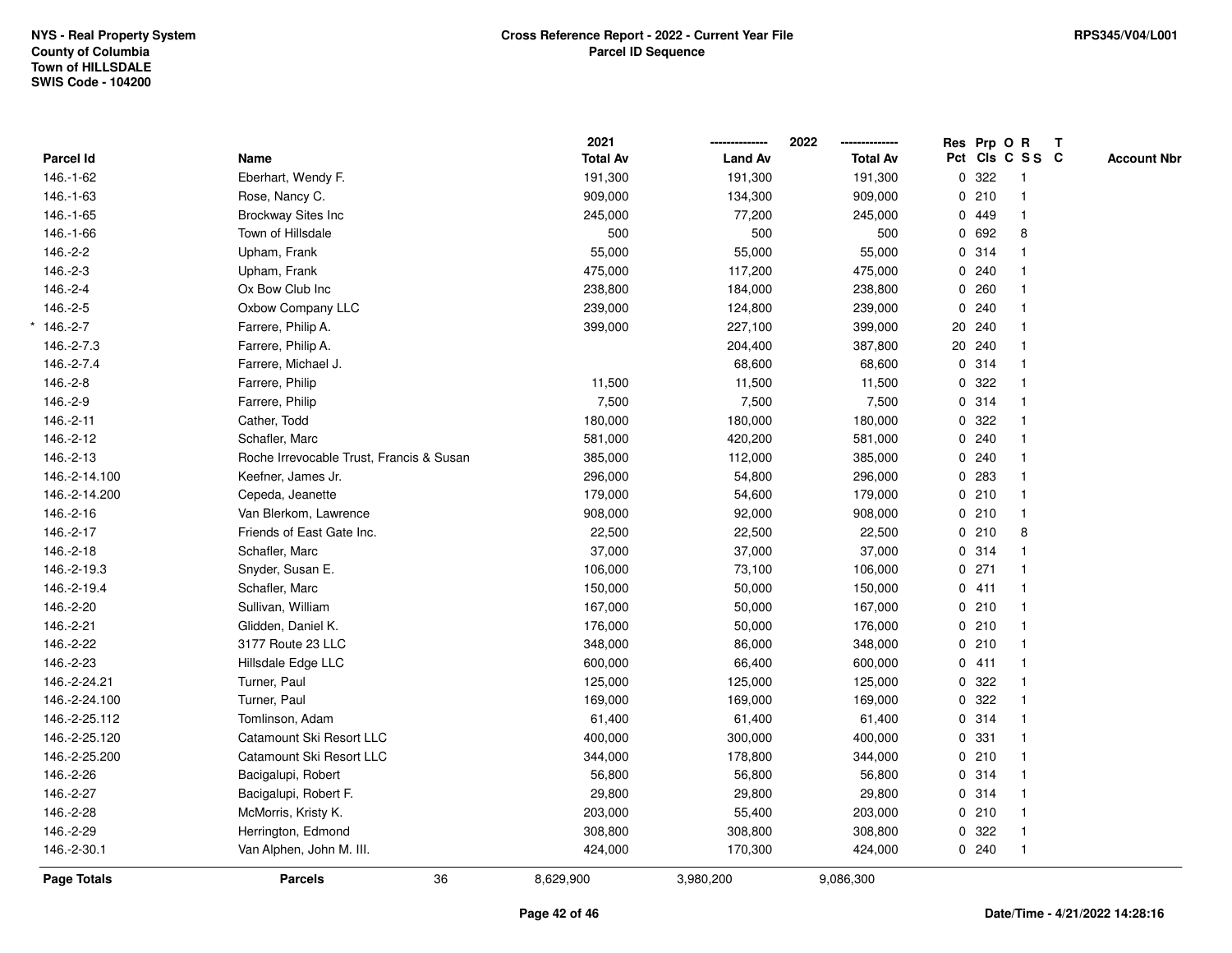NYS - Real Property System
County of Columbia
Town of HILLSDALE
SWIS Code - 104200

**Cross Reference Report - 2022 - Current Year File**
**Parcel ID Sequence**

RPS345/V04/L001

| Parcel Id | Name | 2021 Total Av | 2022 Land Av | 2022 Total Av | Res Pct | Prp Cls | O C | R S S | T C | Account Nbr |
|---|---|---|---|---|---|---|---|---|---|---|
| 146.-1-62 | Eberhart, Wendy F. | 191,300 | 191,300 | 191,300 | 0 | 322 | | 1 | | |
| 146.-1-63 | Rose, Nancy C. | 909,000 | 134,300 | 909,000 | 0 | 210 | | 1 | | |
| 146.-1-65 | Brockway Sites Inc | 245,000 | 77,200 | 245,000 | 0 | 449 | | 1 | | |
| 146.-1-66 | Town of Hillsdale | 500 | 500 | 500 | 0 | 692 | | 8 | | |
| 146.-2-2 | Upham, Frank | 55,000 | 55,000 | 55,000 | 0 | 314 | | 1 | | |
| 146.-2-3 | Upham, Frank | 475,000 | 117,200 | 475,000 | 0 | 240 | | 1 | | |
| 146.-2-4 | Ox Bow Club Inc | 238,800 | 184,000 | 238,800 | 0 | 260 | | 1 | | |
| 146.-2-5 | Oxbow Company LLC | 239,000 | 124,800 | 239,000 | 0 | 240 | | 1 | | |
| * 146.-2-7 | Farrere, Philip A. | 399,000 | 227,100 | 399,000 | 20 | 240 | | 1 | | |
| 146.-2-7.3 | Farrere, Philip A. | | 204,400 | 387,800 | 20 | 240 | | 1 | | |
| 146.-2-7.4 | Farrere, Michael J. | | 68,600 | 68,600 | 0 | 314 | | 1 | | |
| 146.-2-8 | Farrere, Philip | 11,500 | 11,500 | 11,500 | 0 | 322 | | 1 | | |
| 146.-2-9 | Farrere, Philip | 7,500 | 7,500 | 7,500 | 0 | 314 | | 1 | | |
| 146.-2-11 | Cather, Todd | 180,000 | 180,000 | 180,000 | 0 | 322 | | 1 | | |
| 146.-2-12 | Schafler, Marc | 581,000 | 420,200 | 581,000 | 0 | 240 | | 1 | | |
| 146.-2-13 | Roche Irrevocable Trust, Francis & Susan | 385,000 | 112,000 | 385,000 | 0 | 240 | | 1 | | |
| 146.-2-14.100 | Keefner, James Jr. | 296,000 | 54,800 | 296,000 | 0 | 283 | | 1 | | |
| 146.-2-14.200 | Cepeda, Jeanette | 179,000 | 54,600 | 179,000 | 0 | 210 | | 1 | | |
| 146.-2-16 | Van Blerkom, Lawrence | 908,000 | 92,000 | 908,000 | 0 | 210 | | 1 | | |
| 146.-2-17 | Friends of East Gate Inc. | 22,500 | 22,500 | 22,500 | 0 | 210 | | 8 | | |
| 146.-2-18 | Schafler, Marc | 37,000 | 37,000 | 37,000 | 0 | 314 | | 1 | | |
| 146.-2-19.3 | Snyder, Susan E. | 106,000 | 73,100 | 106,000 | 0 | 271 | | 1 | | |
| 146.-2-19.4 | Schafler, Marc | 150,000 | 50,000 | 150,000 | 0 | 411 | | 1 | | |
| 146.-2-20 | Sullivan, William | 167,000 | 50,000 | 167,000 | 0 | 210 | | 1 | | |
| 146.-2-21 | Glidden, Daniel K. | 176,000 | 50,000 | 176,000 | 0 | 210 | | 1 | | |
| 146.-2-22 | 3177 Route 23 LLC | 348,000 | 86,000 | 348,000 | 0 | 210 | | 1 | | |
| 146.-2-23 | Hillsdale Edge LLC | 600,000 | 66,400 | 600,000 | 0 | 411 | | 1 | | |
| 146.-2-24.21 | Turner, Paul | 125,000 | 125,000 | 125,000 | 0 | 322 | | 1 | | |
| 146.-2-24.100 | Turner, Paul | 169,000 | 169,000 | 169,000 | 0 | 322 | | 1 | | |
| 146.-2-25.112 | Tomlinson, Adam | 61,400 | 61,400 | 61,400 | 0 | 314 | | 1 | | |
| 146.-2-25.120 | Catamount Ski Resort LLC | 400,000 | 300,000 | 400,000 | 0 | 331 | | 1 | | |
| 146.-2-25.200 | Catamount Ski Resort LLC | 344,000 | 178,800 | 344,000 | 0 | 210 | | 1 | | |
| 146.-2-26 | Bacigalupi, Robert | 56,800 | 56,800 | 56,800 | 0 | 314 | | 1 | | |
| 146.-2-27 | Bacigalupi, Robert F. | 29,800 | 29,800 | 29,800 | 0 | 314 | | 1 | | |
| 146.-2-28 | McMorris, Kristy K. | 203,000 | 55,400 | 203,000 | 0 | 210 | | 1 | | |
| 146.-2-29 | Herrington, Edmond | 308,800 | 308,800 | 308,800 | 0 | 322 | | 1 | | |
| 146.-2-30.1 | Van Alphen, John M. III. | 424,000 | 170,300 | 424,000 | 0 | 240 | | 1 | | |
| **Page Totals** | **Parcels** 36 | 8,629,900 | 3,980,200 | 9,086,300 | | | | | | |

Date/Time - 4/21/2022 14:28:16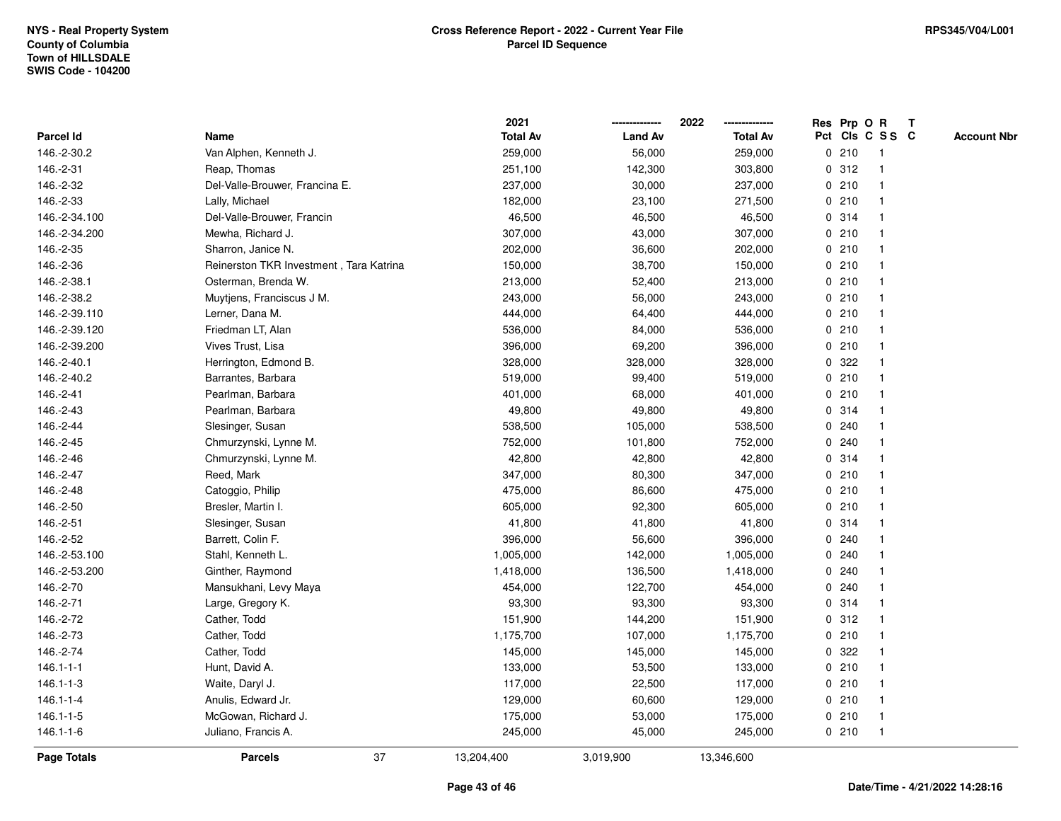NYS - Real Property System
County of Columbia
Town of HILLSDALE
SWIS Code - 104200

## Cross Reference Report - 2022 - Current Year File
## Parcel ID Sequence

RPS345/V04/L001

| Parcel Id | Name | 2021 Total Av | 2022 Land Av | 2022 Total Av | Res Pct | Prp Cls | O C | R S S | T C | Account Nbr |
|---|---|---|---|---|---|---|---|---|---|---|
| 146.-2-30.2 | Van Alphen, Kenneth J. | 259,000 | 56,000 | 259,000 | 0 | 210 | | 1 | | |
| 146.-2-31 | Reap, Thomas | 251,100 | 142,300 | 303,800 | 0 | 312 | | 1 | | |
| 146.-2-32 | Del-Valle-Brouwer, Francina E. | 237,000 | 30,000 | 237,000 | 0 | 210 | | 1 | | |
| 146.-2-33 | Lally, Michael | 182,000 | 23,100 | 271,500 | 0 | 210 | | 1 | | |
| 146.-2-34.100 | Del-Valle-Brouwer, Francin | 46,500 | 46,500 | 46,500 | 0 | 314 | | 1 | | |
| 146.-2-34.200 | Mewha, Richard J. | 307,000 | 43,000 | 307,000 | 0 | 210 | | 1 | | |
| 146.-2-35 | Sharron, Janice N. | 202,000 | 36,600 | 202,000 | 0 | 210 | | 1 | | |
| 146.-2-36 | Reinerston TKR Investment , Tara Katrina | 150,000 | 38,700 | 150,000 | 0 | 210 | | 1 | | |
| 146.-2-38.1 | Osterman, Brenda W. | 213,000 | 52,400 | 213,000 | 0 | 210 | | 1 | | |
| 146.-2-38.2 | Muytjens, Franciscus J M. | 243,000 | 56,000 | 243,000 | 0 | 210 | | 1 | | |
| 146.-2-39.110 | Lerner, Dana M. | 444,000 | 64,400 | 444,000 | 0 | 210 | | 1 | | |
| 146.-2-39.120 | Friedman LT, Alan | 536,000 | 84,000 | 536,000 | 0 | 210 | | 1 | | |
| 146.-2-39.200 | Vives Trust, Lisa | 396,000 | 69,200 | 396,000 | 0 | 210 | | 1 | | |
| 146.-2-40.1 | Herrington, Edmond B. | 328,000 | 328,000 | 328,000 | 0 | 322 | | 1 | | |
| 146.-2-40.2 | Barrantes, Barbara | 519,000 | 99,400 | 519,000 | 0 | 210 | | 1 | | |
| 146.-2-41 | Pearlman, Barbara | 401,000 | 68,000 | 401,000 | 0 | 210 | | 1 | | |
| 146.-2-43 | Pearlman, Barbara | 49,800 | 49,800 | 49,800 | 0 | 314 | | 1 | | |
| 146.-2-44 | Slesinger, Susan | 538,500 | 105,000 | 538,500 | 0 | 240 | | 1 | | |
| 146.-2-45 | Chmurzynski, Lynne M. | 752,000 | 101,800 | 752,000 | 0 | 240 | | 1 | | |
| 146.-2-46 | Chmurzynski, Lynne M. | 42,800 | 42,800 | 42,800 | 0 | 314 | | 1 | | |
| 146.-2-47 | Reed, Mark | 347,000 | 80,300 | 347,000 | 0 | 210 | | 1 | | |
| 146.-2-48 | Catoggio, Philip | 475,000 | 86,600 | 475,000 | 0 | 210 | | 1 | | |
| 146.-2-50 | Bresler, Martin I. | 605,000 | 92,300 | 605,000 | 0 | 210 | | 1 | | |
| 146.-2-51 | Slesinger, Susan | 41,800 | 41,800 | 41,800 | 0 | 314 | | 1 | | |
| 146.-2-52 | Barrett, Colin F. | 396,000 | 56,600 | 396,000 | 0 | 240 | | 1 | | |
| 146.-2-53.100 | Stahl, Kenneth L. | 1,005,000 | 142,000 | 1,005,000 | 0 | 240 | | 1 | | |
| 146.-2-53.200 | Ginther, Raymond | 1,418,000 | 136,500 | 1,418,000 | 0 | 240 | | 1 | | |
| 146.-2-70 | Mansukhani, Levy Maya | 454,000 | 122,700 | 454,000 | 0 | 240 | | 1 | | |
| 146.-2-71 | Large, Gregory K. | 93,300 | 93,300 | 93,300 | 0 | 314 | | 1 | | |
| 146.-2-72 | Cather, Todd | 151,900 | 144,200 | 151,900 | 0 | 312 | | 1 | | |
| 146.-2-73 | Cather, Todd | 1,175,700 | 107,000 | 1,175,700 | 0 | 210 | | 1 | | |
| 146.-2-74 | Cather, Todd | 145,000 | 145,000 | 145,000 | 0 | 322 | | 1 | | |
| 146.1-1-1 | Hunt, David A. | 133,000 | 53,500 | 133,000 | 0 | 210 | | 1 | | |
| 146.1-1-3 | Waite, Daryl J. | 117,000 | 22,500 | 117,000 | 0 | 210 | | 1 | | |
| 146.1-1-4 | Anulis, Edward Jr. | 129,000 | 60,600 | 129,000 | 0 | 210 | | 1 | | |
| 146.1-1-5 | McGowan, Richard J. | 175,000 | 53,000 | 175,000 | 0 | 210 | | 1 | | |
| 146.1-1-6 | Juliano, Francis A. | 245,000 | 45,000 | 245,000 | 0 | 210 | | 1 | | |
| **Page Totals** | **Parcels** 37 | 13,204,400 | 3,019,900 | 13,346,600 | | | | | | |

Date/Time - 4/21/2022 14:28:16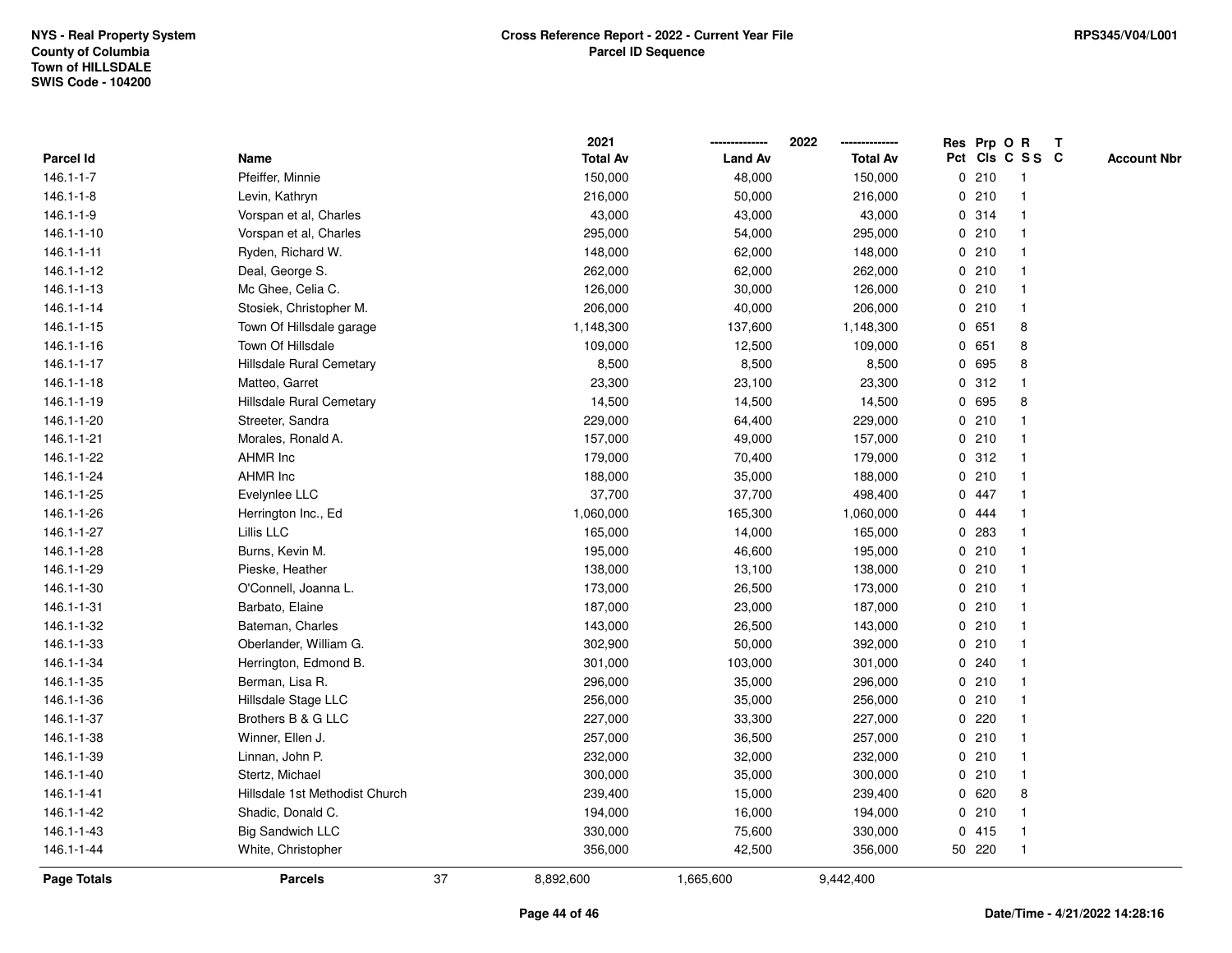NYS - Real Property System
County of Columbia
Town of HILLSDALE
SWIS Code - 104200

**Cross Reference Report - 2022 - Current Year File**
**Parcel ID Sequence**

RPS345/V04/L001

| Parcel Id | Name | 2021 Total Av | 2022 Land Av | 2022 Total Av | Res Pct | Prp Cls | O C | R S S | T C | Account Nbr |
|---|---|---|---|---|---|---|---|---|---|---|
| 146.1-1-7 | Pfeiffer, Minnie | 150,000 | 48,000 | 150,000 | 0 | 210 | | 1 | | |
| 146.1-1-8 | Levin, Kathryn | 216,000 | 50,000 | 216,000 | 0 | 210 | | 1 | | |
| 146.1-1-9 | Vorspan et al, Charles | 43,000 | 43,000 | 43,000 | 0 | 314 | | 1 | | |
| 146.1-1-10 | Vorspan et al, Charles | 295,000 | 54,000 | 295,000 | 0 | 210 | | 1 | | |
| 146.1-1-11 | Ryden, Richard W. | 148,000 | 62,000 | 148,000 | 0 | 210 | | 1 | | |
| 146.1-1-12 | Deal, George S. | 262,000 | 62,000 | 262,000 | 0 | 210 | | 1 | | |
| 146.1-1-13 | Mc Ghee, Celia C. | 126,000 | 30,000 | 126,000 | 0 | 210 | | 1 | | |
| 146.1-1-14 | Stosiek, Christopher M. | 206,000 | 40,000 | 206,000 | 0 | 210 | | 1 | | |
| 146.1-1-15 | Town Of Hillsdale garage | 1,148,300 | 137,600 | 1,148,300 | 0 | 651 | | 8 | | |
| 146.1-1-16 | Town Of Hillsdale | 109,000 | 12,500 | 109,000 | 0 | 651 | | 8 | | |
| 146.1-1-17 | Hillsdale Rural Cemetary | 8,500 | 8,500 | 8,500 | 0 | 695 | | 8 | | |
| 146.1-1-18 | Matteo, Garret | 23,300 | 23,100 | 23,300 | 0 | 312 | | 1 | | |
| 146.1-1-19 | Hillsdale Rural Cemetary | 14,500 | 14,500 | 14,500 | 0 | 695 | | 8 | | |
| 146.1-1-20 | Streeter, Sandra | 229,000 | 64,400 | 229,000 | 0 | 210 | | 1 | | |
| 146.1-1-21 | Morales, Ronald A. | 157,000 | 49,000 | 157,000 | 0 | 210 | | 1 | | |
| 146.1-1-22 | AHMR Inc | 179,000 | 70,400 | 179,000 | 0 | 312 | | 1 | | |
| 146.1-1-24 | AHMR Inc | 188,000 | 35,000 | 188,000 | 0 | 210 | | 1 | | |
| 146.1-1-25 | Evelynlee LLC | 37,700 | 37,700 | 498,400 | 0 | 447 | | 1 | | |
| 146.1-1-26 | Herrington Inc., Ed | 1,060,000 | 165,300 | 1,060,000 | 0 | 444 | | 1 | | |
| 146.1-1-27 | Lillis LLC | 165,000 | 14,000 | 165,000 | 0 | 283 | | 1 | | |
| 146.1-1-28 | Burns, Kevin M. | 195,000 | 46,600 | 195,000 | 0 | 210 | | 1 | | |
| 146.1-1-29 | Pieske, Heather | 138,000 | 13,100 | 138,000 | 0 | 210 | | 1 | | |
| 146.1-1-30 | O'Connell, Joanna L. | 173,000 | 26,500 | 173,000 | 0 | 210 | | 1 | | |
| 146.1-1-31 | Barbato, Elaine | 187,000 | 23,000 | 187,000 | 0 | 210 | | 1 | | |
| 146.1-1-32 | Bateman, Charles | 143,000 | 26,500 | 143,000 | 0 | 210 | | 1 | | |
| 146.1-1-33 | Oberlander, William G. | 302,900 | 50,000 | 392,000 | 0 | 210 | | 1 | | |
| 146.1-1-34 | Herrington, Edmond B. | 301,000 | 103,000 | 301,000 | 0 | 240 | | 1 | | |
| 146.1-1-35 | Berman, Lisa R. | 296,000 | 35,000 | 296,000 | 0 | 210 | | 1 | | |
| 146.1-1-36 | Hillsdale Stage LLC | 256,000 | 35,000 | 256,000 | 0 | 210 | | 1 | | |
| 146.1-1-37 | Brothers B & G LLC | 227,000 | 33,300 | 227,000 | 0 | 220 | | 1 | | |
| 146.1-1-38 | Winner, Ellen J. | 257,000 | 36,500 | 257,000 | 0 | 210 | | 1 | | |
| 146.1-1-39 | Linnan, John P. | 232,000 | 32,000 | 232,000 | 0 | 210 | | 1 | | |
| 146.1-1-40 | Stertz, Michael | 300,000 | 35,000 | 300,000 | 0 | 210 | | 1 | | |
| 146.1-1-41 | Hillsdale 1st Methodist Church | 239,400 | 15,000 | 239,400 | 0 | 620 | | 8 | | |
| 146.1-1-42 | Shadic, Donald C. | 194,000 | 16,000 | 194,000 | 0 | 210 | | 1 | | |
| 146.1-1-43 | Big Sandwich LLC | 330,000 | 75,600 | 330,000 | 0 | 415 | | 1 | | |
| 146.1-1-44 | White, Christopher | 356,000 | 42,500 | 356,000 | 50 | 220 | | 1 | | |
| **Page Totals** | **Parcels** 37 | 8,892,600 | 1,665,600 | 9,442,400 | | | | | | |

Date/Time - 4/21/2022 14:28:16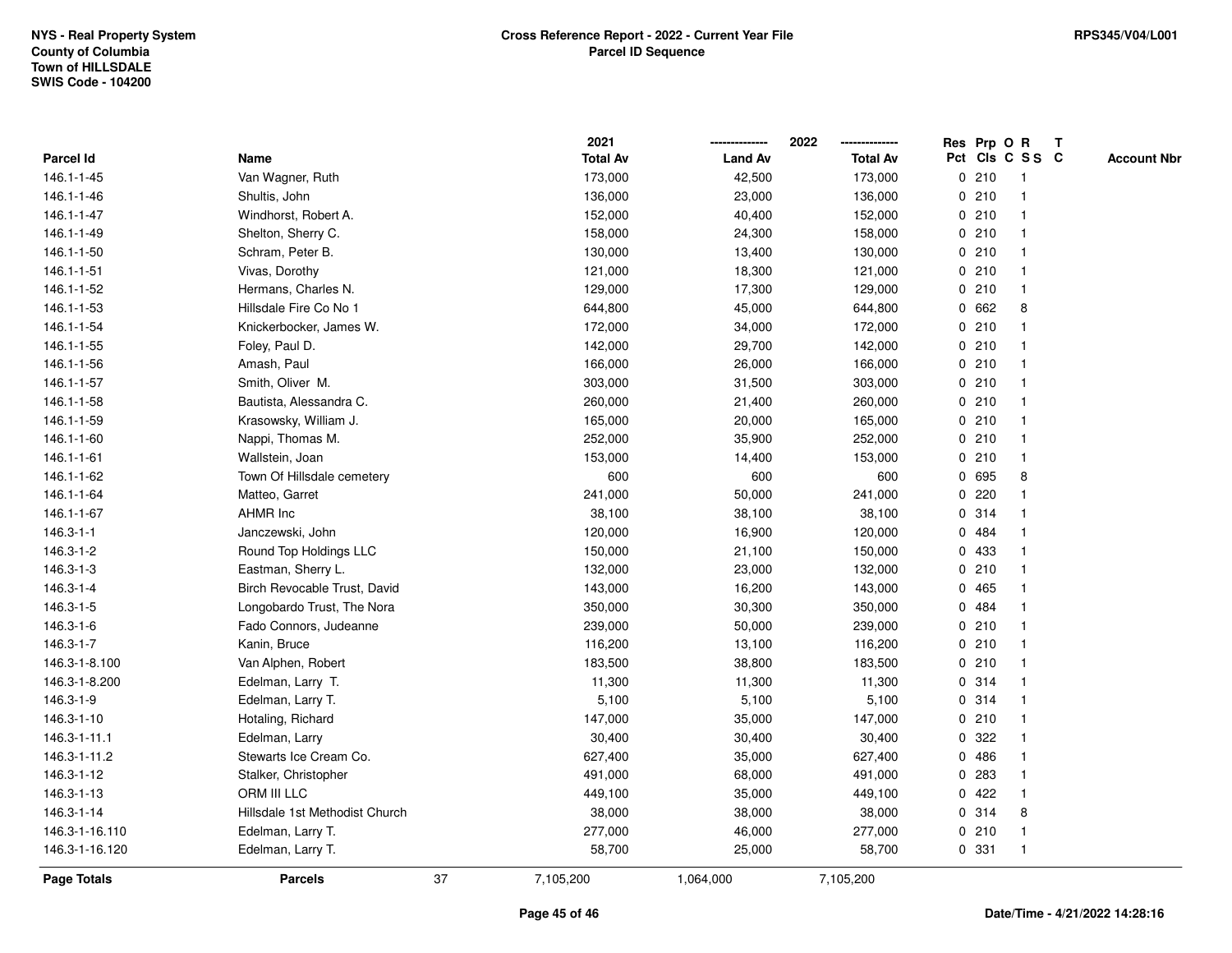NYS - Real Property System
County of Columbia
Town of HILLSDALE
SWIS Code - 104200

**Cross Reference Report - 2022 - Current Year File**
**Parcel ID Sequence**

RPS345/V04/L001

| Parcel Id | Name | 2021 Total Av | 2022 Land Av | 2022 Total Av | Res Pct | Prp Cls | O C | R S S | T C | Account Nbr |
|---|---|---|---|---|---|---|---|---|---|---|
| 146.1-1-45 | Van Wagner, Ruth | 173,000 | 42,500 | 173,000 | 0 | 210 | | 1 | | |
| 146.1-1-46 | Shultis, John | 136,000 | 23,000 | 136,000 | 0 | 210 | | 1 | | |
| 146.1-1-47 | Windhorst, Robert A. | 152,000 | 40,400 | 152,000 | 0 | 210 | | 1 | | |
| 146.1-1-49 | Shelton, Sherry C. | 158,000 | 24,300 | 158,000 | 0 | 210 | | 1 | | |
| 146.1-1-50 | Schram, Peter B. | 130,000 | 13,400 | 130,000 | 0 | 210 | | 1 | | |
| 146.1-1-51 | Vivas, Dorothy | 121,000 | 18,300 | 121,000 | 0 | 210 | | 1 | | |
| 146.1-1-52 | Hermans, Charles N. | 129,000 | 17,300 | 129,000 | 0 | 210 | | 1 | | |
| 146.1-1-53 | Hillsdale Fire Co No 1 | 644,800 | 45,000 | 644,800 | 0 | 662 | | 8 | | |
| 146.1-1-54 | Knickerbocker, James W. | 172,000 | 34,000 | 172,000 | 0 | 210 | | 1 | | |
| 146.1-1-55 | Foley, Paul D. | 142,000 | 29,700 | 142,000 | 0 | 210 | | 1 | | |
| 146.1-1-56 | Amash, Paul | 166,000 | 26,000 | 166,000 | 0 | 210 | | 1 | | |
| 146.1-1-57 | Smith, Oliver M. | 303,000 | 31,500 | 303,000 | 0 | 210 | | 1 | | |
| 146.1-1-58 | Bautista, Alessandra C. | 260,000 | 21,400 | 260,000 | 0 | 210 | | 1 | | |
| 146.1-1-59 | Krasowsky, William J. | 165,000 | 20,000 | 165,000 | 0 | 210 | | 1 | | |
| 146.1-1-60 | Nappi, Thomas M. | 252,000 | 35,900 | 252,000 | 0 | 210 | | 1 | | |
| 146.1-1-61 | Wallstein, Joan | 153,000 | 14,400 | 153,000 | 0 | 210 | | 1 | | |
| 146.1-1-62 | Town Of Hillsdale cemetery | 600 | 600 | 600 | 0 | 695 | | 8 | | |
| 146.1-1-64 | Matteo, Garret | 241,000 | 50,000 | 241,000 | 0 | 220 | | 1 | | |
| 146.1-1-67 | AHMR Inc | 38,100 | 38,100 | 38,100 | 0 | 314 | | 1 | | |
| 146.3-1-1 | Janczewski, John | 120,000 | 16,900 | 120,000 | 0 | 484 | | 1 | | |
| 146.3-1-2 | Round Top Holdings LLC | 150,000 | 21,100 | 150,000 | 0 | 433 | | 1 | | |
| 146.3-1-3 | Eastman, Sherry L. | 132,000 | 23,000 | 132,000 | 0 | 210 | | 1 | | |
| 146.3-1-4 | Birch Revocable Trust, David | 143,000 | 16,200 | 143,000 | 0 | 465 | | 1 | | |
| 146.3-1-5 | Longobardo Trust, The Nora | 350,000 | 30,300 | 350,000 | 0 | 484 | | 1 | | |
| 146.3-1-6 | Fado Connors, Judeanne | 239,000 | 50,000 | 239,000 | 0 | 210 | | 1 | | |
| 146.3-1-7 | Kanin, Bruce | 116,200 | 13,100 | 116,200 | 0 | 210 | | 1 | | |
| 146.3-1-8.100 | Van Alphen, Robert | 183,500 | 38,800 | 183,500 | 0 | 210 | | 1 | | |
| 146.3-1-8.200 | Edelman, Larry T. | 11,300 | 11,300 | 11,300 | 0 | 314 | | 1 | | |
| 146.3-1-9 | Edelman, Larry T. | 5,100 | 5,100 | 5,100 | 0 | 314 | | 1 | | |
| 146.3-1-10 | Hotaling, Richard | 147,000 | 35,000 | 147,000 | 0 | 210 | | 1 | | |
| 146.3-1-11.1 | Edelman, Larry | 30,400 | 30,400 | 30,400 | 0 | 322 | | 1 | | |
| 146.3-1-11.2 | Stewarts Ice Cream Co. | 627,400 | 35,000 | 627,400 | 0 | 486 | | 1 | | |
| 146.3-1-12 | Stalker, Christopher | 491,000 | 68,000 | 491,000 | 0 | 283 | | 1 | | |
| 146.3-1-13 | ORM III LLC | 449,100 | 35,000 | 449,100 | 0 | 422 | | 1 | | |
| 146.3-1-14 | Hillsdale 1st Methodist Church | 38,000 | 38,000 | 38,000 | 0 | 314 | | 8 | | |
| 146.3-1-16.110 | Edelman, Larry T. | 277,000 | 46,000 | 277,000 | 0 | 210 | | 1 | | |
| 146.3-1-16.120 | Edelman, Larry T. | 58,700 | 25,000 | 58,700 | 0 | 331 | | 1 | | |
| **Page Totals** | **Parcels** 37 | 7,105,200 | 1,064,000 | 7,105,200 | | | | | | |

**Date/Time - 4/21/2022 14:28:16**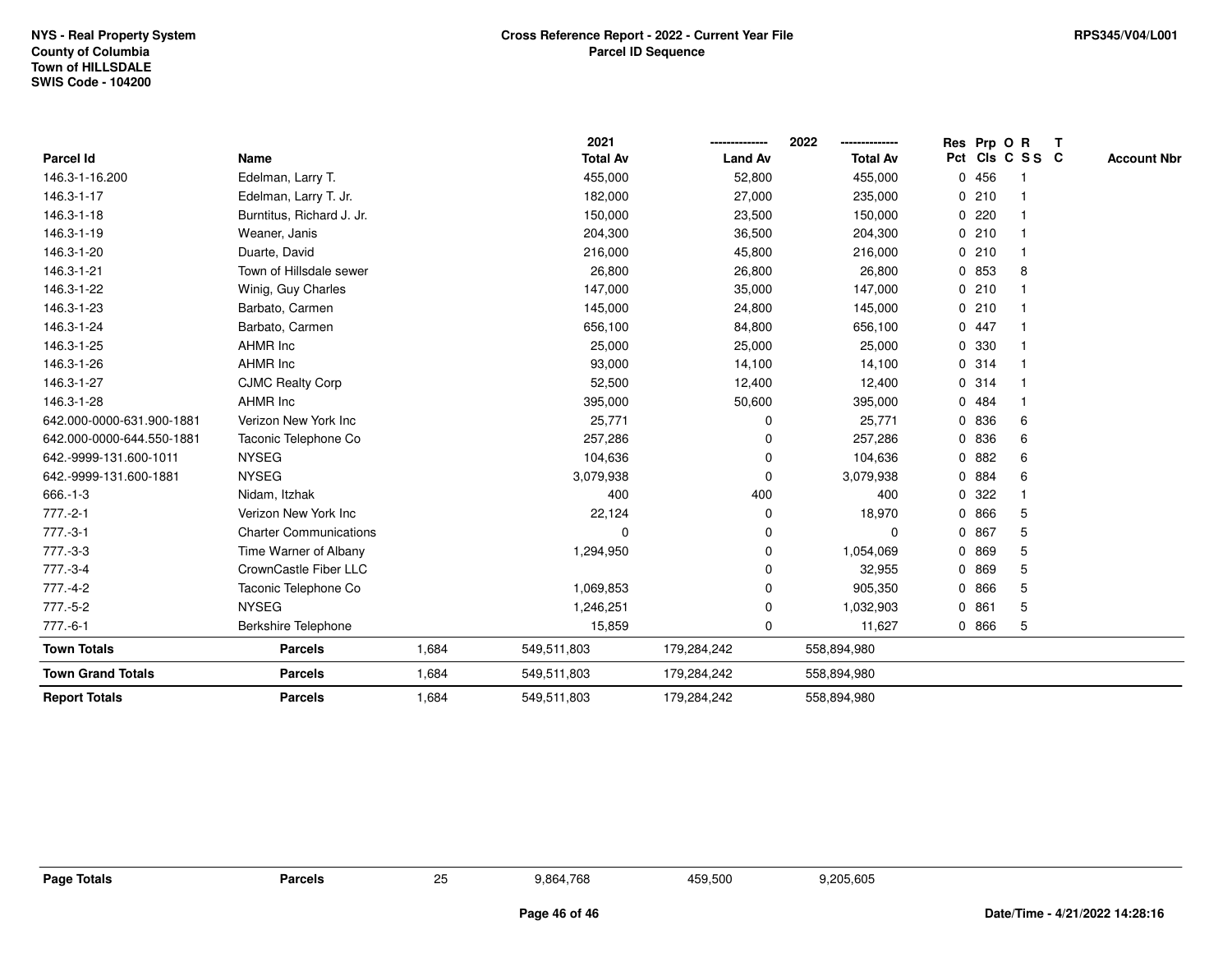NYS - Real Property System
County of Columbia
Town of HILLSDALE
SWIS Code - 104200

**Cross Reference Report - 2022 - Current Year File**
**Parcel ID Sequence**

RPS345/V04/L001

| Parcel Id | Name | | 2021 Total Av | 2022 Land Av | 2022 Total Av | Res Pct | Prp Cls | O C | R S S | T C | Account Nbr |
|---|---|---|---|---|---|---|---|---|---|---|---|
| 146.3-1-16.200 | Edelman, Larry T. | | 455,000 | 52,800 | 455,000 | 0 | 456 | | 1 | | |
| 146.3-1-17 | Edelman, Larry T. Jr. | | 182,000 | 27,000 | 235,000 | 0 | 210 | | 1 | | |
| 146.3-1-18 | Burntitus, Richard J. Jr. | | 150,000 | 23,500 | 150,000 | 0 | 220 | | 1 | | |
| 146.3-1-19 | Weaner, Janis | | 204,300 | 36,500 | 204,300 | 0 | 210 | | 1 | | |
| 146.3-1-20 | Duarte, David | | 216,000 | 45,800 | 216,000 | 0 | 210 | | 1 | | |
| 146.3-1-21 | Town of Hillsdale sewer | | 26,800 | 26,800 | 26,800 | 0 | 853 | | 8 | | |
| 146.3-1-22 | Winig, Guy Charles | | 147,000 | 35,000 | 147,000 | 0 | 210 | | 1 | | |
| 146.3-1-23 | Barbato, Carmen | | 145,000 | 24,800 | 145,000 | 0 | 210 | | 1 | | |
| 146.3-1-24 | Barbato, Carmen | | 656,100 | 84,800 | 656,100 | 0 | 447 | | 1 | | |
| 146.3-1-25 | AHMR Inc | | 25,000 | 25,000 | 25,000 | 0 | 330 | | 1 | | |
| 146.3-1-26 | AHMR Inc | | 93,000 | 14,100 | 14,100 | 0 | 314 | | 1 | | |
| 146.3-1-27 | CJMC Realty Corp | | 52,500 | 12,400 | 12,400 | 0 | 314 | | 1 | | |
| 146.3-1-28 | AHMR Inc | | 395,000 | 50,600 | 395,000 | 0 | 484 | | 1 | | |
| 642.000-0000-631.900-1881 | Verizon New York Inc | | 25,771 | 0 | 25,771 | 0 | 836 | | 6 | | |
| 642.000-0000-644.550-1881 | Taconic Telephone Co | | 257,286 | 0 | 257,286 | 0 | 836 | | 6 | | |
| 642.-9999-131.600-1011 | NYSEG | | 104,636 | 0 | 104,636 | 0 | 882 | | 6 | | |
| 642.-9999-131.600-1881 | NYSEG | | 3,079,938 | 0 | 3,079,938 | 0 | 884 | | 6 | | |
| 666.-1-3 | Nidam, Itzhak | | 400 | 400 | 400 | 0 | 322 | | 1 | | |
| 777.-2-1 | Verizon New York Inc | | 22,124 | 0 | 18,970 | 0 | 866 | | 5 | | |
| 777.-3-1 | Charter Communications | | 0 | 0 | 0 | 0 | 867 | | 5 | | |
| 777.-3-3 | Time Warner of Albany | | 1,294,950 | 0 | 1,054,069 | 0 | 869 | | 5 | | |
| 777.-3-4 | CrownCastle Fiber LLC | | | 0 | 32,955 | 0 | 869 | | 5 | | |
| 777.-4-2 | Taconic Telephone Co | | 1,069,853 | 0 | 905,350 | 0 | 866 | | 5 | | |
| 777.-5-2 | NYSEG | | 1,246,251 | 0 | 1,032,903 | 0 | 861 | | 5 | | |
| 777.-6-1 | Berkshire Telephone | | 15,859 | 0 | 11,627 | 0 | 866 | | 5 | | |
| **Town Totals** | **Parcels** | 1,684 | 549,511,803 | 179,284,242 | 558,894,980 | | | | | | |
| **Town Grand Totals** | **Parcels** | 1,684 | 549,511,803 | 179,284,242 | 558,894,980 | | | | | | |
| **Report Totals** | **Parcels** | 1,684 | 549,511,803 | 179,284,242 | 558,894,980 | | | | | | |

| | | | | | |
|---|---|---|---|---|---|
| **Page Totals** | **Parcels** | 25 | 9,864,768 | 459,500 | 9,205,605 |

**Date/Time - 4/21/2022 14:28:16**